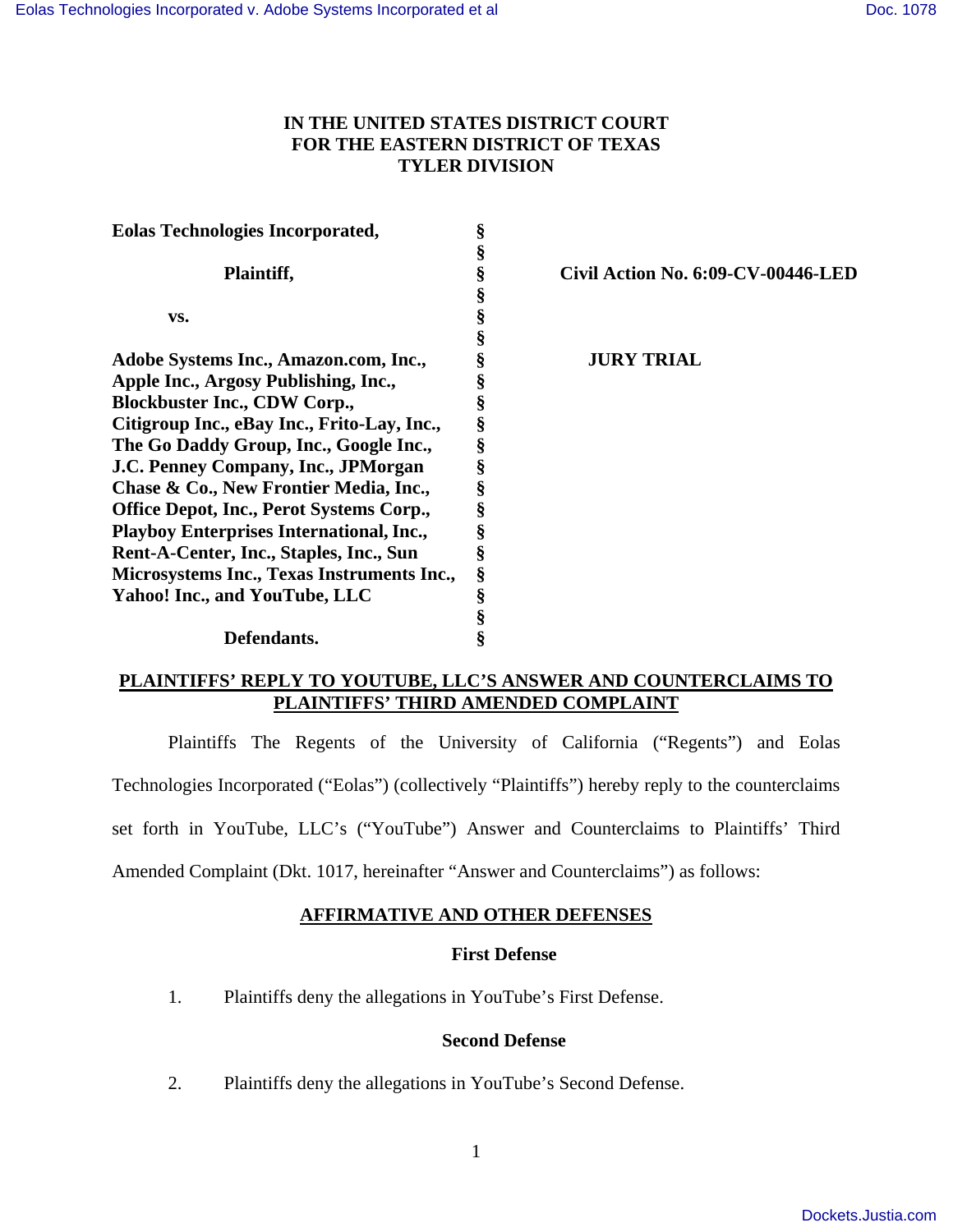# IN THE UNITED STATES DISTRICT COURT FOR THE EASTERN DISTRICT OF TEXAS TYLER DIVISION

| | | |
|---|---|---|
| **Eolas Technologies Incorporated,** | § | |
| | § | |
| **Plaintiff,** | § | **Civil Action No. 6:09-CV-00446-LED** |
| | § | |
| **vs.** | § | |
| | § | |
| **Adobe Systems Inc., Amazon.com, Inc., Apple Inc., Argosy Publishing, Inc., Blockbuster Inc., CDW Corp., Citigroup Inc., eBay Inc., Frito-Lay, Inc., The Go Daddy Group, Inc., Google Inc., J.C. Penney Company, Inc., JPMorgan Chase & Co., New Frontier Media, Inc., Office Depot, Inc., Perot Systems Corp., Playboy Enterprises International, Inc., Rent-A-Center, Inc., Staples, Inc., Sun Microsystems Inc., Texas Instruments Inc., Yahoo! Inc., and YouTube, LLC** | § | **JURY TRIAL** |
| | § | |
| **Defendants.** | § | |

## PLAINTIFFS' REPLY TO YOUTUBE, LLC'S ANSWER AND COUNTERCLAIMS TO PLAINTIFFS' THIRD AMENDED COMPLAINT

Plaintiffs The Regents of the University of California ("Regents") and Eolas Technologies Incorporated ("Eolas") (collectively "Plaintiffs") hereby reply to the counterclaims set forth in YouTube, LLC's ("YouTube") Answer and Counterclaims to Plaintiffs' Third Amended Complaint (Dkt. 1017, hereinafter "Answer and Counterclaims") as follows:

## AFFIRMATIVE AND OTHER DEFENSES

### First Defense

1. Plaintiffs deny the allegations in YouTube's First Defense.

### Second Defense

2. Plaintiffs deny the allegations in YouTube's Second Defense.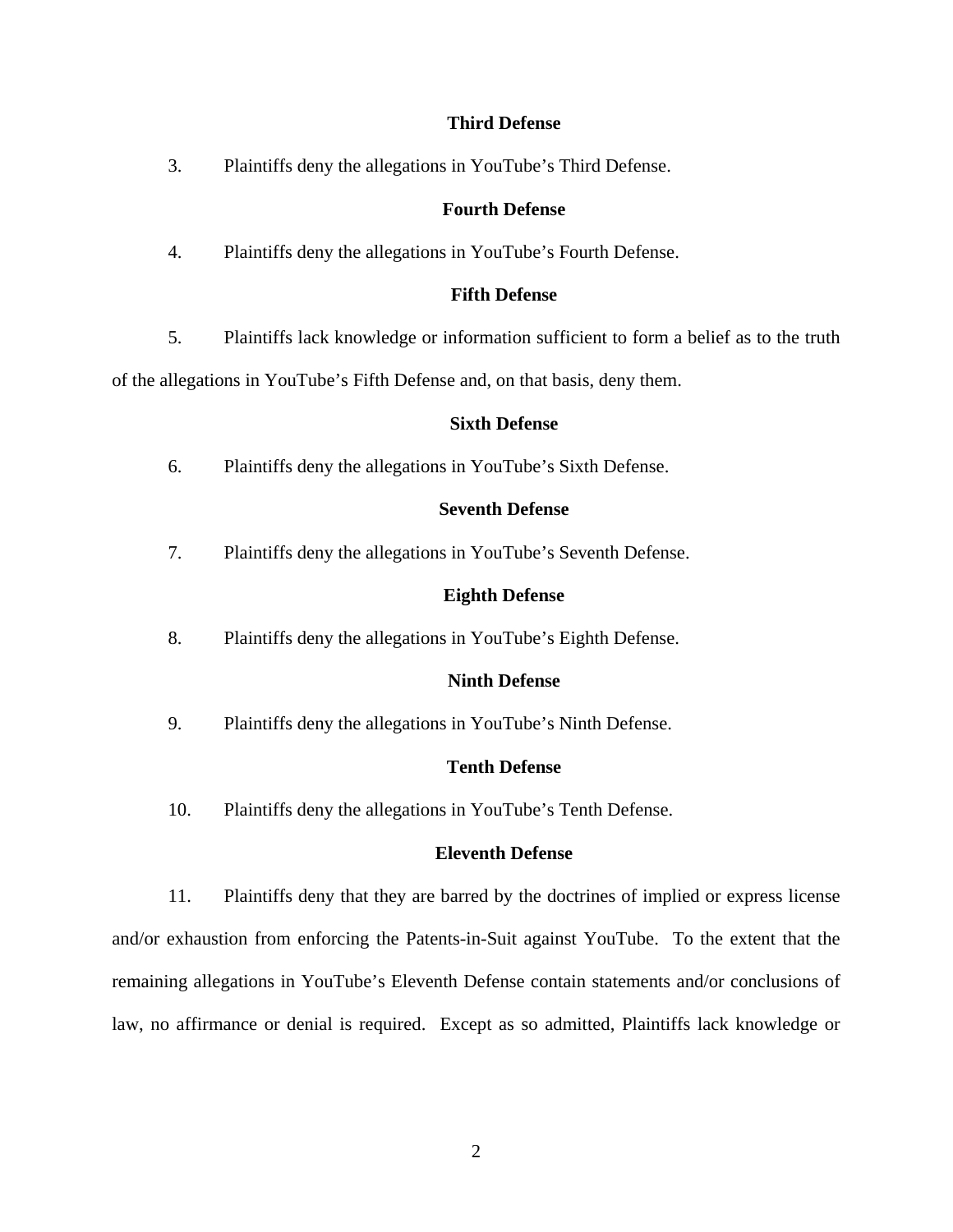**Third Defense**

3. Plaintiffs deny the allegations in YouTube's Third Defense.

**Fourth Defense**

4. Plaintiffs deny the allegations in YouTube's Fourth Defense.

**Fifth Defense**

5. Plaintiffs lack knowledge or information sufficient to form a belief as to the truth of the allegations in YouTube's Fifth Defense and, on that basis, deny them.

**Sixth Defense**

6. Plaintiffs deny the allegations in YouTube's Sixth Defense.

**Seventh Defense**

7. Plaintiffs deny the allegations in YouTube's Seventh Defense.

**Eighth Defense**

8. Plaintiffs deny the allegations in YouTube's Eighth Defense.

**Ninth Defense**

9. Plaintiffs deny the allegations in YouTube's Ninth Defense.

**Tenth Defense**

10. Plaintiffs deny the allegations in YouTube's Tenth Defense.

**Eleventh Defense**

11. Plaintiffs deny that they are barred by the doctrines of implied or express license and/or exhaustion from enforcing the Patents-in-Suit against YouTube. To the extent that the remaining allegations in YouTube's Eleventh Defense contain statements and/or conclusions of law, no affirmance or denial is required. Except as so admitted, Plaintiffs lack knowledge or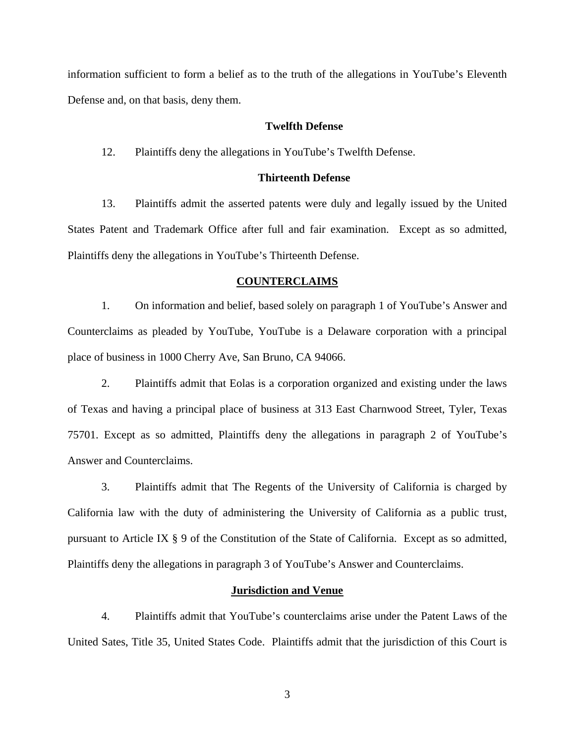information sufficient to form a belief as to the truth of the allegations in YouTube's Eleventh Defense and, on that basis, deny them.

**Twelfth Defense**

12. Plaintiffs deny the allegations in YouTube's Twelfth Defense.

**Thirteenth Defense**

13. Plaintiffs admit the asserted patents were duly and legally issued by the United States Patent and Trademark Office after full and fair examination. Except as so admitted, Plaintiffs deny the allegations in YouTube's Thirteenth Defense.

**COUNTERCLAIMS**

1. On information and belief, based solely on paragraph 1 of YouTube's Answer and Counterclaims as pleaded by YouTube, YouTube is a Delaware corporation with a principal place of business in 1000 Cherry Ave, San Bruno, CA 94066.

2. Plaintiffs admit that Eolas is a corporation organized and existing under the laws of Texas and having a principal place of business at 313 East Charnwood Street, Tyler, Texas 75701. Except as so admitted, Plaintiffs deny the allegations in paragraph 2 of YouTube's Answer and Counterclaims.

3. Plaintiffs admit that The Regents of the University of California is charged by California law with the duty of administering the University of California as a public trust, pursuant to Article IX § 9 of the Constitution of the State of California. Except as so admitted, Plaintiffs deny the allegations in paragraph 3 of YouTube's Answer and Counterclaims.

**Jurisdiction and Venue**

4. Plaintiffs admit that YouTube's counterclaims arise under the Patent Laws of the United Sates, Title 35, United States Code. Plaintiffs admit that the jurisdiction of this Court is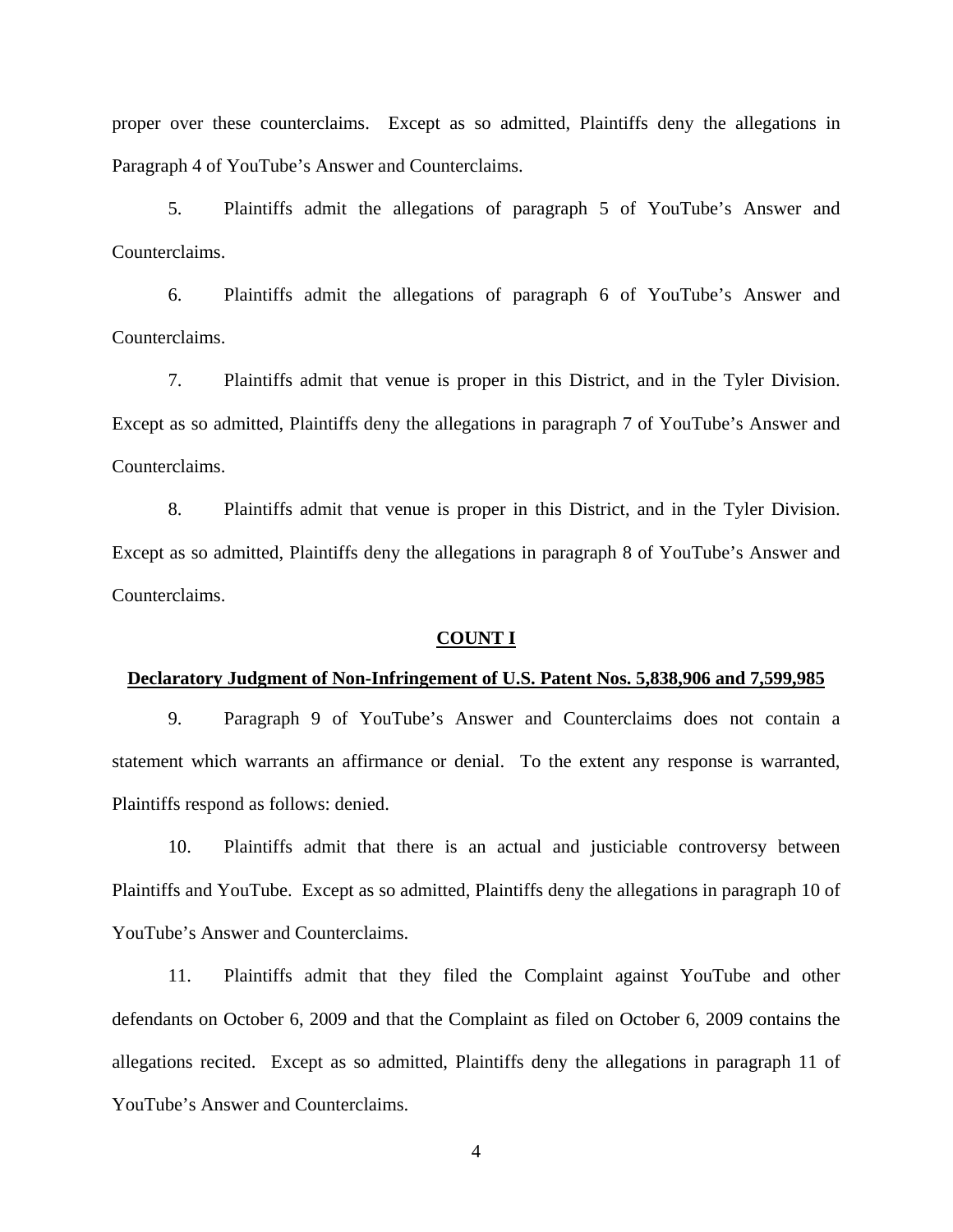proper over these counterclaims. Except as so admitted, Plaintiffs deny the allegations in Paragraph 4 of YouTube's Answer and Counterclaims.

5. Plaintiffs admit the allegations of paragraph 5 of YouTube's Answer and Counterclaims.

6. Plaintiffs admit the allegations of paragraph 6 of YouTube's Answer and Counterclaims.

7. Plaintiffs admit that venue is proper in this District, and in the Tyler Division. Except as so admitted, Plaintiffs deny the allegations in paragraph 7 of YouTube's Answer and Counterclaims.

8. Plaintiffs admit that venue is proper in this District, and in the Tyler Division. Except as so admitted, Plaintiffs deny the allegations in paragraph 8 of YouTube's Answer and Counterclaims.

**COUNT I**

**Declaratory Judgment of Non-Infringement of U.S. Patent Nos. 5,838,906 and 7,599,985**

9. Paragraph 9 of YouTube's Answer and Counterclaims does not contain a statement which warrants an affirmance or denial. To the extent any response is warranted, Plaintiffs respond as follows: denied.

10. Plaintiffs admit that there is an actual and justiciable controversy between Plaintiffs and YouTube. Except as so admitted, Plaintiffs deny the allegations in paragraph 10 of YouTube's Answer and Counterclaims.

11. Plaintiffs admit that they filed the Complaint against YouTube and other defendants on October 6, 2009 and that the Complaint as filed on October 6, 2009 contains the allegations recited. Except as so admitted, Plaintiffs deny the allegations in paragraph 11 of YouTube's Answer and Counterclaims.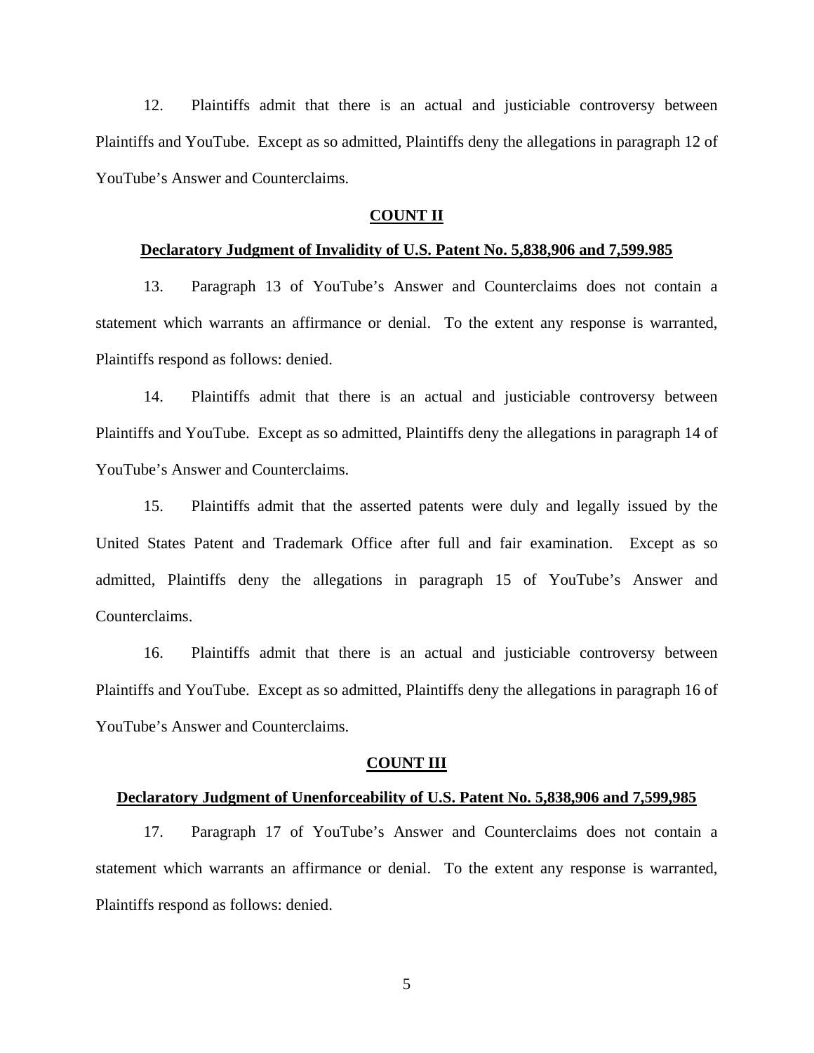12. Plaintiffs admit that there is an actual and justiciable controversy between Plaintiffs and YouTube. Except as so admitted, Plaintiffs deny the allegations in paragraph 12 of YouTube's Answer and Counterclaims.

**COUNT II**

**Declaratory Judgment of Invalidity of U.S. Patent No. 5,838,906 and 7,599.985**

13. Paragraph 13 of YouTube's Answer and Counterclaims does not contain a statement which warrants an affirmance or denial. To the extent any response is warranted, Plaintiffs respond as follows: denied.

14. Plaintiffs admit that there is an actual and justiciable controversy between Plaintiffs and YouTube. Except as so admitted, Plaintiffs deny the allegations in paragraph 14 of YouTube's Answer and Counterclaims.

15. Plaintiffs admit that the asserted patents were duly and legally issued by the United States Patent and Trademark Office after full and fair examination. Except as so admitted, Plaintiffs deny the allegations in paragraph 15 of YouTube's Answer and Counterclaims.

16. Plaintiffs admit that there is an actual and justiciable controversy between Plaintiffs and YouTube. Except as so admitted, Plaintiffs deny the allegations in paragraph 16 of YouTube's Answer and Counterclaims.

**COUNT III**

**Declaratory Judgment of Unenforceability of U.S. Patent No. 5,838,906 and 7,599,985**

17. Paragraph 17 of YouTube's Answer and Counterclaims does not contain a statement which warrants an affirmance or denial. To the extent any response is warranted, Plaintiffs respond as follows: denied.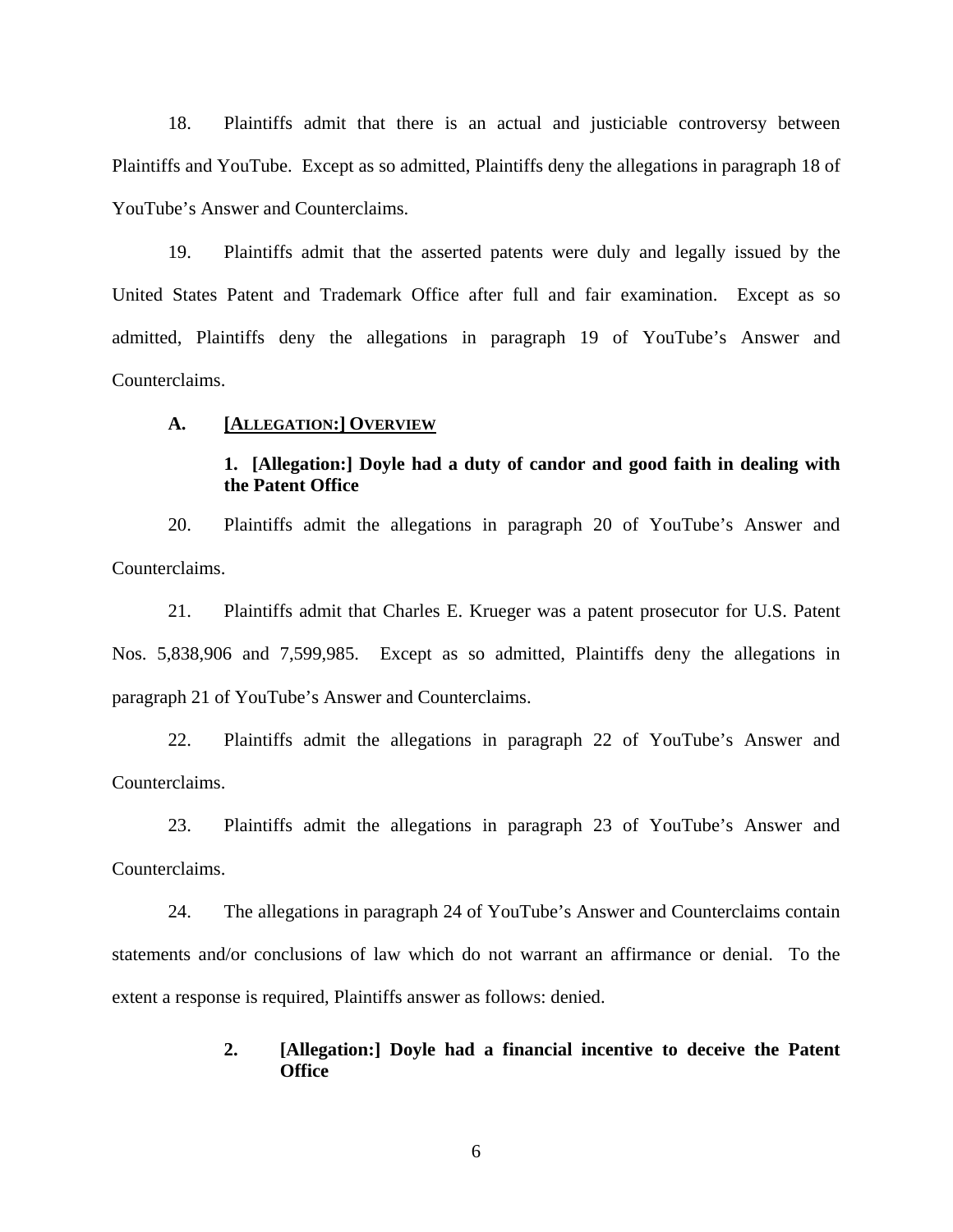18. Plaintiffs admit that there is an actual and justiciable controversy between Plaintiffs and YouTube. Except as so admitted, Plaintiffs deny the allegations in paragraph 18 of YouTube's Answer and Counterclaims.

19. Plaintiffs admit that the asserted patents were duly and legally issued by the United States Patent and Trademark Office after full and fair examination. Except as so admitted, Plaintiffs deny the allegations in paragraph 19 of YouTube's Answer and Counterclaims.

### A. [ALLEGATION:] OVERVIEW

#### 1. [Allegation:] Doyle had a duty of candor and good faith in dealing with the Patent Office

20. Plaintiffs admit the allegations in paragraph 20 of YouTube's Answer and Counterclaims.

21. Plaintiffs admit that Charles E. Krueger was a patent prosecutor for U.S. Patent Nos. 5,838,906 and 7,599,985. Except as so admitted, Plaintiffs deny the allegations in paragraph 21 of YouTube's Answer and Counterclaims.

22. Plaintiffs admit the allegations in paragraph 22 of YouTube's Answer and Counterclaims.

23. Plaintiffs admit the allegations in paragraph 23 of YouTube's Answer and Counterclaims.

24. The allegations in paragraph 24 of YouTube's Answer and Counterclaims contain statements and/or conclusions of law which do not warrant an affirmance or denial. To the extent a response is required, Plaintiffs answer as follows: denied.

#### 2. [Allegation:] Doyle had a financial incentive to deceive the Patent Office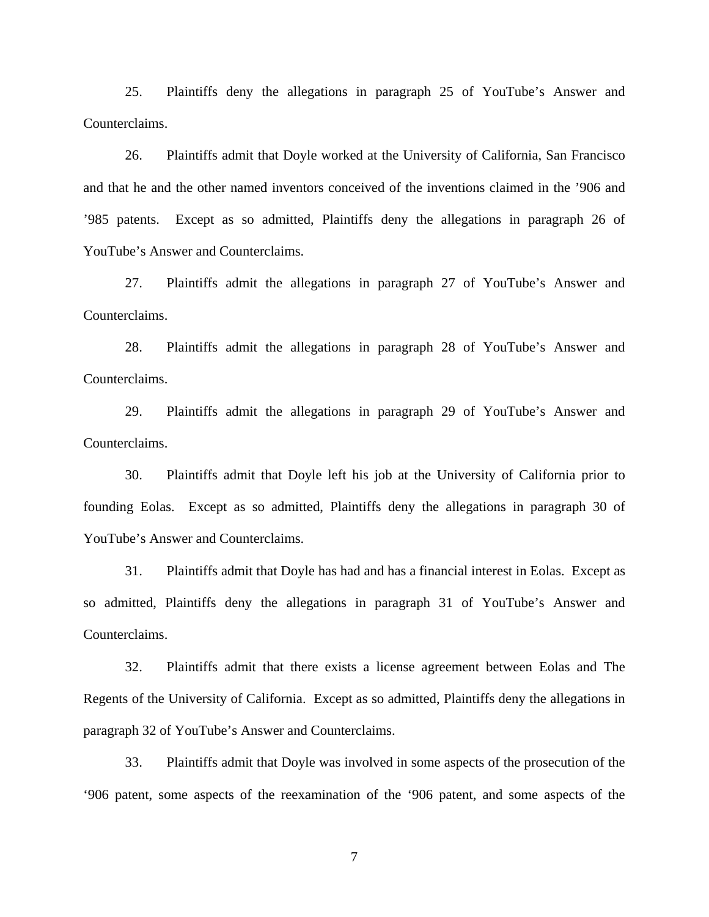25. Plaintiffs deny the allegations in paragraph 25 of YouTube's Answer and Counterclaims.

26. Plaintiffs admit that Doyle worked at the University of California, San Francisco and that he and the other named inventors conceived of the inventions claimed in the '906 and '985 patents. Except as so admitted, Plaintiffs deny the allegations in paragraph 26 of YouTube's Answer and Counterclaims.

27. Plaintiffs admit the allegations in paragraph 27 of YouTube's Answer and Counterclaims.

28. Plaintiffs admit the allegations in paragraph 28 of YouTube's Answer and Counterclaims.

29. Plaintiffs admit the allegations in paragraph 29 of YouTube's Answer and Counterclaims.

30. Plaintiffs admit that Doyle left his job at the University of California prior to founding Eolas. Except as so admitted, Plaintiffs deny the allegations in paragraph 30 of YouTube's Answer and Counterclaims.

31. Plaintiffs admit that Doyle has had and has a financial interest in Eolas. Except as so admitted, Plaintiffs deny the allegations in paragraph 31 of YouTube's Answer and Counterclaims.

32. Plaintiffs admit that there exists a license agreement between Eolas and The Regents of the University of California. Except as so admitted, Plaintiffs deny the allegations in paragraph 32 of YouTube's Answer and Counterclaims.

33. Plaintiffs admit that Doyle was involved in some aspects of the prosecution of the '906 patent, some aspects of the reexamination of the '906 patent, and some aspects of the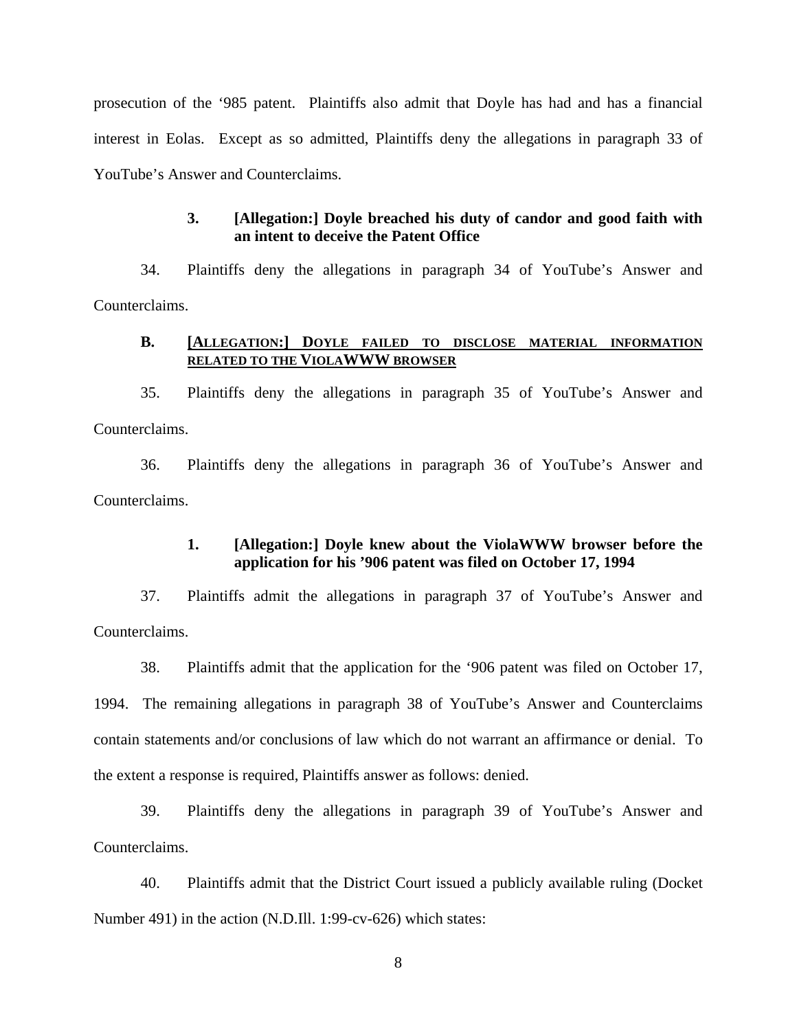prosecution of the '985 patent. Plaintiffs also admit that Doyle has had and has a financial interest in Eolas. Except as so admitted, Plaintiffs deny the allegations in paragraph 33 of YouTube's Answer and Counterclaims.

#### 3. [Allegation:] Doyle breached his duty of candor and good faith with an intent to deceive the Patent Office

34. Plaintiffs deny the allegations in paragraph 34 of YouTube's Answer and Counterclaims.

### B. [ALLEGATION:] DOYLE FAILED TO DISCLOSE MATERIAL INFORMATION RELATED TO THE VIOLAWWW BROWSER

35. Plaintiffs deny the allegations in paragraph 35 of YouTube's Answer and Counterclaims.

36. Plaintiffs deny the allegations in paragraph 36 of YouTube's Answer and Counterclaims.

#### 1. [Allegation:] Doyle knew about the ViolaWWW browser before the application for his '906 patent was filed on October 17, 1994

37. Plaintiffs admit the allegations in paragraph 37 of YouTube's Answer and Counterclaims.

38. Plaintiffs admit that the application for the '906 patent was filed on October 17, 1994. The remaining allegations in paragraph 38 of YouTube's Answer and Counterclaims contain statements and/or conclusions of law which do not warrant an affirmance or denial. To the extent a response is required, Plaintiffs answer as follows: denied.

39. Plaintiffs deny the allegations in paragraph 39 of YouTube's Answer and Counterclaims.

40. Plaintiffs admit that the District Court issued a publicly available ruling (Docket Number 491) in the action (N.D.Ill. 1:99-cv-626) which states: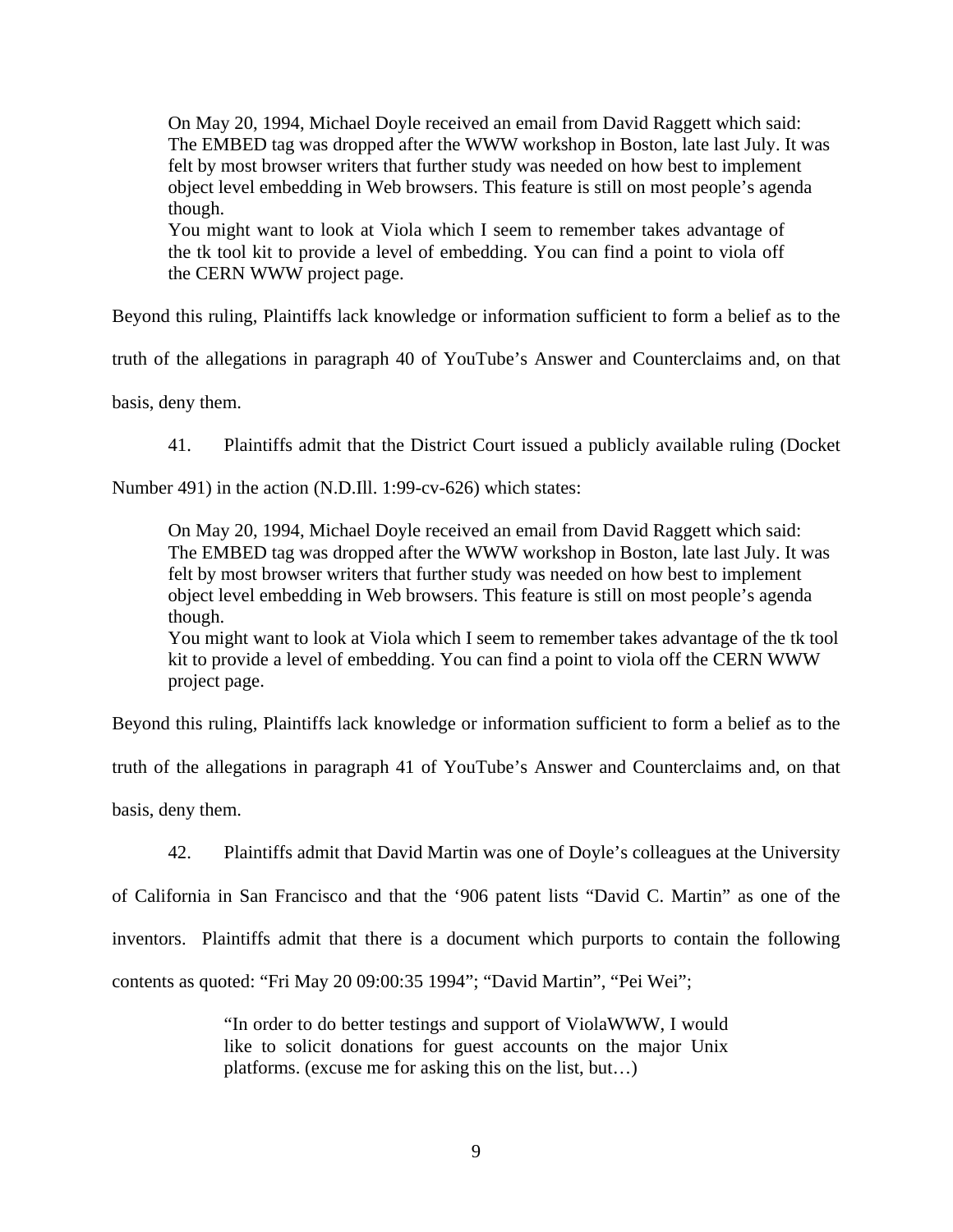> On May 20, 1994, Michael Doyle received an email from David Raggett which said: The EMBED tag was dropped after the WWW workshop in Boston, late last July. It was felt by most browser writers that further study was needed on how best to implement object level embedding in Web browsers. This feature is still on most people's agenda though.
> You might want to look at Viola which I seem to remember takes advantage of the tk tool kit to provide a level of embedding. You can find a point to viola off the CERN WWW project page.

Beyond this ruling, Plaintiffs lack knowledge or information sufficient to form a belief as to the truth of the allegations in paragraph 40 of YouTube's Answer and Counterclaims and, on that basis, deny them.

41. Plaintiffs admit that the District Court issued a publicly available ruling (Docket Number 491) in the action (N.D.Ill. 1:99-cv-626) which states:

> On May 20, 1994, Michael Doyle received an email from David Raggett which said: The EMBED tag was dropped after the WWW workshop in Boston, late last July. It was felt by most browser writers that further study was needed on how best to implement object level embedding in Web browsers. This feature is still on most people's agenda though.
> You might want to look at Viola which I seem to remember takes advantage of the tk tool kit to provide a level of embedding. You can find a point to viola off the CERN WWW project page.

Beyond this ruling, Plaintiffs lack knowledge or information sufficient to form a belief as to the truth of the allegations in paragraph 41 of YouTube's Answer and Counterclaims and, on that basis, deny them.

42. Plaintiffs admit that David Martin was one of Doyle's colleagues at the University of California in San Francisco and that the '906 patent lists "David C. Martin" as one of the inventors. Plaintiffs admit that there is a document which purports to contain the following contents as quoted: "Fri May 20 09:00:35 1994"; "David Martin", "Pei Wei";

> "In order to do better testings and support of ViolaWWW, I would like to solicit donations for guest accounts on the major Unix platforms. (excuse me for asking this on the list, but…)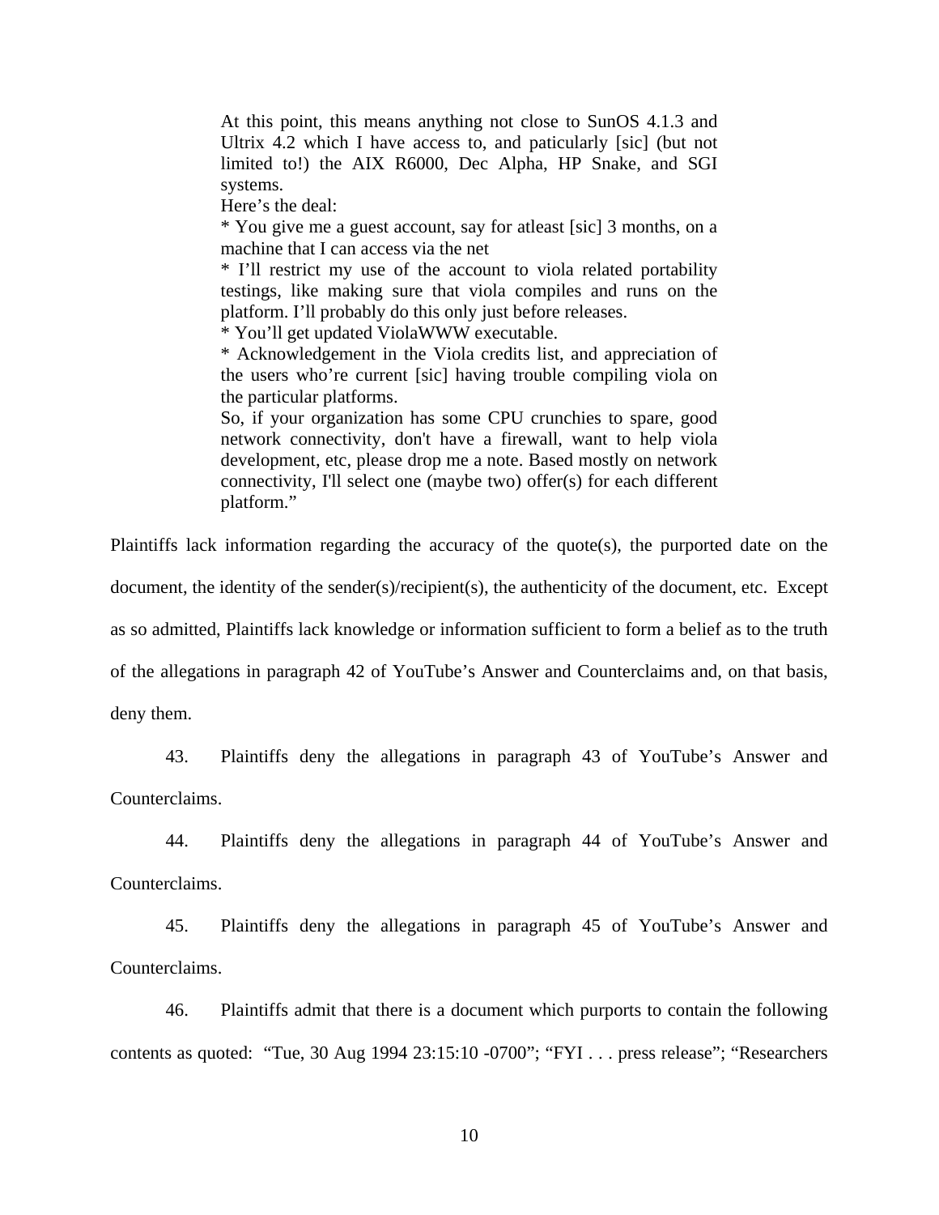> At this point, this means anything not close to SunOS 4.1.3 and Ultrix 4.2 which I have access to, and paticularly [sic] (but not limited to!) the AIX R6000, Dec Alpha, HP Snake, and SGI systems.
> Here's the deal:
> * You give me a guest account, say for atleast [sic] 3 months, on a machine that I can access via the net
> * I'll restrict my use of the account to viola related portability testings, like making sure that viola compiles and runs on the platform. I'll probably do this only just before releases.
> * You'll get updated ViolaWWW executable.
> * Acknowledgement in the Viola credits list, and appreciation of the users who're current [sic] having trouble compiling viola on the particular platforms.
> So, if your organization has some CPU crunchies to spare, good network connectivity, don't have a firewall, want to help viola development, etc, please drop me a note. Based mostly on network connectivity, I'll select one (maybe two) offer(s) for each different platform."

Plaintiffs lack information regarding the accuracy of the quote(s), the purported date on the document, the identity of the sender(s)/recipient(s), the authenticity of the document, etc. Except as so admitted, Plaintiffs lack knowledge or information sufficient to form a belief as to the truth of the allegations in paragraph 42 of YouTube's Answer and Counterclaims and, on that basis, deny them.

43. Plaintiffs deny the allegations in paragraph 43 of YouTube's Answer and Counterclaims.

44. Plaintiffs deny the allegations in paragraph 44 of YouTube's Answer and Counterclaims.

45. Plaintiffs deny the allegations in paragraph 45 of YouTube's Answer and Counterclaims.

46. Plaintiffs admit that there is a document which purports to contain the following contents as quoted: "Tue, 30 Aug 1994 23:15:10 -0700"; "FYI . . . press release"; "Researchers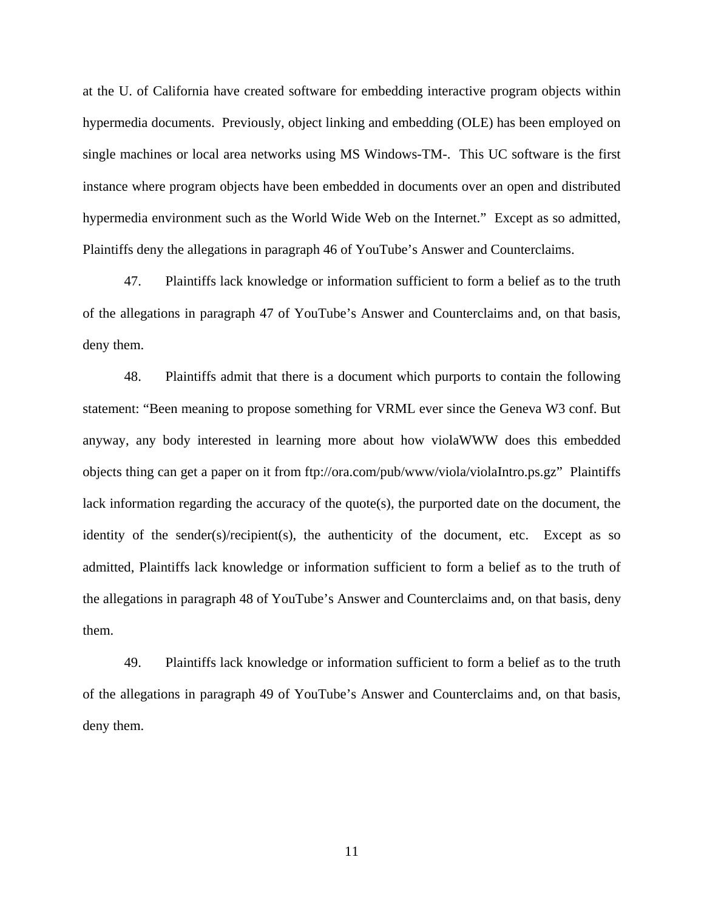at the U. of California have created software for embedding interactive program objects within hypermedia documents. Previously, object linking and embedding (OLE) has been employed on single machines or local area networks using MS Windows-TM-. This UC software is the first instance where program objects have been embedded in documents over an open and distributed hypermedia environment such as the World Wide Web on the Internet." Except as so admitted, Plaintiffs deny the allegations in paragraph 46 of YouTube's Answer and Counterclaims.

47. Plaintiffs lack knowledge or information sufficient to form a belief as to the truth of the allegations in paragraph 47 of YouTube's Answer and Counterclaims and, on that basis, deny them.

48. Plaintiffs admit that there is a document which purports to contain the following statement: "Been meaning to propose something for VRML ever since the Geneva W3 conf. But anyway, any body interested in learning more about how violaWWW does this embedded objects thing can get a paper on it from ftp://ora.com/pub/www/viola/violaIntro.ps.gz" Plaintiffs lack information regarding the accuracy of the quote(s), the purported date on the document, the identity of the sender(s)/recipient(s), the authenticity of the document, etc. Except as so admitted, Plaintiffs lack knowledge or information sufficient to form a belief as to the truth of the allegations in paragraph 48 of YouTube's Answer and Counterclaims and, on that basis, deny them.

49. Plaintiffs lack knowledge or information sufficient to form a belief as to the truth of the allegations in paragraph 49 of YouTube's Answer and Counterclaims and, on that basis, deny them.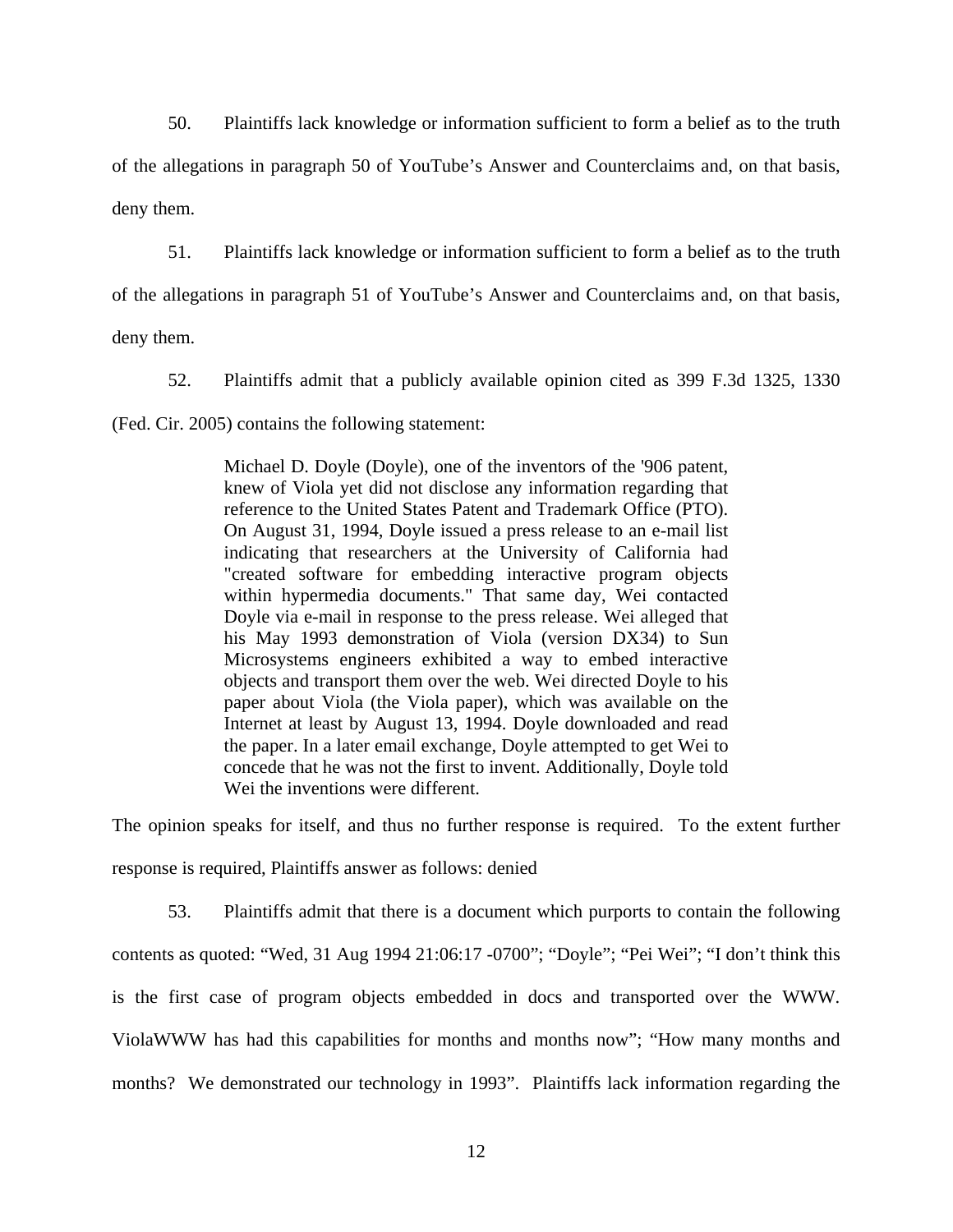50. Plaintiffs lack knowledge or information sufficient to form a belief as to the truth of the allegations in paragraph 50 of YouTube's Answer and Counterclaims and, on that basis, deny them.

51. Plaintiffs lack knowledge or information sufficient to form a belief as to the truth of the allegations in paragraph 51 of YouTube's Answer and Counterclaims and, on that basis, deny them.

52. Plaintiffs admit that a publicly available opinion cited as 399 F.3d 1325, 1330 (Fed. Cir. 2005) contains the following statement:

> Michael D. Doyle (Doyle), one of the inventors of the '906 patent, knew of Viola yet did not disclose any information regarding that reference to the United States Patent and Trademark Office (PTO). On August 31, 1994, Doyle issued a press release to an e-mail list indicating that researchers at the University of California had "created software for embedding interactive program objects within hypermedia documents." That same day, Wei contacted Doyle via e-mail in response to the press release. Wei alleged that his May 1993 demonstration of Viola (version DX34) to Sun Microsystems engineers exhibited a way to embed interactive objects and transport them over the web. Wei directed Doyle to his paper about Viola (the Viola paper), which was available on the Internet at least by August 13, 1994. Doyle downloaded and read the paper. In a later email exchange, Doyle attempted to get Wei to concede that he was not the first to invent. Additionally, Doyle told Wei the inventions were different.

The opinion speaks for itself, and thus no further response is required. To the extent further response is required, Plaintiffs answer as follows: denied

53. Plaintiffs admit that there is a document which purports to contain the following contents as quoted: "Wed, 31 Aug 1994 21:06:17 -0700"; "Doyle"; "Pei Wei"; "I don't think this is the first case of program objects embedded in docs and transported over the WWW. ViolaWWW has had this capabilities for months and months now"; "How many months and months? We demonstrated our technology in 1993". Plaintiffs lack information regarding the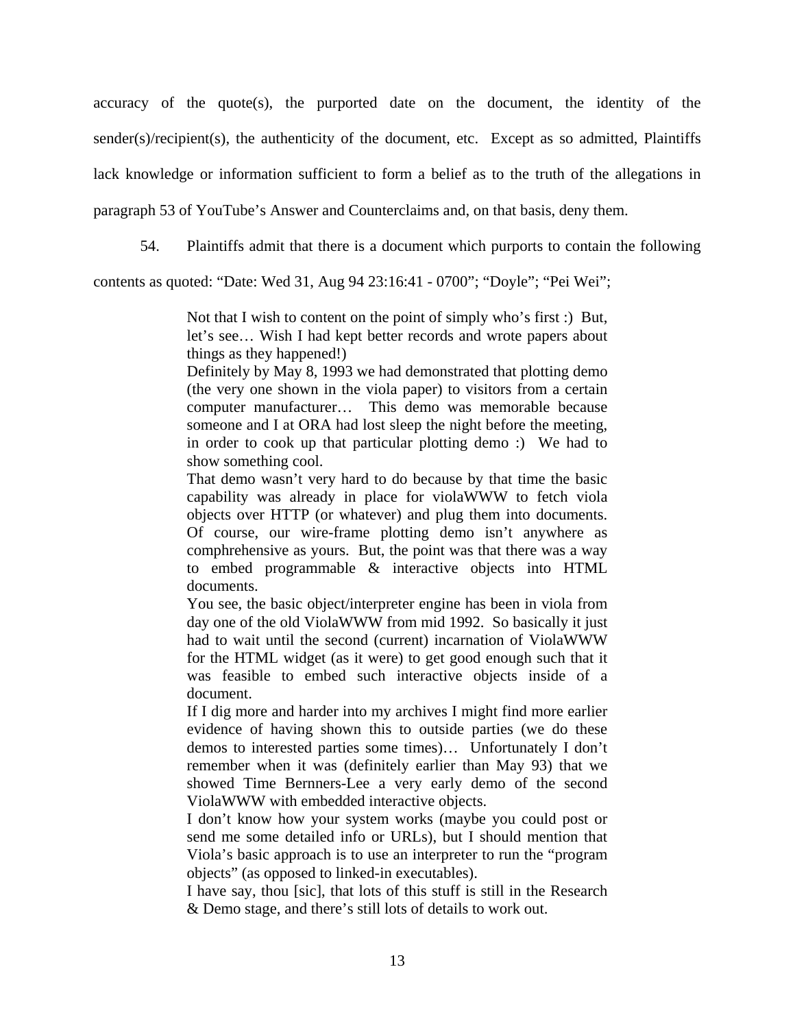accuracy of the quote(s), the purported date on the document, the identity of the sender(s)/recipient(s), the authenticity of the document, etc. Except as so admitted, Plaintiffs lack knowledge or information sufficient to form a belief as to the truth of the allegations in paragraph 53 of YouTube's Answer and Counterclaims and, on that basis, deny them.

54. Plaintiffs admit that there is a document which purports to contain the following contents as quoted: "Date: Wed 31, Aug 94 23:16:41 - 0700"; "Doyle"; "Pei Wei";

> Not that I wish to content on the point of simply who's first :) But, let's see… Wish I had kept better records and wrote papers about things as they happened!)
>
> Definitely by May 8, 1993 we had demonstrated that plotting demo (the very one shown in the viola paper) to visitors from a certain computer manufacturer… This demo was memorable because someone and I at ORA had lost sleep the night before the meeting, in order to cook up that particular plotting demo :) We had to show something cool.
>
> That demo wasn't very hard to do because by that time the basic capability was already in place for violaWWW to fetch viola objects over HTTP (or whatever) and plug them into documents. Of course, our wire-frame plotting demo isn't anywhere as comphrehensive as yours. But, the point was that there was a way to embed programmable & interactive objects into HTML documents.
>
> You see, the basic object/interpreter engine has been in viola from day one of the old ViolaWWW from mid 1992. So basically it just had to wait until the second (current) incarnation of ViolaWWW for the HTML widget (as it were) to get good enough such that it was feasible to embed such interactive objects inside of a document.
>
> If I dig more and harder into my archives I might find more earlier evidence of having shown this to outside parties (we do these demos to interested parties some times)… Unfortunately I don't remember when it was (definitely earlier than May 93) that we showed Time Bernners-Lee a very early demo of the second ViolaWWW with embedded interactive objects.
>
> I don't know how your system works (maybe you could post or send me some detailed info or URLs), but I should mention that Viola's basic approach is to use an interpreter to run the "program objects" (as opposed to linked-in executables).
>
> I have say, thou [sic], that lots of this stuff is still in the Research & Demo stage, and there's still lots of details to work out.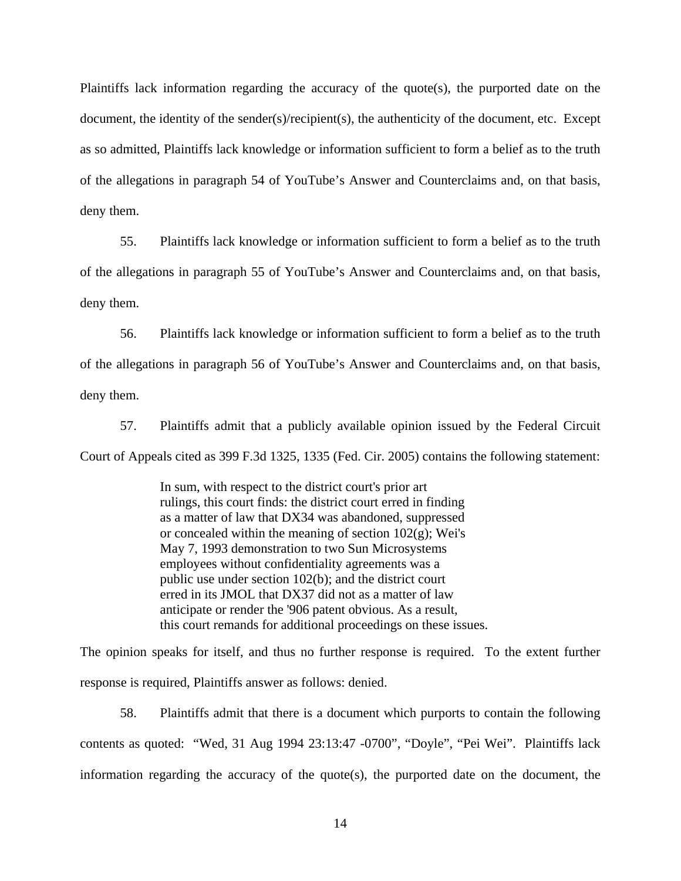Plaintiffs lack information regarding the accuracy of the quote(s), the purported date on the document, the identity of the sender(s)/recipient(s), the authenticity of the document, etc. Except as so admitted, Plaintiffs lack knowledge or information sufficient to form a belief as to the truth of the allegations in paragraph 54 of YouTube's Answer and Counterclaims and, on that basis, deny them.

55. Plaintiffs lack knowledge or information sufficient to form a belief as to the truth of the allegations in paragraph 55 of YouTube's Answer and Counterclaims and, on that basis, deny them.

56. Plaintiffs lack knowledge or information sufficient to form a belief as to the truth of the allegations in paragraph 56 of YouTube's Answer and Counterclaims and, on that basis, deny them.

57. Plaintiffs admit that a publicly available opinion issued by the Federal Circuit Court of Appeals cited as 399 F.3d 1325, 1335 (Fed. Cir. 2005) contains the following statement:

> In sum, with respect to the district court's prior art rulings, this court finds: the district court erred in finding as a matter of law that DX34 was abandoned, suppressed or concealed within the meaning of section 102(g); Wei's May 7, 1993 demonstration to two Sun Microsystems employees without confidentiality agreements was a public use under section 102(b); and the district court erred in its JMOL that DX37 did not as a matter of law anticipate or render the '906 patent obvious. As a result, this court remands for additional proceedings on these issues.

The opinion speaks for itself, and thus no further response is required. To the extent further response is required, Plaintiffs answer as follows: denied.

58. Plaintiffs admit that there is a document which purports to contain the following contents as quoted: "Wed, 31 Aug 1994 23:13:47 -0700", "Doyle", "Pei Wei". Plaintiffs lack information regarding the accuracy of the quote(s), the purported date on the document, the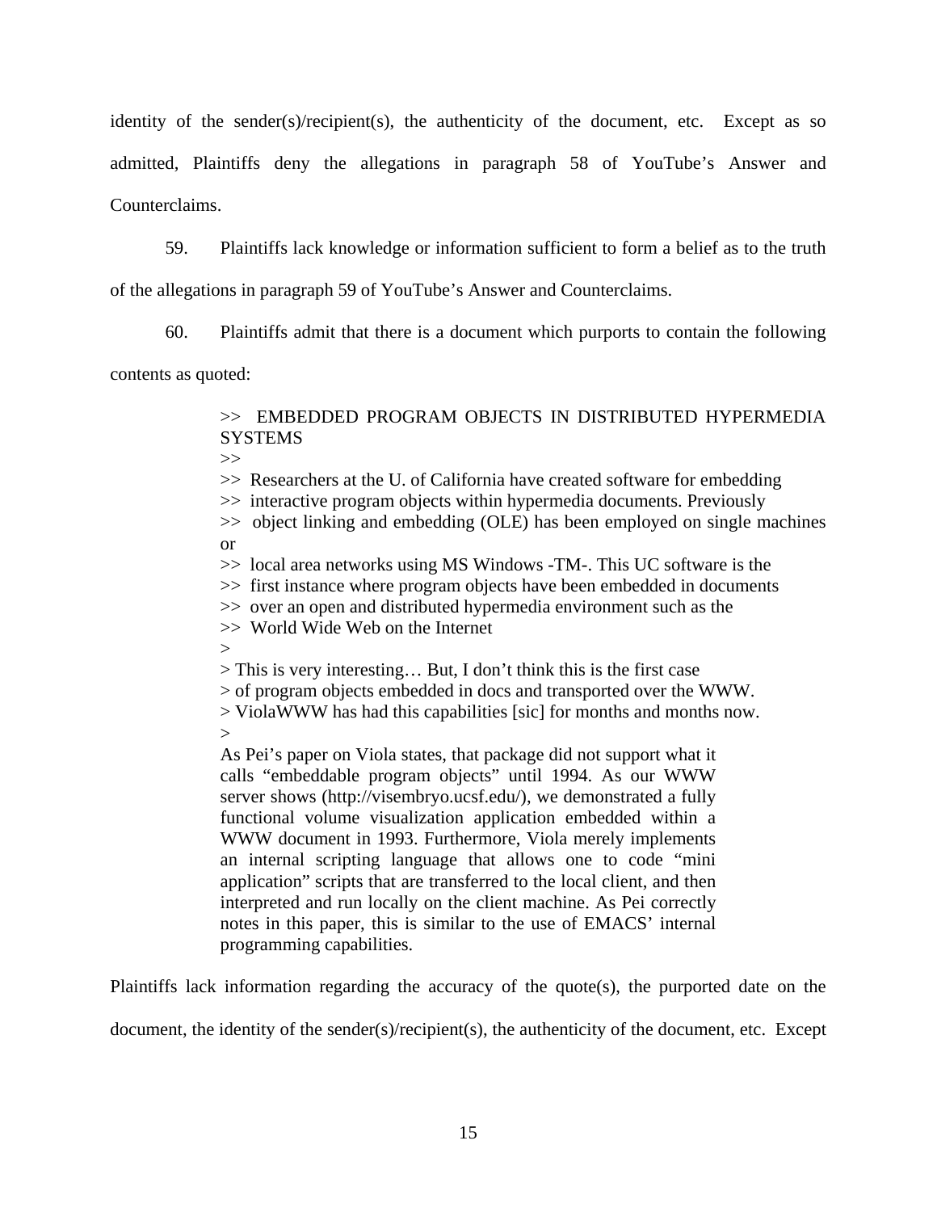identity of the sender(s)/recipient(s), the authenticity of the document, etc. Except as so admitted, Plaintiffs deny the allegations in paragraph 58 of YouTube's Answer and Counterclaims.

59. Plaintiffs lack knowledge or information sufficient to form a belief as to the truth of the allegations in paragraph 59 of YouTube's Answer and Counterclaims.

60. Plaintiffs admit that there is a document which purports to contain the following contents as quoted:

> &gt;&gt; EMBEDDED PROGRAM OBJECTS IN DISTRIBUTED HYPERMEDIA SYSTEMS
> &gt;&gt;
> &gt;&gt; Researchers at the U. of California have created software for embedding
> &gt;&gt; interactive program objects within hypermedia documents. Previously
> &gt;&gt; object linking and embedding (OLE) has been employed on single machines or
> &gt;&gt; local area networks using MS Windows -TM-. This UC software is the
> &gt;&gt; first instance where program objects have been embedded in documents
> &gt;&gt; over an open and distributed hypermedia environment such as the
> &gt;&gt; World Wide Web on the Internet
> &gt;
> &gt; This is very interesting… But, I don't think this is the first case
> &gt; of program objects embedded in docs and transported over the WWW.
> &gt; ViolaWWW has had this capabilities [sic] for months and months now.
> &gt;
> As Pei's paper on Viola states, that package did not support what it calls "embeddable program objects" until 1994. As our WWW server shows (http://visembryo.ucsf.edu/), we demonstrated a fully functional volume visualization application embedded within a WWW document in 1993. Furthermore, Viola merely implements an internal scripting language that allows one to code "mini application" scripts that are transferred to the local client, and then interpreted and run locally on the client machine. As Pei correctly notes in this paper, this is similar to the use of EMACS' internal programming capabilities.

Plaintiffs lack information regarding the accuracy of the quote(s), the purported date on the document, the identity of the sender(s)/recipient(s), the authenticity of the document, etc. Except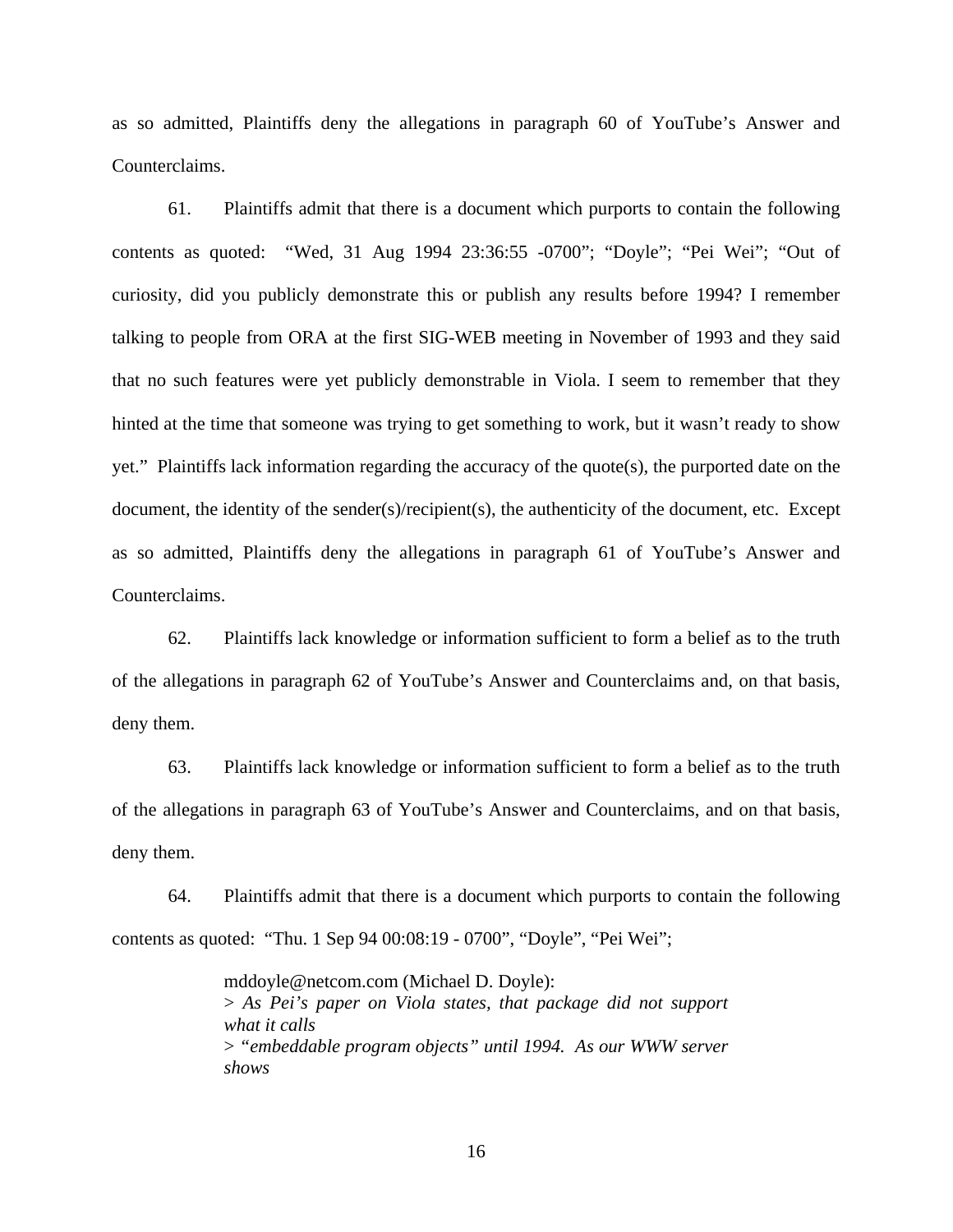as so admitted, Plaintiffs deny the allegations in paragraph 60 of YouTube's Answer and Counterclaims.

61. Plaintiffs admit that there is a document which purports to contain the following contents as quoted: "Wed, 31 Aug 1994 23:36:55 -0700"; "Doyle"; "Pei Wei"; "Out of curiosity, did you publicly demonstrate this or publish any results before 1994? I remember talking to people from ORA at the first SIG-WEB meeting in November of 1993 and they said that no such features were yet publicly demonstrable in Viola. I seem to remember that they hinted at the time that someone was trying to get something to work, but it wasn't ready to show yet." Plaintiffs lack information regarding the accuracy of the quote(s), the purported date on the document, the identity of the sender(s)/recipient(s), the authenticity of the document, etc. Except as so admitted, Plaintiffs deny the allegations in paragraph 61 of YouTube's Answer and Counterclaims.

62. Plaintiffs lack knowledge or information sufficient to form a belief as to the truth of the allegations in paragraph 62 of YouTube's Answer and Counterclaims and, on that basis, deny them.

63. Plaintiffs lack knowledge or information sufficient to form a belief as to the truth of the allegations in paragraph 63 of YouTube's Answer and Counterclaims, and on that basis, deny them.

64. Plaintiffs admit that there is a document which purports to contain the following contents as quoted: "Thu. 1 Sep 94 00:08:19 - 0700", "Doyle", "Pei Wei";

> mddoyle@netcom.com (Michael D. Doyle):
> > *As Pei's paper on Viola states, that package did not support what it calls*
> > *"embeddable program objects" until 1994. As our WWW server shows*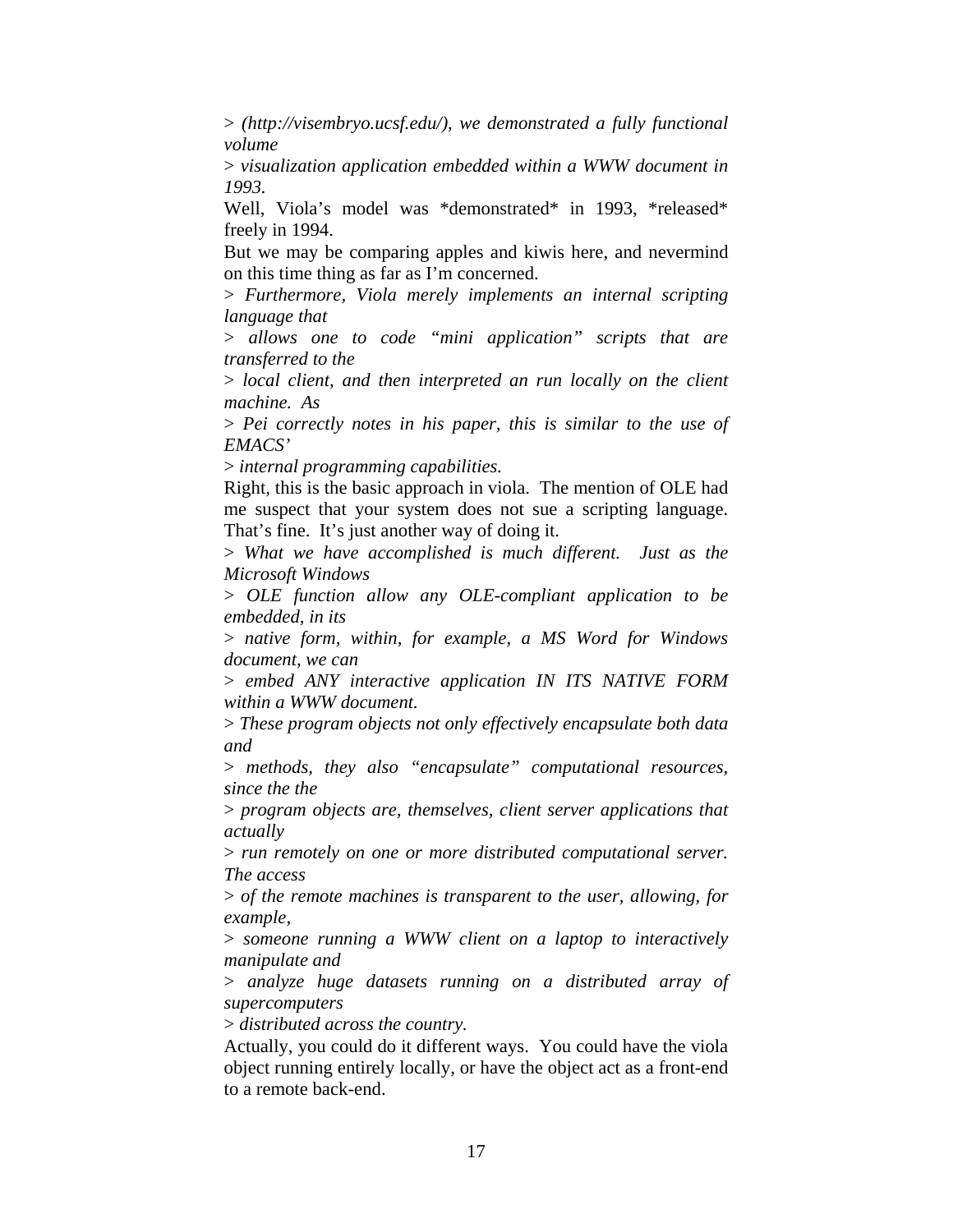> *(http://visembryo.ucsf.edu/), we demonstrated a fully functional volume*

> *visualization application embedded within a WWW document in 1993.*

Well, Viola's model was *demonstrated* in 1993, *released* freely in 1994.

But we may be comparing apples and kiwis here, and nevermind on this time thing as far as I'm concerned.

> *Furthermore, Viola merely implements an internal scripting language that*

> *allows one to code "mini application" scripts that are transferred to the*

> *local client, and then interpreted an run locally on the client machine. As*

> *Pei correctly notes in his paper, this is similar to the use of EMACS'*

> *internal programming capabilities.*

Right, this is the basic approach in viola. The mention of OLE had me suspect that your system does not sue a scripting language. That's fine. It's just another way of doing it.

> *What we have accomplished is much different. Just as the Microsoft Windows*

> *OLE function allow any OLE-compliant application to be embedded, in its*

> *native form, within, for example, a MS Word for Windows document, we can*

> *embed ANY interactive application IN ITS NATIVE FORM within a WWW document.*

> *These program objects not only effectively encapsulate both data and*

> *methods, they also "encapsulate" computational resources, since the the*

> *program objects are, themselves, client server applications that actually*

> *run remotely on one or more distributed computational server. The access*

> *of the remote machines is transparent to the user, allowing, for example,*

> *someone running a WWW client on a laptop to interactively manipulate and*

> *analyze huge datasets running on a distributed array of supercomputers*

> *distributed across the country.*

Actually, you could do it different ways. You could have the viola object running entirely locally, or have the object act as a front-end to a remote back-end.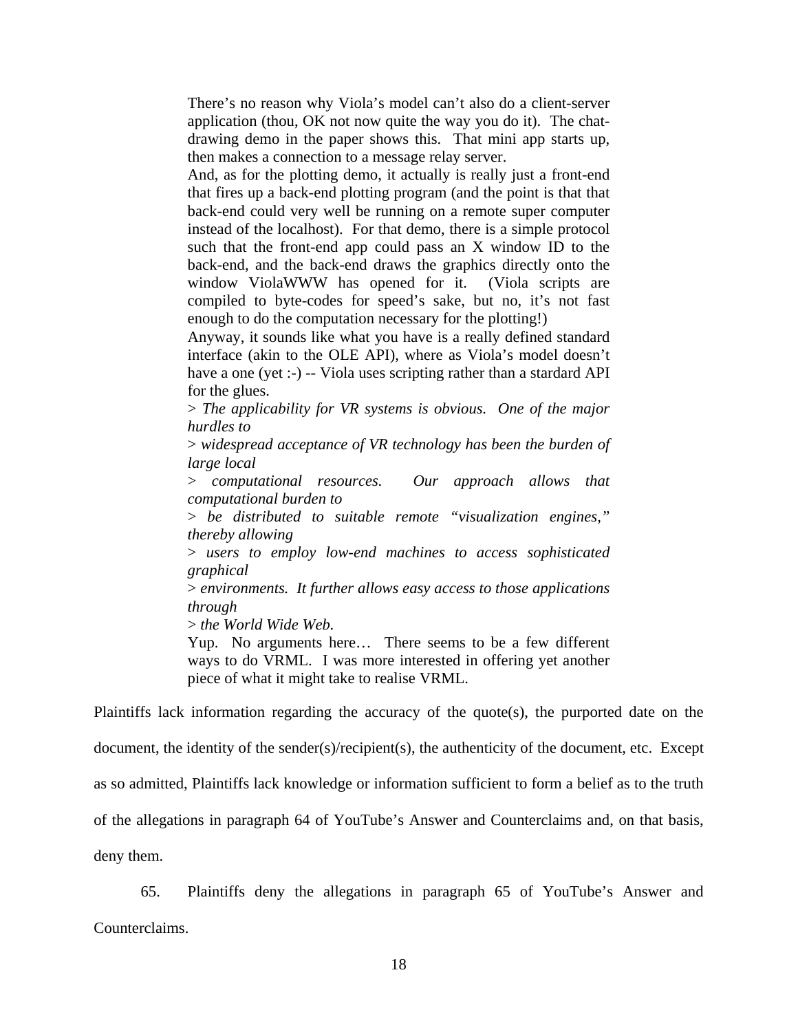> There's no reason why Viola's model can't also do a client-server application (thou, OK not now quite the way you do it). The chat-drawing demo in the paper shows this. That mini app starts up, then makes a connection to a message relay server.
>
> And, as for the plotting demo, it actually is really just a front-end that fires up a back-end plotting program (and the point is that that back-end could very well be running on a remote super computer instead of the localhost). For that demo, there is a simple protocol such that the front-end app could pass an X window ID to the back-end, and the back-end draws the graphics directly onto the window ViolaWWW has opened for it. (Viola scripts are compiled to byte-codes for speed's sake, but no, it's not fast enough to do the computation necessary for the plotting!)
>
> Anyway, it sounds like what you have is a really defined standard interface (akin to the OLE API), where as Viola's model doesn't have a one (yet :-) -- Viola uses scripting rather than a stardard API for the glues.
>
> > *The applicability for VR systems is obvious. One of the major hurdles to*
>
> > *widespread acceptance of VR technology has been the burden of large local*
>
> > *computational resources. Our approach allows that computational burden to*
>
> > *be distributed to suitable remote "visualization engines," thereby allowing*
>
> > *users to employ low-end machines to access sophisticated graphical*
>
> > *environments. It further allows easy access to those applications through*
>
> > *the World Wide Web.*
>
> Yup. No arguments here… There seems to be a few different ways to do VRML. I was more interested in offering yet another piece of what it might take to realise VRML.

Plaintiffs lack information regarding the accuracy of the quote(s), the purported date on the document, the identity of the sender(s)/recipient(s), the authenticity of the document, etc. Except as so admitted, Plaintiffs lack knowledge or information sufficient to form a belief as to the truth of the allegations in paragraph 64 of YouTube's Answer and Counterclaims and, on that basis, deny them.

65. Plaintiffs deny the allegations in paragraph 65 of YouTube's Answer and Counterclaims.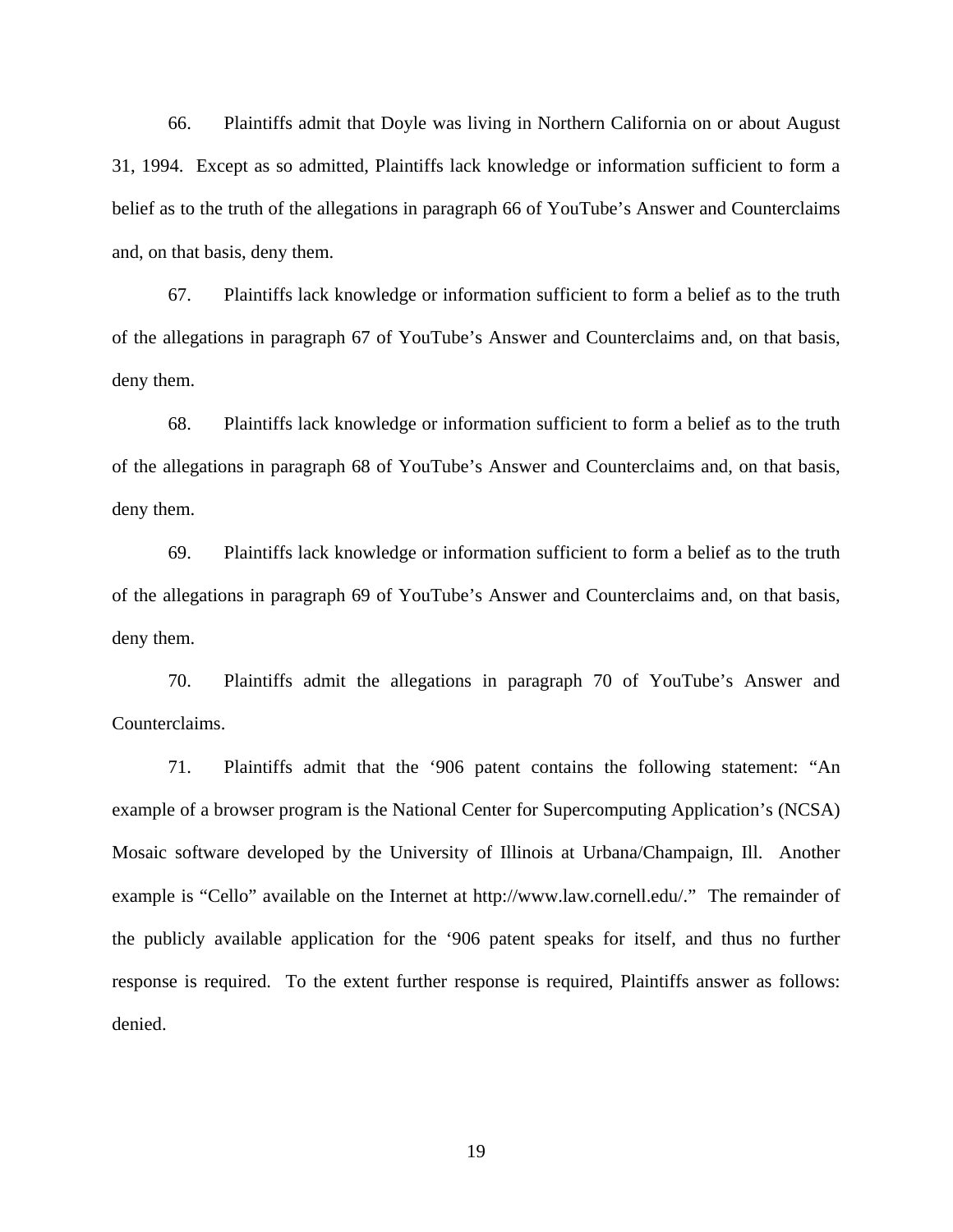66. Plaintiffs admit that Doyle was living in Northern California on or about August 31, 1994. Except as so admitted, Plaintiffs lack knowledge or information sufficient to form a belief as to the truth of the allegations in paragraph 66 of YouTube's Answer and Counterclaims and, on that basis, deny them.

67. Plaintiffs lack knowledge or information sufficient to form a belief as to the truth of the allegations in paragraph 67 of YouTube's Answer and Counterclaims and, on that basis, deny them.

68. Plaintiffs lack knowledge or information sufficient to form a belief as to the truth of the allegations in paragraph 68 of YouTube's Answer and Counterclaims and, on that basis, deny them.

69. Plaintiffs lack knowledge or information sufficient to form a belief as to the truth of the allegations in paragraph 69 of YouTube's Answer and Counterclaims and, on that basis, deny them.

70. Plaintiffs admit the allegations in paragraph 70 of YouTube's Answer and Counterclaims.

71. Plaintiffs admit that the '906 patent contains the following statement: "An example of a browser program is the National Center for Supercomputing Application's (NCSA) Mosaic software developed by the University of Illinois at Urbana/Champaign, Ill. Another example is "Cello" available on the Internet at http://www.law.cornell.edu/." The remainder of the publicly available application for the '906 patent speaks for itself, and thus no further response is required. To the extent further response is required, Plaintiffs answer as follows: denied.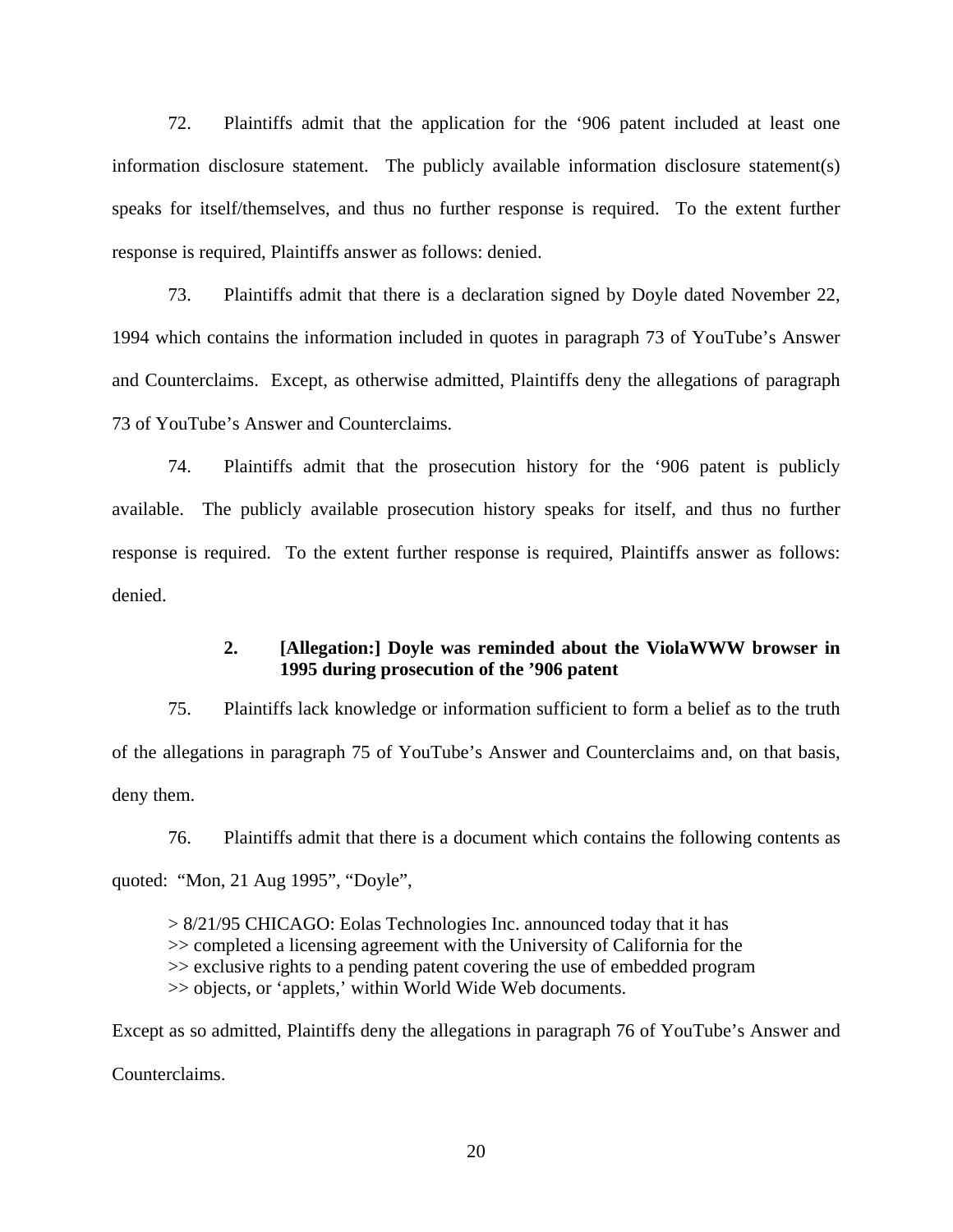72. Plaintiffs admit that the application for the '906 patent included at least one information disclosure statement. The publicly available information disclosure statement(s) speaks for itself/themselves, and thus no further response is required. To the extent further response is required, Plaintiffs answer as follows: denied.

73. Plaintiffs admit that there is a declaration signed by Doyle dated November 22, 1994 which contains the information included in quotes in paragraph 73 of YouTube's Answer and Counterclaims. Except, as otherwise admitted, Plaintiffs deny the allegations of paragraph 73 of YouTube's Answer and Counterclaims.

74. Plaintiffs admit that the prosecution history for the '906 patent is publicly available. The publicly available prosecution history speaks for itself, and thus no further response is required. To the extent further response is required, Plaintiffs answer as follows: denied.

**2. [Allegation:] Doyle was reminded about the ViolaWWW browser in 1995 during prosecution of the '906 patent**

75. Plaintiffs lack knowledge or information sufficient to form a belief as to the truth of the allegations in paragraph 75 of YouTube's Answer and Counterclaims and, on that basis, deny them.

76. Plaintiffs admit that there is a document which contains the following contents as quoted: "Mon, 21 Aug 1995", "Doyle",

> > 8/21/95 CHICAGO: Eolas Technologies Inc. announced today that it has
> >> completed a licensing agreement with the University of California for the
> >> exclusive rights to a pending patent covering the use of embedded program
> >> objects, or 'applets,' within World Wide Web documents.

Except as so admitted, Plaintiffs deny the allegations in paragraph 76 of YouTube's Answer and Counterclaims.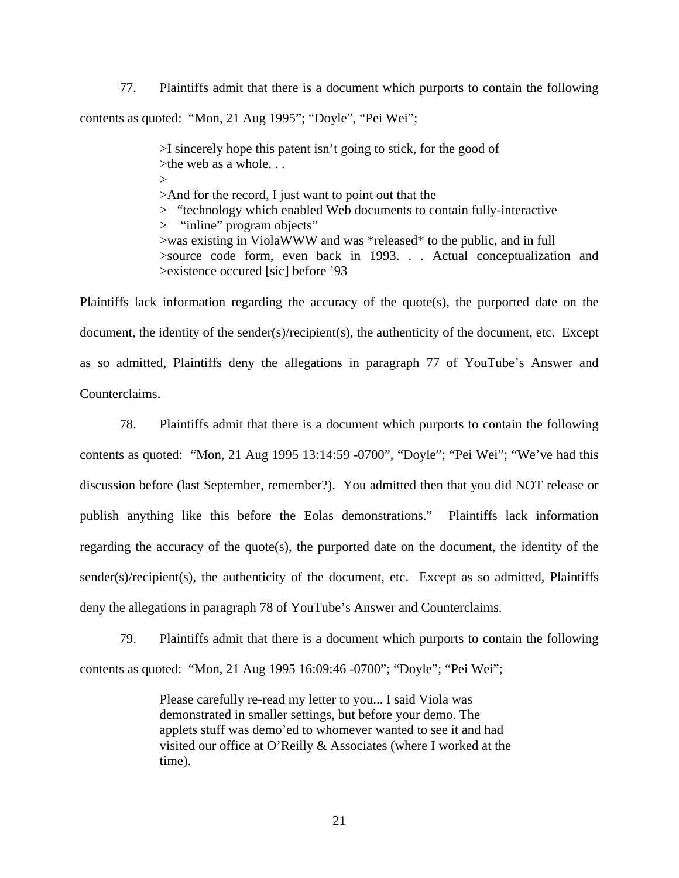77. Plaintiffs admit that there is a document which purports to contain the following contents as quoted: "Mon, 21 Aug 1995"; "Doyle", "Pei Wei";

> >I sincerely hope this patent isn't going to stick, for the good of
> >the web as a whole. . .
> >
> >And for the record, I just want to point out that the
> > "technology which enabled Web documents to contain fully-interactive
> > "inline" program objects"
> >was existing in ViolaWWW and was *released* to the public, and in full
> >source code form, even back in 1993. . . Actual conceptualization and
> >existence occured [sic] before '93

Plaintiffs lack information regarding the accuracy of the quote(s), the purported date on the document, the identity of the sender(s)/recipient(s), the authenticity of the document, etc. Except as so admitted, Plaintiffs deny the allegations in paragraph 77 of YouTube's Answer and Counterclaims.

78. Plaintiffs admit that there is a document which purports to contain the following contents as quoted: "Mon, 21 Aug 1995 13:14:59 -0700", "Doyle"; "Pei Wei"; "We've had this discussion before (last September, remember?). You admitted then that you did NOT release or publish anything like this before the Eolas demonstrations." Plaintiffs lack information regarding the accuracy of the quote(s), the purported date on the document, the identity of the sender(s)/recipient(s), the authenticity of the document, etc. Except as so admitted, Plaintiffs deny the allegations in paragraph 78 of YouTube's Answer and Counterclaims.

79. Plaintiffs admit that there is a document which purports to contain the following contents as quoted: "Mon, 21 Aug 1995 16:09:46 -0700"; "Doyle"; "Pei Wei";

> Please carefully re-read my letter to you... I said Viola was
> demonstrated in smaller settings, but before your demo. The
> applets stuff was demo'ed to whomever wanted to see it and had
> visited our office at O'Reilly & Associates (where I worked at the
> time).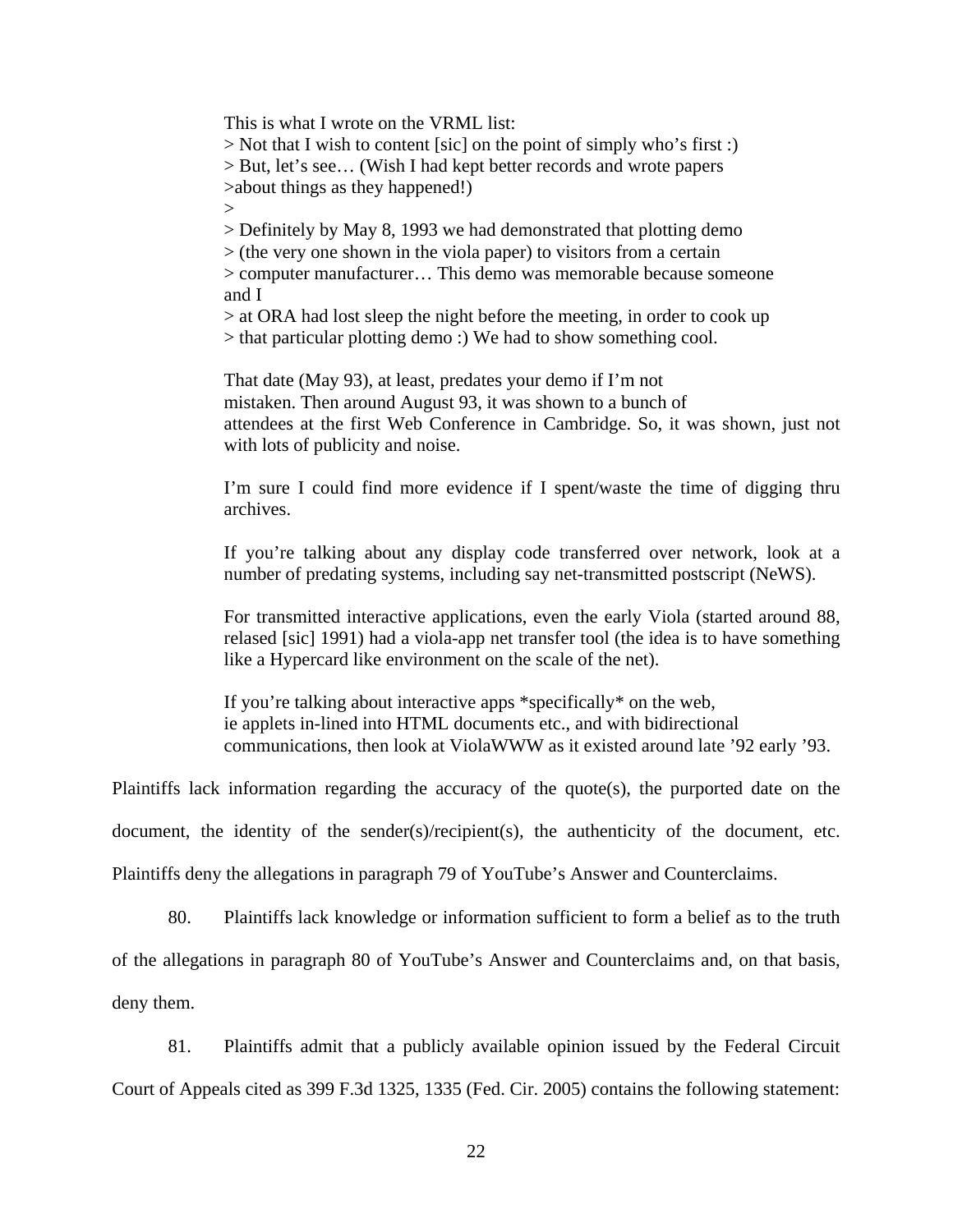> This is what I wrote on the VRML list:
> \> Not that I wish to content [sic] on the point of simply who's first :)
> \> But, let's see… (Wish I had kept better records and wrote papers
> \>about things as they happened!)
> \>
> \> Definitely by May 8, 1993 we had demonstrated that plotting demo
> \> (the very one shown in the viola paper) to visitors from a certain
> \> computer manufacturer… This demo was memorable because someone and I
> \> at ORA had lost sleep the night before the meeting, in order to cook up
> \> that particular plotting demo :) We had to show something cool.
>
> That date (May 93), at least, predates your demo if I'm not mistaken. Then around August 93, it was shown to a bunch of attendees at the first Web Conference in Cambridge. So, it was shown, just not with lots of publicity and noise.
>
> I'm sure I could find more evidence if I spent/waste the time of digging thru archives.
>
> If you're talking about any display code transferred over network, look at a number of predating systems, including say net-transmitted postscript (NeWS).
>
> For transmitted interactive applications, even the early Viola (started around 88, relased [sic] 1991) had a viola-app net transfer tool (the idea is to have something like a Hypercard like environment on the scale of the net).
>
> If you're talking about interactive apps *specifically* on the web, ie applets in-lined into HTML documents etc., and with bidirectional communications, then look at ViolaWWW as it existed around late '92 early '93.

Plaintiffs lack information regarding the accuracy of the quote(s), the purported date on the document, the identity of the sender(s)/recipient(s), the authenticity of the document, etc. Plaintiffs deny the allegations in paragraph 79 of YouTube's Answer and Counterclaims.

80. Plaintiffs lack knowledge or information sufficient to form a belief as to the truth of the allegations in paragraph 80 of YouTube's Answer and Counterclaims and, on that basis, deny them.

81. Plaintiffs admit that a publicly available opinion issued by the Federal Circuit Court of Appeals cited as 399 F.3d 1325, 1335 (Fed. Cir. 2005) contains the following statement: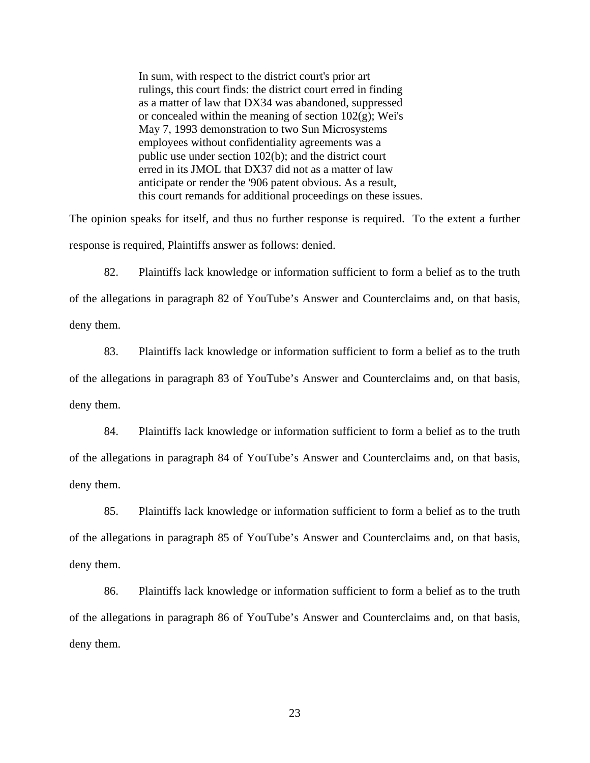> In sum, with respect to the district court's prior art rulings, this court finds: the district court erred in finding as a matter of law that DX34 was abandoned, suppressed or concealed within the meaning of section 102(g); Wei's May 7, 1993 demonstration to two Sun Microsystems employees without confidentiality agreements was a public use under section 102(b); and the district court erred in its JMOL that DX37 did not as a matter of law anticipate or render the '906 patent obvious. As a result, this court remands for additional proceedings on these issues.

The opinion speaks for itself, and thus no further response is required. To the extent a further response is required, Plaintiffs answer as follows: denied.

82. Plaintiffs lack knowledge or information sufficient to form a belief as to the truth of the allegations in paragraph 82 of YouTube's Answer and Counterclaims and, on that basis, deny them.

83. Plaintiffs lack knowledge or information sufficient to form a belief as to the truth of the allegations in paragraph 83 of YouTube's Answer and Counterclaims and, on that basis, deny them.

84. Plaintiffs lack knowledge or information sufficient to form a belief as to the truth of the allegations in paragraph 84 of YouTube's Answer and Counterclaims and, on that basis, deny them.

85. Plaintiffs lack knowledge or information sufficient to form a belief as to the truth of the allegations in paragraph 85 of YouTube's Answer and Counterclaims and, on that basis, deny them.

86. Plaintiffs lack knowledge or information sufficient to form a belief as to the truth of the allegations in paragraph 86 of YouTube's Answer and Counterclaims and, on that basis, deny them.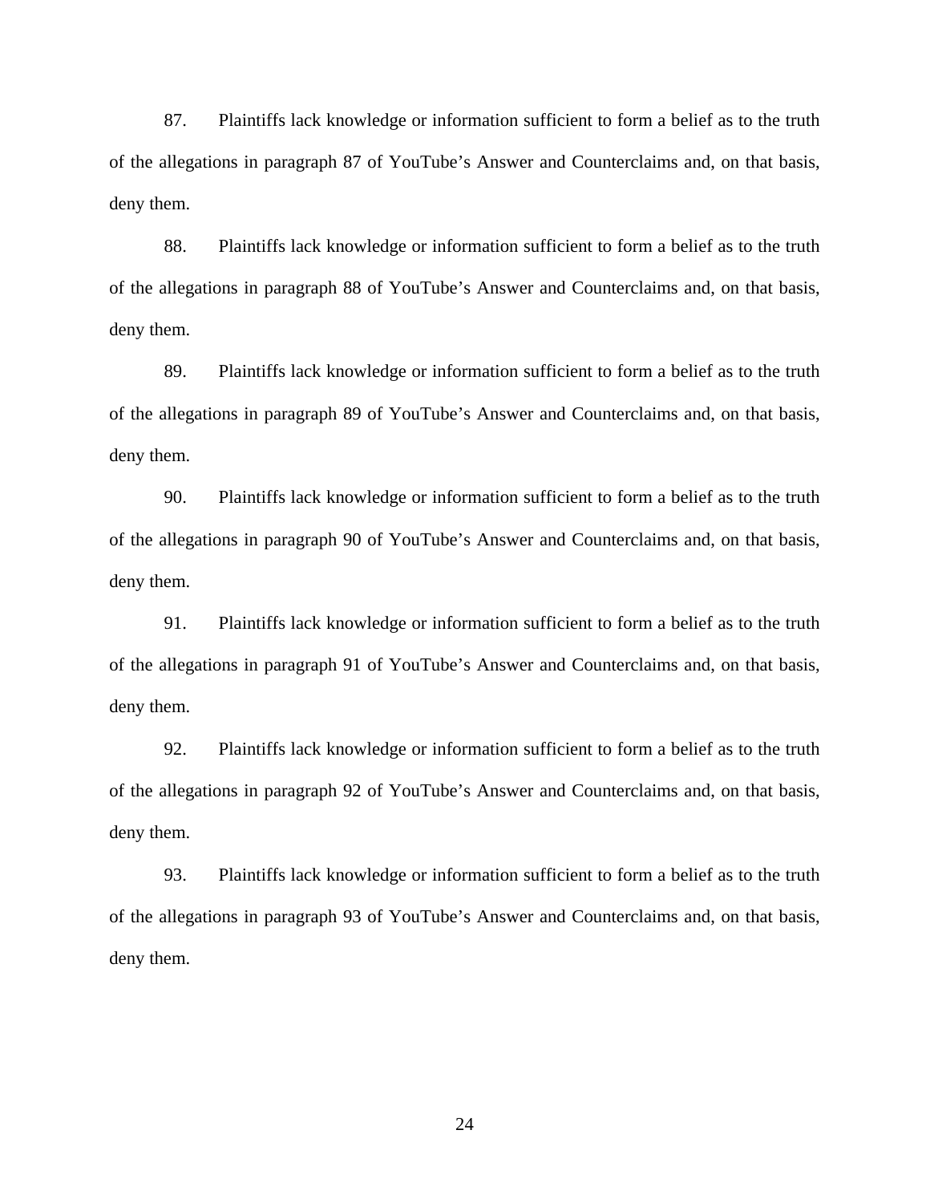87. Plaintiffs lack knowledge or information sufficient to form a belief as to the truth of the allegations in paragraph 87 of YouTube's Answer and Counterclaims and, on that basis, deny them.

88. Plaintiffs lack knowledge or information sufficient to form a belief as to the truth of the allegations in paragraph 88 of YouTube's Answer and Counterclaims and, on that basis, deny them.

89. Plaintiffs lack knowledge or information sufficient to form a belief as to the truth of the allegations in paragraph 89 of YouTube's Answer and Counterclaims and, on that basis, deny them.

90. Plaintiffs lack knowledge or information sufficient to form a belief as to the truth of the allegations in paragraph 90 of YouTube's Answer and Counterclaims and, on that basis, deny them.

91. Plaintiffs lack knowledge or information sufficient to form a belief as to the truth of the allegations in paragraph 91 of YouTube's Answer and Counterclaims and, on that basis, deny them.

92. Plaintiffs lack knowledge or information sufficient to form a belief as to the truth of the allegations in paragraph 92 of YouTube's Answer and Counterclaims and, on that basis, deny them.

93. Plaintiffs lack knowledge or information sufficient to form a belief as to the truth of the allegations in paragraph 93 of YouTube's Answer and Counterclaims and, on that basis, deny them.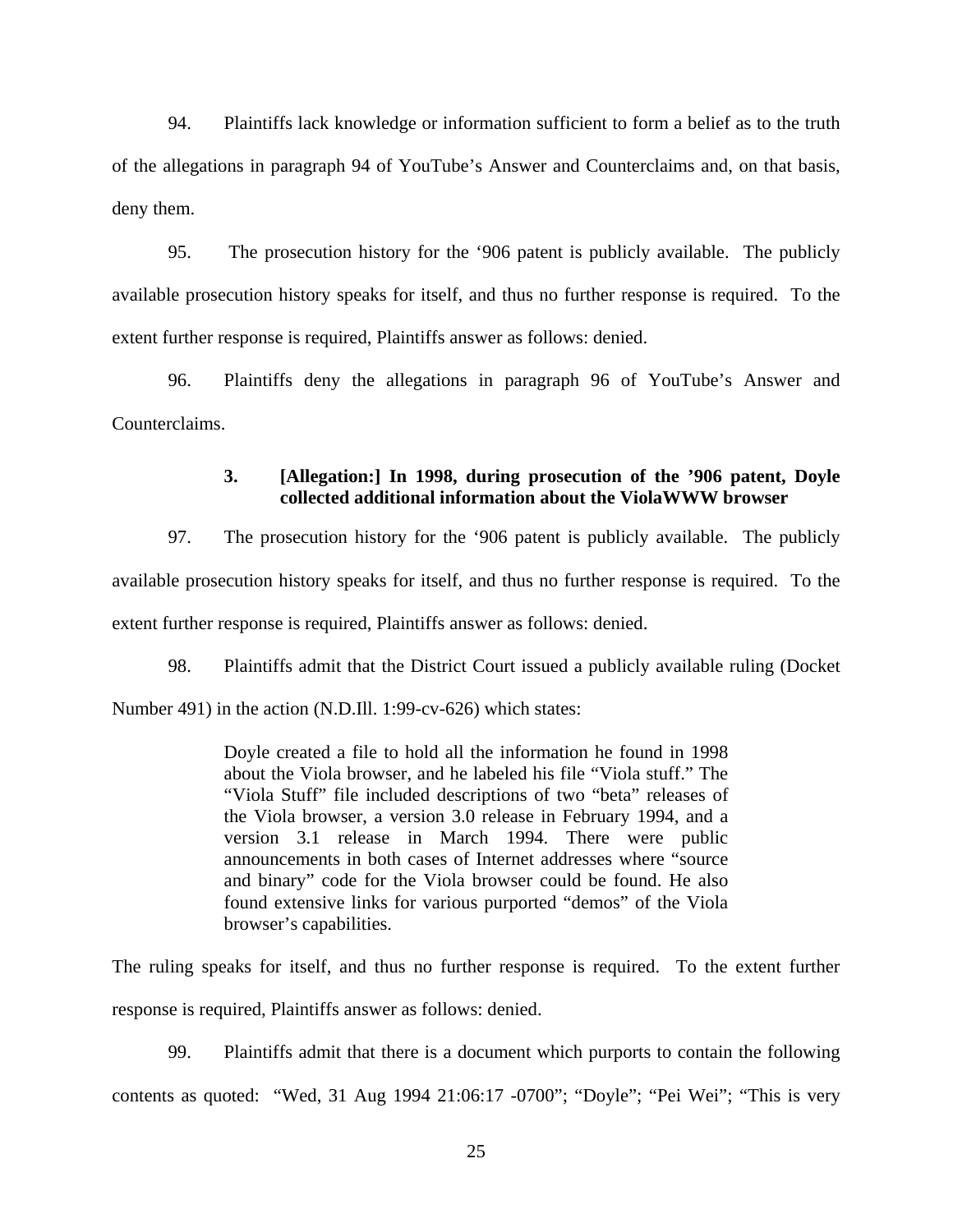94. Plaintiffs lack knowledge or information sufficient to form a belief as to the truth of the allegations in paragraph 94 of YouTube's Answer and Counterclaims and, on that basis, deny them.

95. The prosecution history for the '906 patent is publicly available. The publicly available prosecution history speaks for itself, and thus no further response is required. To the extent further response is required, Plaintiffs answer as follows: denied.

96. Plaintiffs deny the allegations in paragraph 96 of YouTube's Answer and Counterclaims.

### 3. [Allegation:] In 1998, during prosecution of the '906 patent, Doyle collected additional information about the ViolaWWW browser

97. The prosecution history for the '906 patent is publicly available. The publicly available prosecution history speaks for itself, and thus no further response is required. To the extent further response is required, Plaintiffs answer as follows: denied.

98. Plaintiffs admit that the District Court issued a publicly available ruling (Docket Number 491) in the action (N.D.Ill. 1:99-cv-626) which states:

> Doyle created a file to hold all the information he found in 1998 about the Viola browser, and he labeled his file "Viola stuff." The "Viola Stuff" file included descriptions of two "beta" releases of the Viola browser, a version 3.0 release in February 1994, and a version 3.1 release in March 1994. There were public announcements in both cases of Internet addresses where "source and binary" code for the Viola browser could be found. He also found extensive links for various purported "demos" of the Viola browser's capabilities.

The ruling speaks for itself, and thus no further response is required. To the extent further response is required, Plaintiffs answer as follows: denied.

99. Plaintiffs admit that there is a document which purports to contain the following contents as quoted: "Wed, 31 Aug 1994 21:06:17 -0700"; "Doyle"; "Pei Wei"; "This is very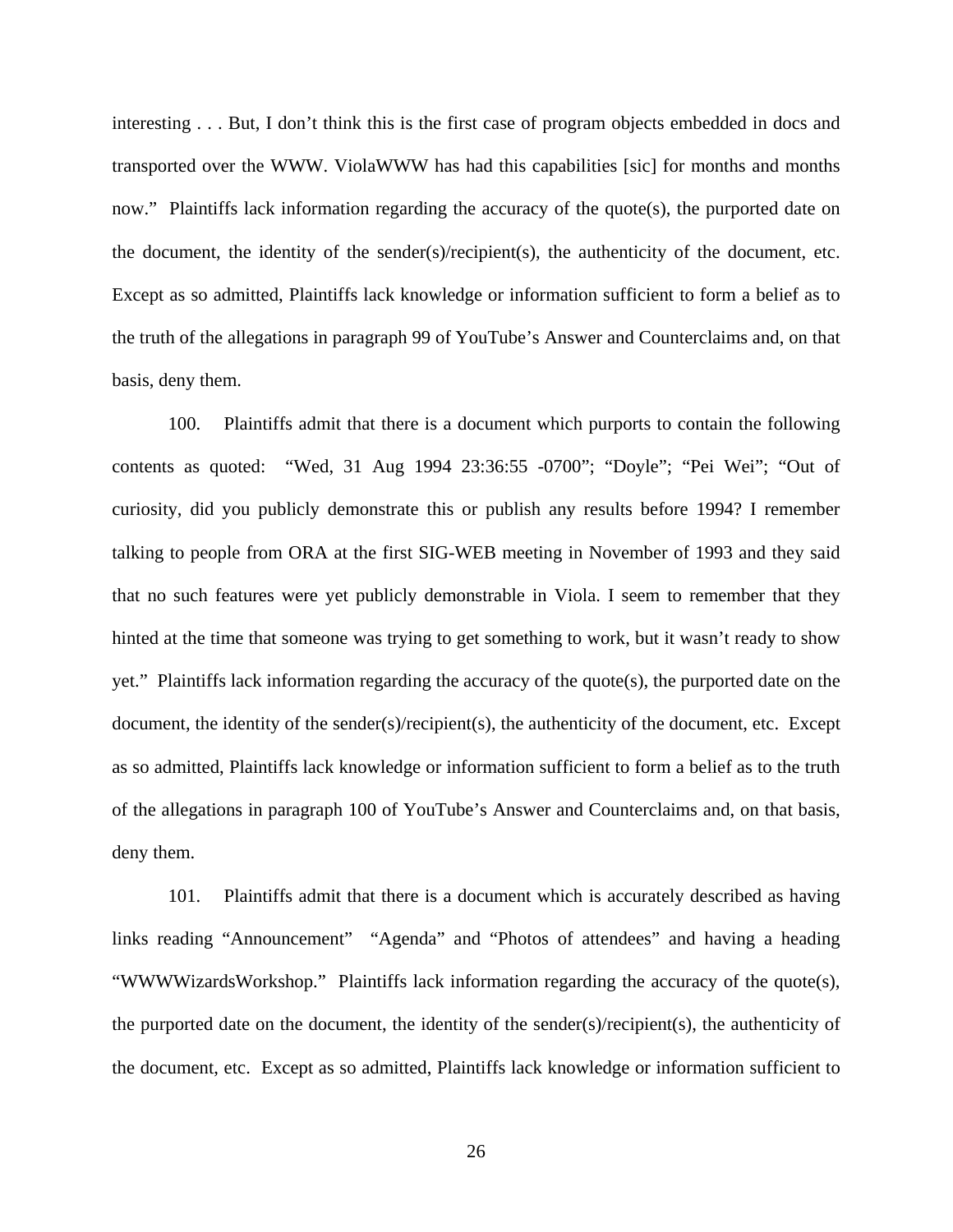interesting . . . But, I don't think this is the first case of program objects embedded in docs and transported over the WWW. ViolaWWW has had this capabilities [sic] for months and months now." Plaintiffs lack information regarding the accuracy of the quote(s), the purported date on the document, the identity of the sender(s)/recipient(s), the authenticity of the document, etc. Except as so admitted, Plaintiffs lack knowledge or information sufficient to form a belief as to the truth of the allegations in paragraph 99 of YouTube's Answer and Counterclaims and, on that basis, deny them.

100. Plaintiffs admit that there is a document which purports to contain the following contents as quoted: "Wed, 31 Aug 1994 23:36:55 -0700"; "Doyle"; "Pei Wei"; "Out of curiosity, did you publicly demonstrate this or publish any results before 1994? I remember talking to people from ORA at the first SIG-WEB meeting in November of 1993 and they said that no such features were yet publicly demonstrable in Viola. I seem to remember that they hinted at the time that someone was trying to get something to work, but it wasn't ready to show yet." Plaintiffs lack information regarding the accuracy of the quote(s), the purported date on the document, the identity of the sender(s)/recipient(s), the authenticity of the document, etc. Except as so admitted, Plaintiffs lack knowledge or information sufficient to form a belief as to the truth of the allegations in paragraph 100 of YouTube's Answer and Counterclaims and, on that basis, deny them.

101. Plaintiffs admit that there is a document which is accurately described as having links reading "Announcement" "Agenda" and "Photos of attendees" and having a heading "WWWWizardsWorkshop." Plaintiffs lack information regarding the accuracy of the quote(s), the purported date on the document, the identity of the sender(s)/recipient(s), the authenticity of the document, etc. Except as so admitted, Plaintiffs lack knowledge or information sufficient to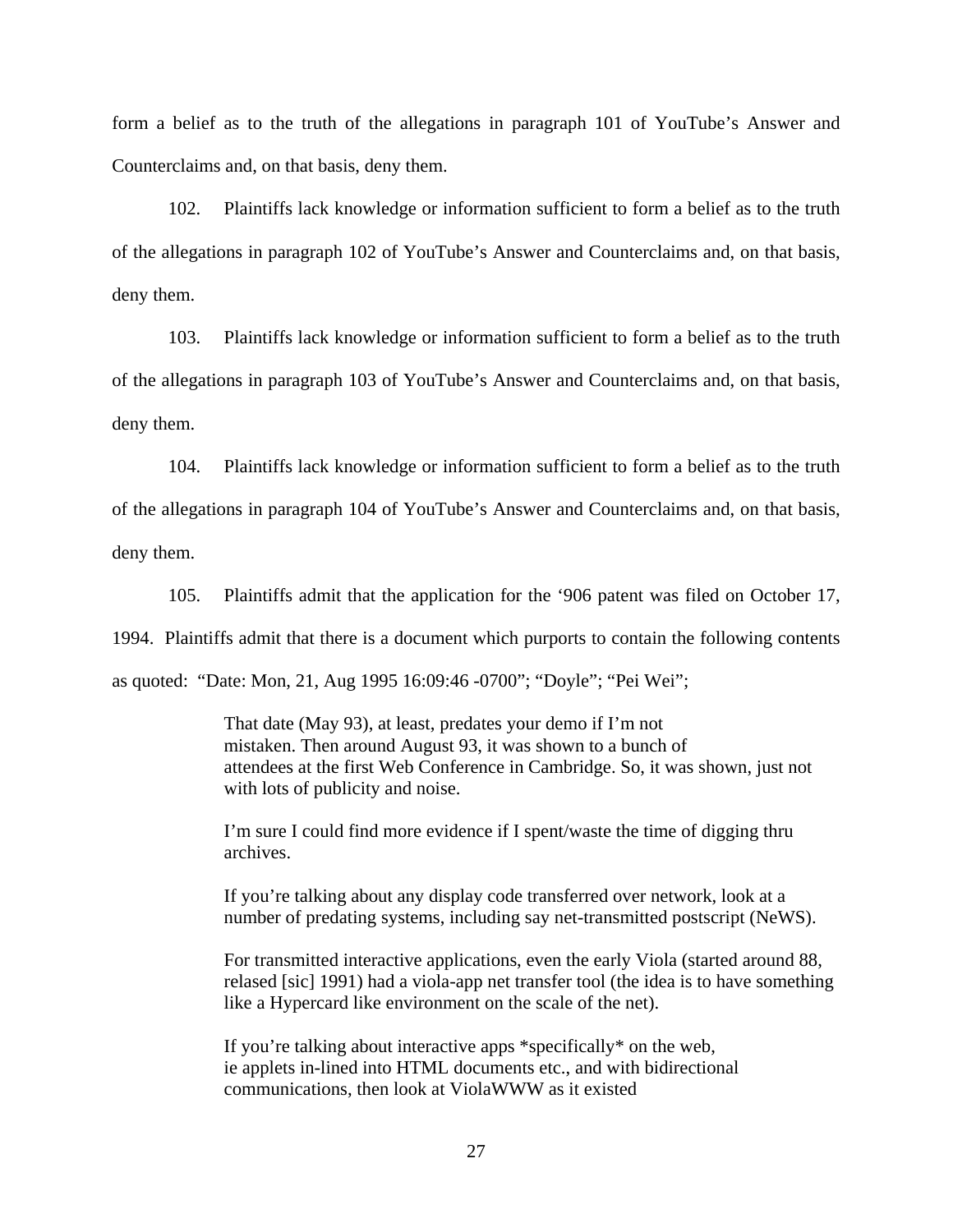form a belief as to the truth of the allegations in paragraph 101 of YouTube's Answer and Counterclaims and, on that basis, deny them.

102. Plaintiffs lack knowledge or information sufficient to form a belief as to the truth of the allegations in paragraph 102 of YouTube's Answer and Counterclaims and, on that basis, deny them.

103. Plaintiffs lack knowledge or information sufficient to form a belief as to the truth of the allegations in paragraph 103 of YouTube's Answer and Counterclaims and, on that basis, deny them.

104. Plaintiffs lack knowledge or information sufficient to form a belief as to the truth of the allegations in paragraph 104 of YouTube's Answer and Counterclaims and, on that basis, deny them.

105. Plaintiffs admit that the application for the '906 patent was filed on October 17, 1994. Plaintiffs admit that there is a document which purports to contain the following contents as quoted: "Date: Mon, 21, Aug 1995 16:09:46 -0700"; "Doyle"; "Pei Wei";

> That date (May 93), at least, predates your demo if I'm not mistaken. Then around August 93, it was shown to a bunch of attendees at the first Web Conference in Cambridge. So, it was shown, just not with lots of publicity and noise.
>
> I'm sure I could find more evidence if I spent/waste the time of digging thru archives.
>
> If you're talking about any display code transferred over network, look at a number of predating systems, including say net-transmitted postscript (NeWS).
>
> For transmitted interactive applications, even the early Viola (started around 88, relased [sic] 1991) had a viola-app net transfer tool (the idea is to have something like a Hypercard like environment on the scale of the net).
>
> If you're talking about interactive apps *specifically* on the web, ie applets in-lined into HTML documents etc., and with bidirectional communications, then look at ViolaWWW as it existed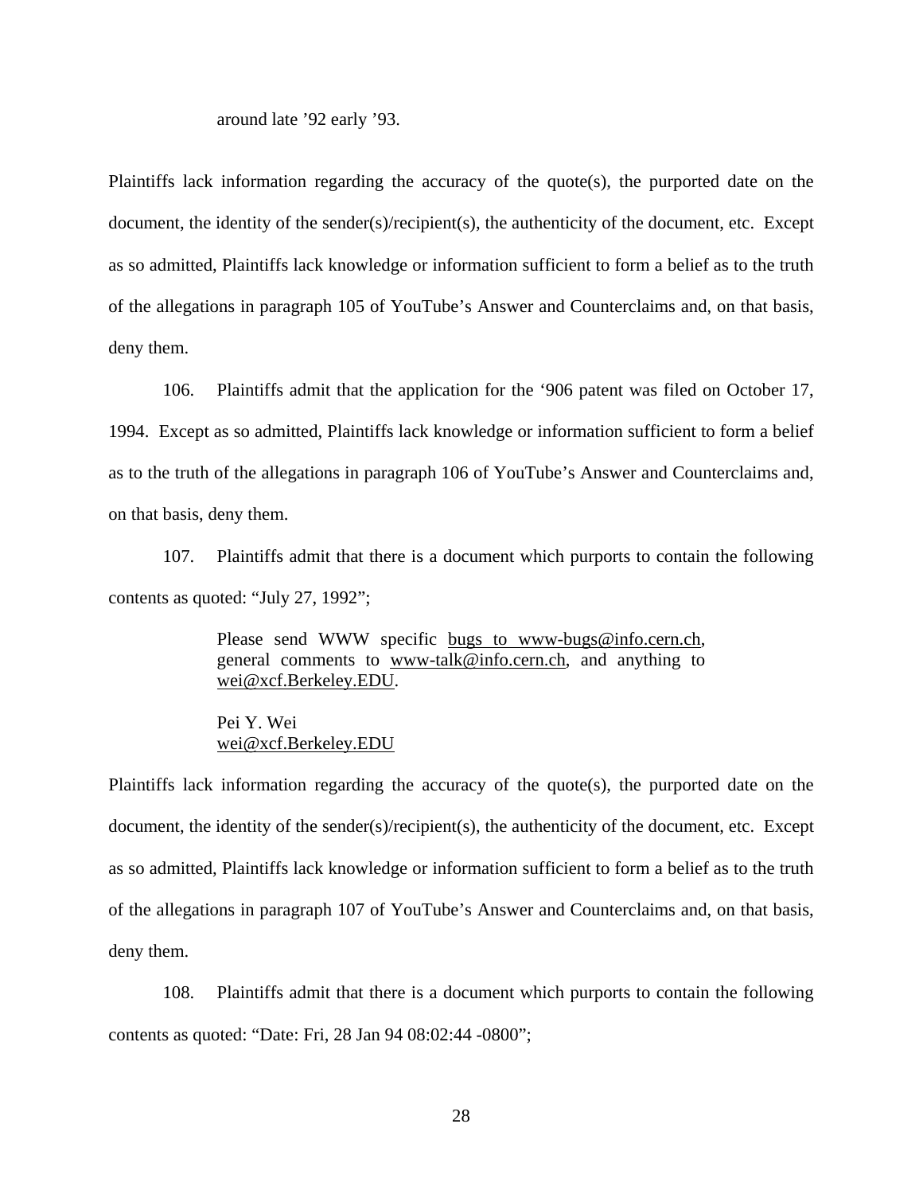> around late ’92 early ’93.

Plaintiffs lack information regarding the accuracy of the quote(s), the purported date on the document, the identity of the sender(s)/recipient(s), the authenticity of the document, etc. Except as so admitted, Plaintiffs lack knowledge or information sufficient to form a belief as to the truth of the allegations in paragraph 105 of YouTube’s Answer and Counterclaims and, on that basis, deny them.

106. Plaintiffs admit that the application for the ‘906 patent was filed on October 17, 1994. Except as so admitted, Plaintiffs lack knowledge or information sufficient to form a belief as to the truth of the allegations in paragraph 106 of YouTube’s Answer and Counterclaims and, on that basis, deny them.

107. Plaintiffs admit that there is a document which purports to contain the following contents as quoted: “July 27, 1992”;

> Please send WWW specific bugs to www-bugs@info.cern.ch, general comments to www-talk@info.cern.ch, and anything to wei@xcf.Berkeley.EDU.
>
> Pei Y. Wei
> wei@xcf.Berkeley.EDU

Plaintiffs lack information regarding the accuracy of the quote(s), the purported date on the document, the identity of the sender(s)/recipient(s), the authenticity of the document, etc. Except as so admitted, Plaintiffs lack knowledge or information sufficient to form a belief as to the truth of the allegations in paragraph 107 of YouTube’s Answer and Counterclaims and, on that basis, deny them.

108. Plaintiffs admit that there is a document which purports to contain the following contents as quoted: “Date: Fri, 28 Jan 94 08:02:44 -0800”;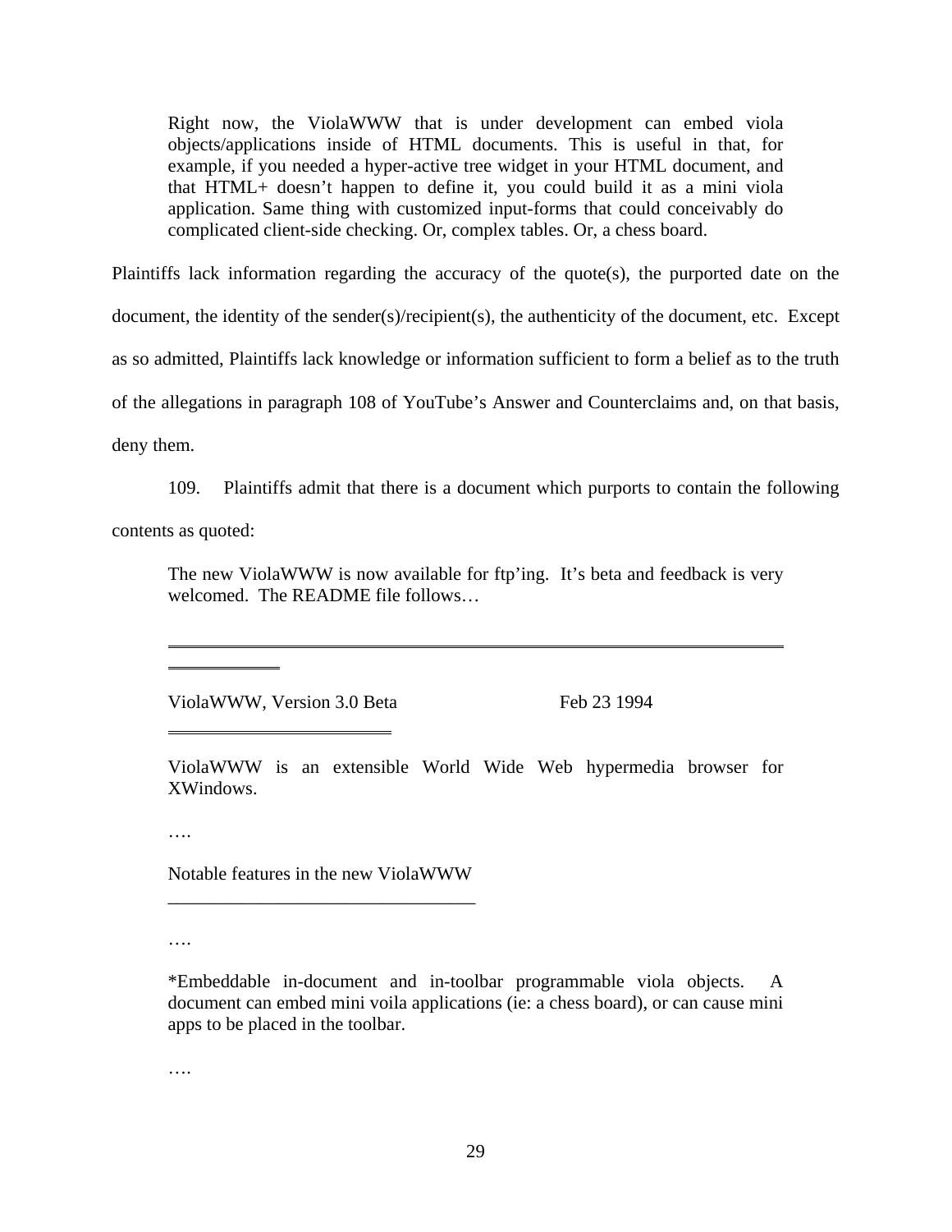> Right now, the ViolaWWW that is under development can embed viola objects/applications inside of HTML documents. This is useful in that, for example, if you needed a hyper-active tree widget in your HTML document, and that HTML+ doesn't happen to define it, you could build it as a mini viola application. Same thing with customized input-forms that could conceivably do complicated client-side checking. Or, complex tables. Or, a chess board.

Plaintiffs lack information regarding the accuracy of the quote(s), the purported date on the document, the identity of the sender(s)/recipient(s), the authenticity of the document, etc. Except as so admitted, Plaintiffs lack knowledge or information sufficient to form a belief as to the truth of the allegations in paragraph 108 of YouTube's Answer and Counterclaims and, on that basis, deny them.

109. Plaintiffs admit that there is a document which purports to contain the following contents as quoted:

> The new ViolaWWW is now available for ftp'ing. It's beta and feedback is very welcomed. The README file follows…
>
> ===========================================================================
>
> ViolaWWW, Version 3.0 Beta Feb 23 1994
>
> ==========================
>
> ViolaWWW is an extensible World Wide Web hypermedia browser for XWindows.
>
> ….
>
> Notable features in the new ViolaWWW
> ________________________________
>
> ….
>
> *Embeddable in-document and in-toolbar programmable viola objects. A document can embed mini voila applications (ie: a chess board), or can cause mini apps to be placed in the toolbar.
>
> ….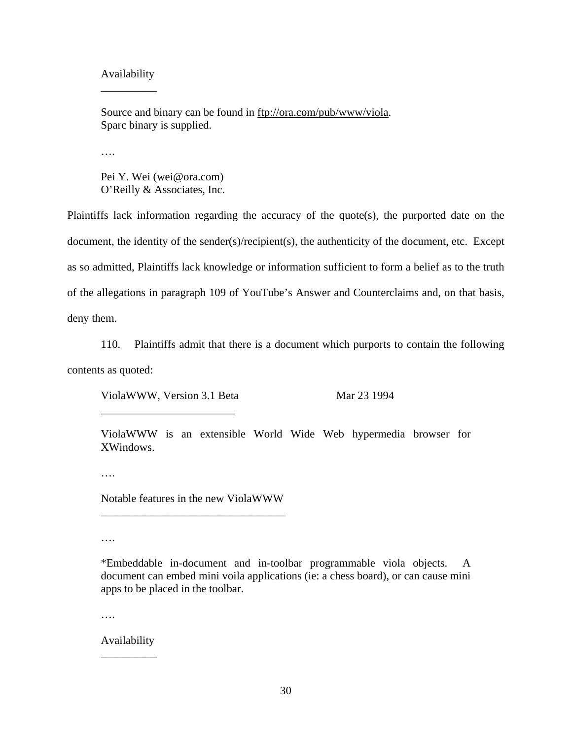> Availability
> __________
>
> Source and binary can be found in ftp://ora.com/pub/www/viola.
> Sparc binary is supplied.
>
> ….
>
> Pei Y. Wei (wei@ora.com)
> O'Reilly & Associates, Inc.

Plaintiffs lack information regarding the accuracy of the quote(s), the purported date on the document, the identity of the sender(s)/recipient(s), the authenticity of the document, etc. Except as so admitted, Plaintiffs lack knowledge or information sufficient to form a belief as to the truth of the allegations in paragraph 109 of YouTube's Answer and Counterclaims and, on that basis, deny them.

110. Plaintiffs admit that there is a document which purports to contain the following contents as quoted:

> ViolaWWW, Version 3.1 Beta                    Mar 23 1994
> ==========================
>
> ViolaWWW is an extensible World Wide Web hypermedia browser for XWindows.
>
> ….
>
> Notable features in the new ViolaWWW
> ________________________________
>
> ….
>
> *Embeddable in-document and in-toolbar programmable viola objects. A document can embed mini voila applications (ie: a chess board), or can cause mini apps to be placed in the toolbar.
>
> ….
>
> Availability
> __________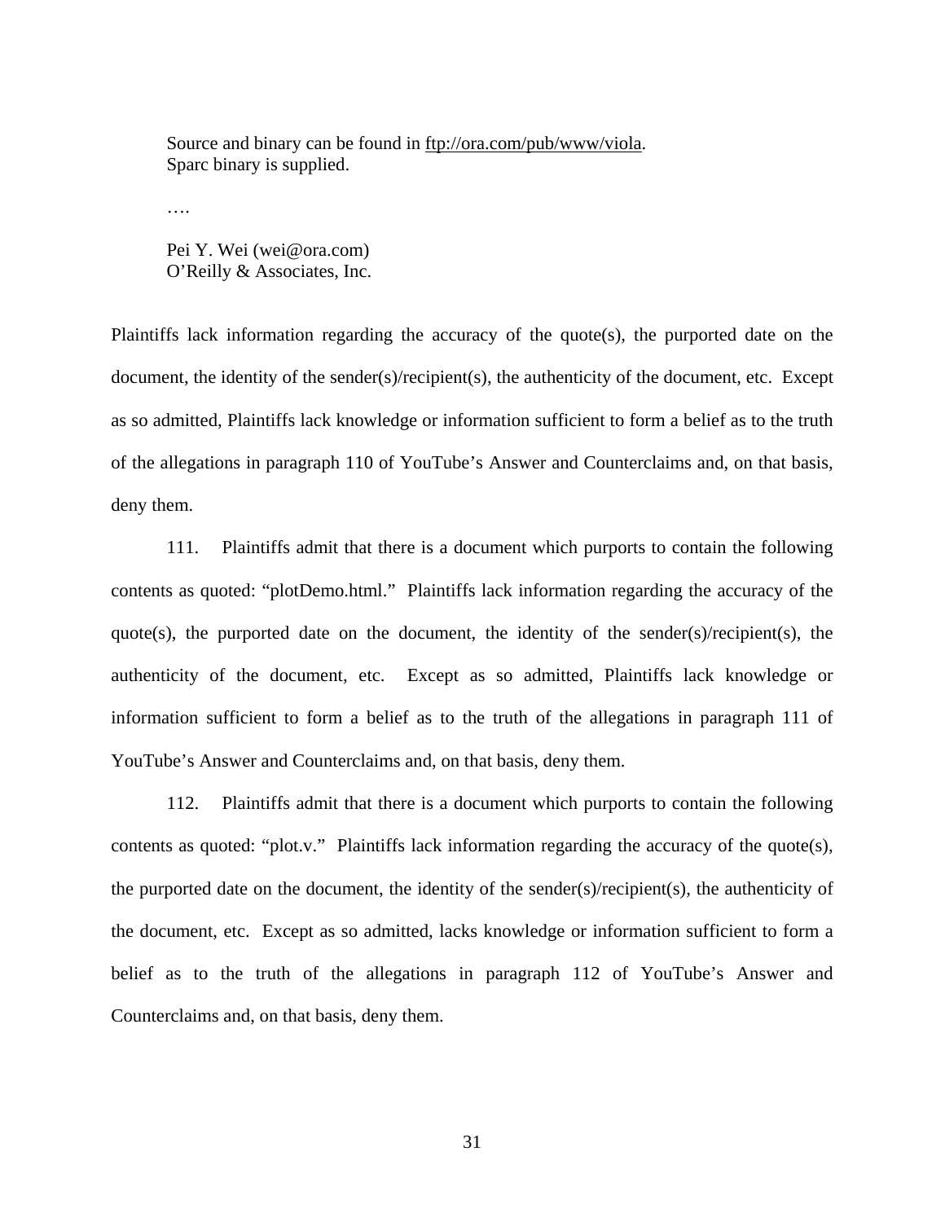> Source and binary can be found in ftp://ora.com/pub/www/viola.
> Sparc binary is supplied.
>
> ….
>
> Pei Y. Wei (wei@ora.com)
> O'Reilly & Associates, Inc.

Plaintiffs lack information regarding the accuracy of the quote(s), the purported date on the document, the identity of the sender(s)/recipient(s), the authenticity of the document, etc. Except as so admitted, Plaintiffs lack knowledge or information sufficient to form a belief as to the truth of the allegations in paragraph 110 of YouTube's Answer and Counterclaims and, on that basis, deny them.

111. Plaintiffs admit that there is a document which purports to contain the following contents as quoted: "plotDemo.html." Plaintiffs lack information regarding the accuracy of the quote(s), the purported date on the document, the identity of the sender(s)/recipient(s), the authenticity of the document, etc. Except as so admitted, Plaintiffs lack knowledge or information sufficient to form a belief as to the truth of the allegations in paragraph 111 of YouTube's Answer and Counterclaims and, on that basis, deny them.

112. Plaintiffs admit that there is a document which purports to contain the following contents as quoted: "plot.v." Plaintiffs lack information regarding the accuracy of the quote(s), the purported date on the document, the identity of the sender(s)/recipient(s), the authenticity of the document, etc. Except as so admitted, lacks knowledge or information sufficient to form a belief as to the truth of the allegations in paragraph 112 of YouTube's Answer and Counterclaims and, on that basis, deny them.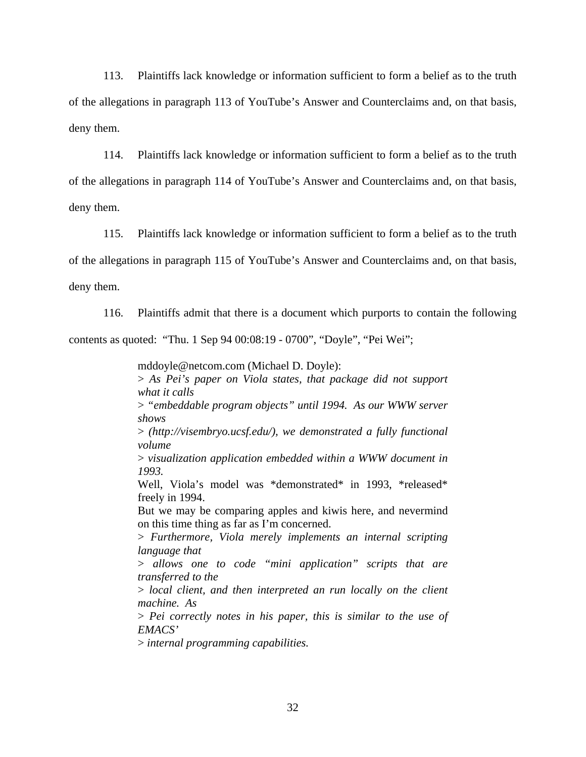113. Plaintiffs lack knowledge or information sufficient to form a belief as to the truth of the allegations in paragraph 113 of YouTube's Answer and Counterclaims and, on that basis, deny them.

114. Plaintiffs lack knowledge or information sufficient to form a belief as to the truth of the allegations in paragraph 114 of YouTube's Answer and Counterclaims and, on that basis, deny them.

115. Plaintiffs lack knowledge or information sufficient to form a belief as to the truth of the allegations in paragraph 115 of YouTube's Answer and Counterclaims and, on that basis, deny them.

116. Plaintiffs admit that there is a document which purports to contain the following contents as quoted: "Thu. 1 Sep 94 00:08:19 - 0700", "Doyle", "Pei Wei";

> mddoyle@netcom.com (Michael D. Doyle):
> \> *As Pei's paper on Viola states, that package did not support what it calls*
> \> *"embeddable program objects" until 1994. As our WWW server shows*
> \> *(http://visembryo.ucsf.edu/), we demonstrated a fully functional volume*
> \> *visualization application embedded within a WWW document in 1993.*
> Well, Viola's model was *demonstrated* in 1993, *released* freely in 1994.
> But we may be comparing apples and kiwis here, and nevermind on this time thing as far as I'm concerned.
> \> *Furthermore, Viola merely implements an internal scripting language that*
> \> *allows one to code "mini application" scripts that are transferred to the*
> \> *local client, and then interpreted an run locally on the client machine. As*
> \> *Pei correctly notes in his paper, this is similar to the use of EMACS'*
> \> *internal programming capabilities.*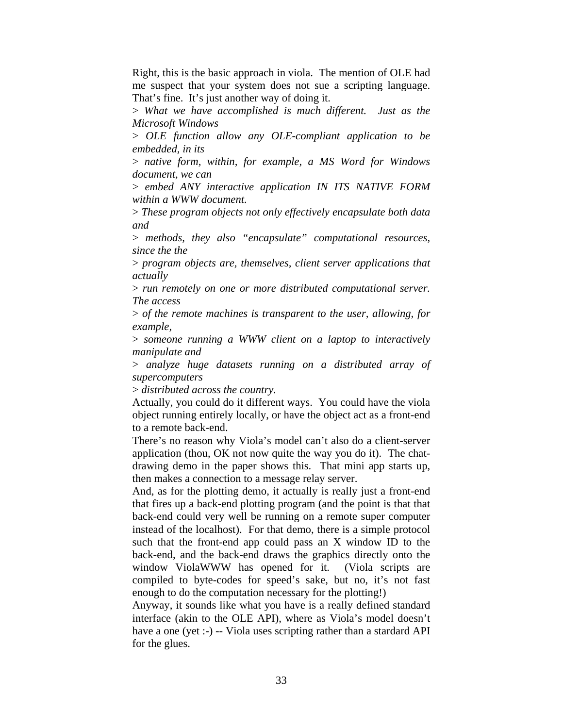Right, this is the basic approach in viola. The mention of OLE had me suspect that your system does not sue a scripting language. That's fine. It's just another way of doing it.

> *What we have accomplished is much different. Just as the Microsoft Windows*

> *OLE function allow any OLE-compliant application to be embedded, in its*

> *native form, within, for example, a MS Word for Windows document, we can*

> *embed ANY interactive application IN ITS NATIVE FORM within a WWW document.*

> *These program objects not only effectively encapsulate both data and*

> *methods, they also "encapsulate" computational resources, since the the*

> *program objects are, themselves, client server applications that actually*

> *run remotely on one or more distributed computational server. The access*

> *of the remote machines is transparent to the user, allowing, for example,*

> *someone running a WWW client on a laptop to interactively manipulate and*

> *analyze huge datasets running on a distributed array of supercomputers*

> *distributed across the country.*

Actually, you could do it different ways. You could have the viola object running entirely locally, or have the object act as a front-end to a remote back-end.

There's no reason why Viola's model can't also do a client-server application (thou, OK not now quite the way you do it). The chat-drawing demo in the paper shows this. That mini app starts up, then makes a connection to a message relay server.

And, as for the plotting demo, it actually is really just a front-end that fires up a back-end plotting program (and the point is that that back-end could very well be running on a remote super computer instead of the localhost). For that demo, there is a simple protocol such that the front-end app could pass an X window ID to the back-end, and the back-end draws the graphics directly onto the window ViolaWWW has opened for it. (Viola scripts are compiled to byte-codes for speed's sake, but no, it's not fast enough to do the computation necessary for the plotting!)

Anyway, it sounds like what you have is a really defined standard interface (akin to the OLE API), where as Viola's model doesn't have a one (yet :-) -- Viola uses scripting rather than a stardard API for the glues.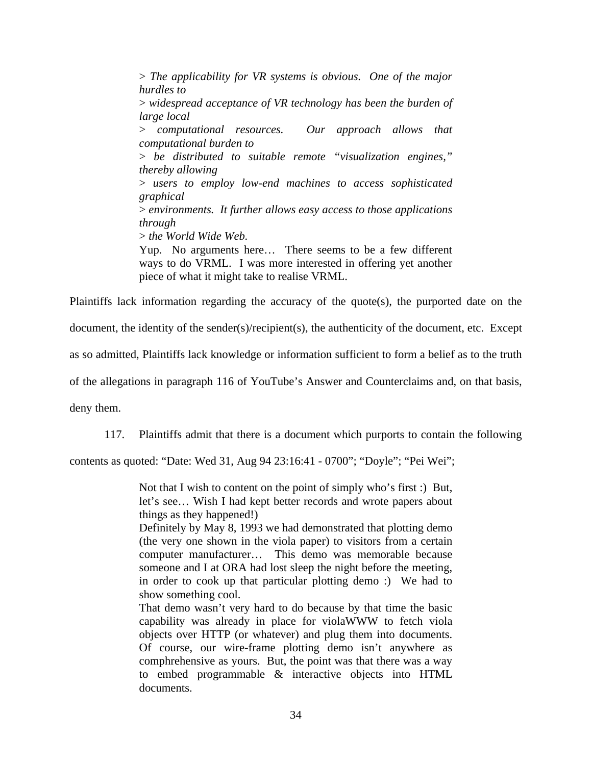> *The applicability for VR systems is obvious. One of the major hurdles to*
> *widespread acceptance of VR technology has been the burden of large local*
> *computational resources. Our approach allows that computational burden to*
> *be distributed to suitable remote "visualization engines," thereby allowing*
> *users to employ low-end machines to access sophisticated graphical*
> *environments. It further allows easy access to those applications through*
> *the World Wide Web.*

> Yup. No arguments here… There seems to be a few different ways to do VRML. I was more interested in offering yet another piece of what it might take to realise VRML.

Plaintiffs lack information regarding the accuracy of the quote(s), the purported date on the document, the identity of the sender(s)/recipient(s), the authenticity of the document, etc. Except as so admitted, Plaintiffs lack knowledge or information sufficient to form a belief as to the truth of the allegations in paragraph 116 of YouTube's Answer and Counterclaims and, on that basis, deny them.

117. Plaintiffs admit that there is a document which purports to contain the following contents as quoted: "Date: Wed 31, Aug 94 23:16:41 - 0700"; "Doyle"; "Pei Wei";

> Not that I wish to content on the point of simply who's first :) But, let's see… Wish I had kept better records and wrote papers about things as they happened!)
>
> Definitely by May 8, 1993 we had demonstrated that plotting demo (the very one shown in the viola paper) to visitors from a certain computer manufacturer… This demo was memorable because someone and I at ORA had lost sleep the night before the meeting, in order to cook up that particular plotting demo :) We had to show something cool.
>
> That demo wasn't very hard to do because by that time the basic capability was already in place for violaWWW to fetch viola objects over HTTP (or whatever) and plug them into documents. Of course, our wire-frame plotting demo isn't anywhere as comphrehensive as yours. But, the point was that there was a way to embed programmable & interactive objects into HTML documents.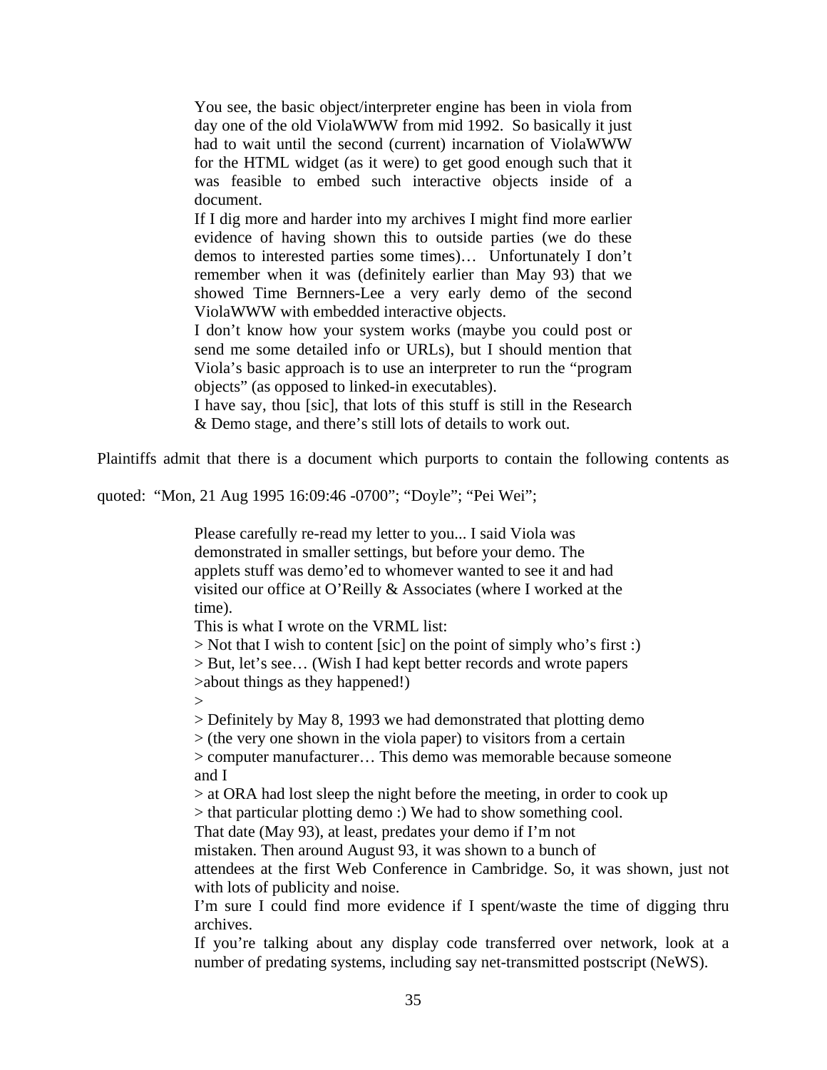> You see, the basic object/interpreter engine has been in viola from day one of the old ViolaWWW from mid 1992. So basically it just had to wait until the second (current) incarnation of ViolaWWW for the HTML widget (as it were) to get good enough such that it was feasible to embed such interactive objects inside of a document.
>
> If I dig more and harder into my archives I might find more earlier evidence of having shown this to outside parties (we do these demos to interested parties some times)… Unfortunately I don't remember when it was (definitely earlier than May 93) that we showed Time Bernners-Lee a very early demo of the second ViolaWWW with embedded interactive objects.
>
> I don't know how your system works (maybe you could post or send me some detailed info or URLs), but I should mention that Viola's basic approach is to use an interpreter to run the "program objects" (as opposed to linked-in executables).
>
> I have say, thou [sic], that lots of this stuff is still in the Research & Demo stage, and there's still lots of details to work out.

Plaintiffs admit that there is a document which purports to contain the following contents as quoted: "Mon, 21 Aug 1995 16:09:46 -0700"; "Doyle"; "Pei Wei";

> Please carefully re-read my letter to you... I said Viola was demonstrated in smaller settings, but before your demo. The applets stuff was demo'ed to whomever wanted to see it and had visited our office at O'Reilly & Associates (where I worked at the time).
>
> This is what I wrote on the VRML list:
>
> > Not that I wish to content [sic] on the point of simply who's first :)
> > But, let's see… (Wish I had kept better records and wrote papers
> >about things as they happened!)
> >
> > Definitely by May 8, 1993 we had demonstrated that plotting demo
> > (the very one shown in the viola paper) to visitors from a certain
> > computer manufacturer… This demo was memorable because someone and I
> > at ORA had lost sleep the night before the meeting, in order to cook up
> > that particular plotting demo :) We had to show something cool.
>
> That date (May 93), at least, predates your demo if I'm not mistaken. Then around August 93, it was shown to a bunch of attendees at the first Web Conference in Cambridge. So, it was shown, just not with lots of publicity and noise.
>
> I'm sure I could find more evidence if I spent/waste the time of digging thru archives.
>
> If you're talking about any display code transferred over network, look at a number of predating systems, including say net-transmitted postscript (NeWS).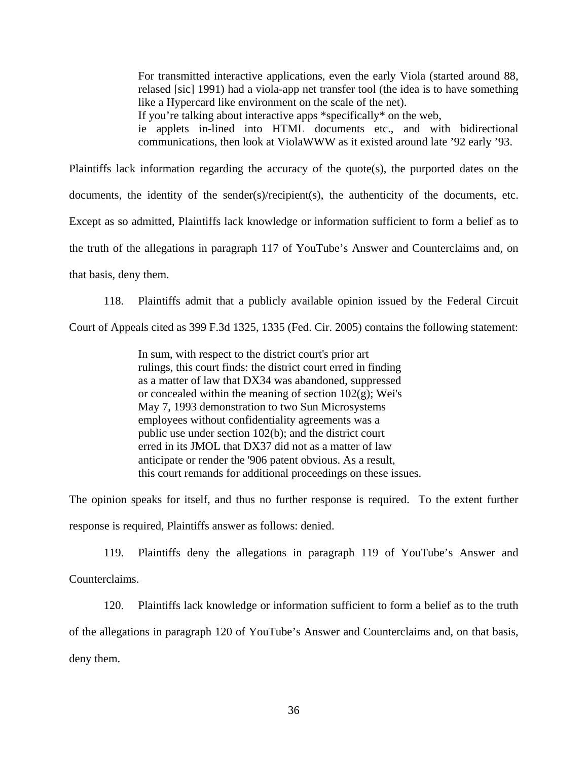> For transmitted interactive applications, even the early Viola (started around 88, relased [sic] 1991) had a viola-app net transfer tool (the idea is to have something like a Hypercard like environment on the scale of the net).
> If you're talking about interactive apps *specifically* on the web,
> ie applets in-lined into HTML documents etc., and with bidirectional communications, then look at ViolaWWW as it existed around late '92 early '93.

Plaintiffs lack information regarding the accuracy of the quote(s), the purported dates on the documents, the identity of the sender(s)/recipient(s), the authenticity of the documents, etc. Except as so admitted, Plaintiffs lack knowledge or information sufficient to form a belief as to the truth of the allegations in paragraph 117 of YouTube's Answer and Counterclaims and, on that basis, deny them.

118. Plaintiffs admit that a publicly available opinion issued by the Federal Circuit Court of Appeals cited as 399 F.3d 1325, 1335 (Fed. Cir. 2005) contains the following statement:

> In sum, with respect to the district court's prior art rulings, this court finds: the district court erred in finding as a matter of law that DX34 was abandoned, suppressed or concealed within the meaning of section 102(g); Wei's May 7, 1993 demonstration to two Sun Microsystems employees without confidentiality agreements was a public use under section 102(b); and the district court erred in its JMOL that DX37 did not as a matter of law anticipate or render the '906 patent obvious. As a result, this court remands for additional proceedings on these issues.

The opinion speaks for itself, and thus no further response is required. To the extent further response is required, Plaintiffs answer as follows: denied.

119. Plaintiffs deny the allegations in paragraph 119 of YouTube's Answer and Counterclaims.

120. Plaintiffs lack knowledge or information sufficient to form a belief as to the truth of the allegations in paragraph 120 of YouTube's Answer and Counterclaims and, on that basis, deny them.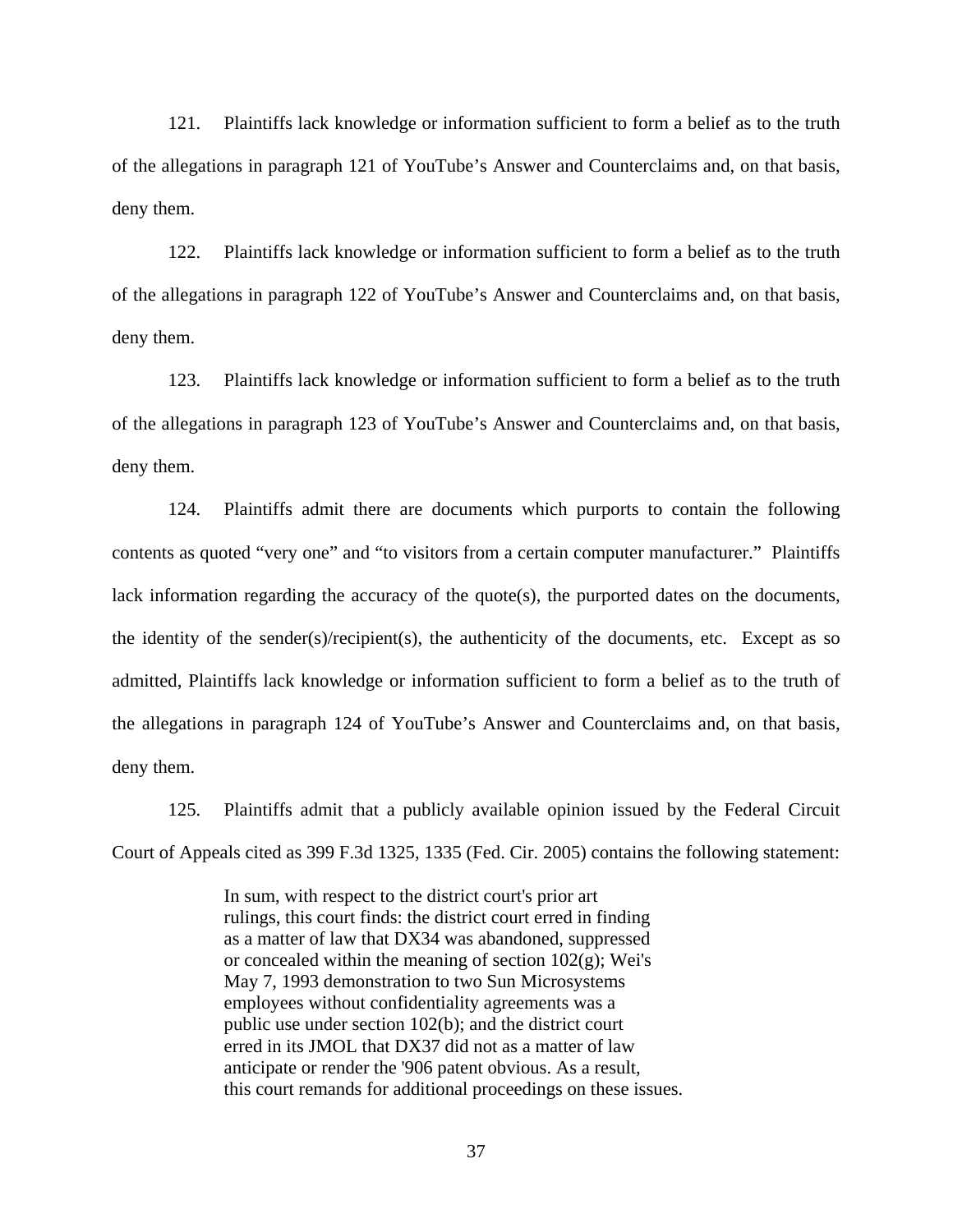121. Plaintiffs lack knowledge or information sufficient to form a belief as to the truth of the allegations in paragraph 121 of YouTube's Answer and Counterclaims and, on that basis, deny them.

122. Plaintiffs lack knowledge or information sufficient to form a belief as to the truth of the allegations in paragraph 122 of YouTube's Answer and Counterclaims and, on that basis, deny them.

123. Plaintiffs lack knowledge or information sufficient to form a belief as to the truth of the allegations in paragraph 123 of YouTube's Answer and Counterclaims and, on that basis, deny them.

124. Plaintiffs admit there are documents which purports to contain the following contents as quoted "very one" and "to visitors from a certain computer manufacturer." Plaintiffs lack information regarding the accuracy of the quote(s), the purported dates on the documents, the identity of the sender(s)/recipient(s), the authenticity of the documents, etc. Except as so admitted, Plaintiffs lack knowledge or information sufficient to form a belief as to the truth of the allegations in paragraph 124 of YouTube's Answer and Counterclaims and, on that basis, deny them.

125. Plaintiffs admit that a publicly available opinion issued by the Federal Circuit Court of Appeals cited as 399 F.3d 1325, 1335 (Fed. Cir. 2005) contains the following statement:

> In sum, with respect to the district court's prior art rulings, this court finds: the district court erred in finding as a matter of law that DX34 was abandoned, suppressed or concealed within the meaning of section 102(g); Wei's May 7, 1993 demonstration to two Sun Microsystems employees without confidentiality agreements was a public use under section 102(b); and the district court erred in its JMOL that DX37 did not as a matter of law anticipate or render the '906 patent obvious. As a result, this court remands for additional proceedings on these issues.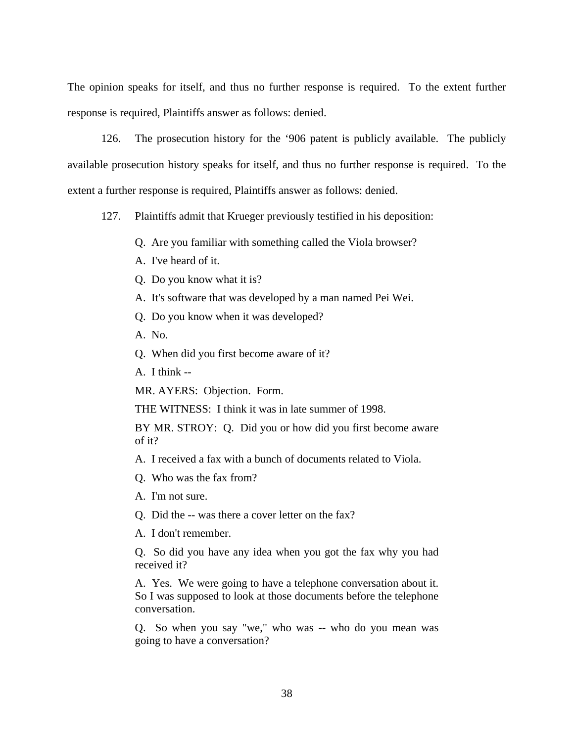The opinion speaks for itself, and thus no further response is required. To the extent further response is required, Plaintiffs answer as follows: denied.

126. The prosecution history for the '906 patent is publicly available. The publicly available prosecution history speaks for itself, and thus no further response is required. To the extent a further response is required, Plaintiffs answer as follows: denied.

127. Plaintiffs admit that Krueger previously testified in his deposition:

> Q. Are you familiar with something called the Viola browser?
>
> A. I've heard of it.
>
> Q. Do you know what it is?
>
> A. It's software that was developed by a man named Pei Wei.
>
> Q. Do you know when it was developed?
>
> A. No.
>
> Q. When did you first become aware of it?
>
> A. I think --
>
> MR. AYERS: Objection. Form.
>
> THE WITNESS: I think it was in late summer of 1998.
>
> BY MR. STROY: Q. Did you or how did you first become aware of it?
>
> A. I received a fax with a bunch of documents related to Viola.
>
> Q. Who was the fax from?
>
> A. I'm not sure.
>
> Q. Did the -- was there a cover letter on the fax?
>
> A. I don't remember.
>
> Q. So did you have any idea when you got the fax why you had received it?
>
> A. Yes. We were going to have a telephone conversation about it. So I was supposed to look at those documents before the telephone conversation.
>
> Q. So when you say "we," who was -- who do you mean was going to have a conversation?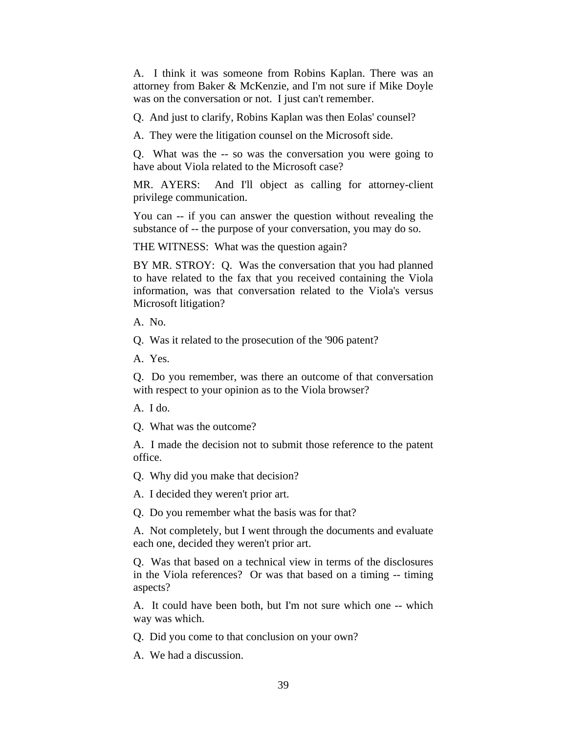A. I think it was someone from Robins Kaplan. There was an attorney from Baker & McKenzie, and I'm not sure if Mike Doyle was on the conversation or not. I just can't remember.

Q. And just to clarify, Robins Kaplan was then Eolas' counsel?

A. They were the litigation counsel on the Microsoft side.

Q. What was the -- so was the conversation you were going to have about Viola related to the Microsoft case?

MR. AYERS: And I'll object as calling for attorney-client privilege communication.

You can -- if you can answer the question without revealing the substance of -- the purpose of your conversation, you may do so.

THE WITNESS: What was the question again?

BY MR. STROY: Q. Was the conversation that you had planned to have related to the fax that you received containing the Viola information, was that conversation related to the Viola's versus Microsoft litigation?

A. No.

Q. Was it related to the prosecution of the '906 patent?

A. Yes.

Q. Do you remember, was there an outcome of that conversation with respect to your opinion as to the Viola browser?

A. I do.

Q. What was the outcome?

A. I made the decision not to submit those reference to the patent office.

Q. Why did you make that decision?

A. I decided they weren't prior art.

Q. Do you remember what the basis was for that?

A. Not completely, but I went through the documents and evaluate each one, decided they weren't prior art.

Q. Was that based on a technical view in terms of the disclosures in the Viola references? Or was that based on a timing -- timing aspects?

A. It could have been both, but I'm not sure which one -- which way was which.

Q. Did you come to that conclusion on your own?

A. We had a discussion.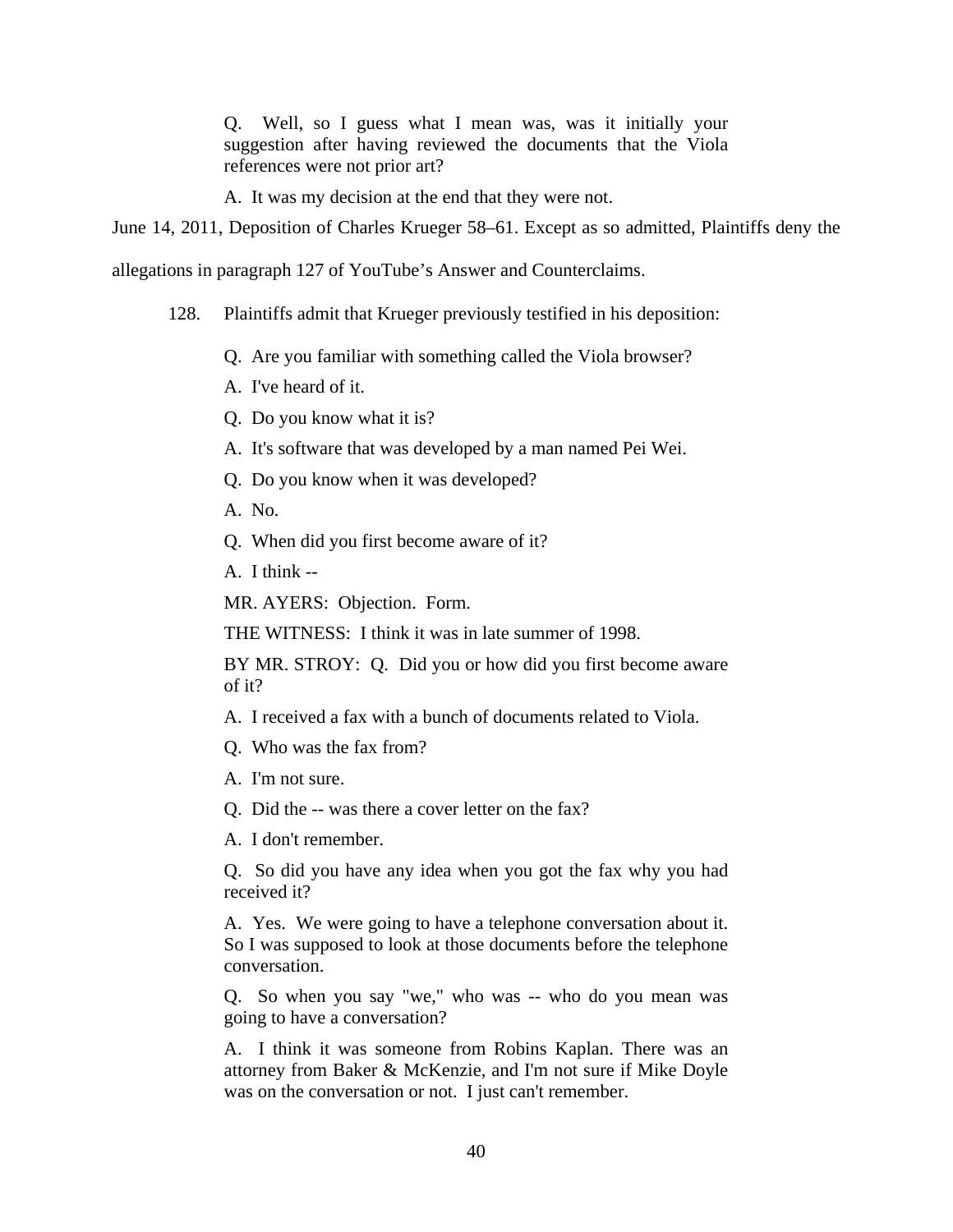> Q. Well, so I guess what I mean was, was it initially your suggestion after having reviewed the documents that the Viola references were not prior art?
>
> A. It was my decision at the end that they were not.

June 14, 2011, Deposition of Charles Krueger 58–61. Except as so admitted, Plaintiffs deny the allegations in paragraph 127 of YouTube's Answer and Counterclaims.

128. Plaintiffs admit that Krueger previously testified in his deposition:

> Q. Are you familiar with something called the Viola browser?
>
> A. I've heard of it.
>
> Q. Do you know what it is?
>
> A. It's software that was developed by a man named Pei Wei.
>
> Q. Do you know when it was developed?
>
> A. No.
>
> Q. When did you first become aware of it?
>
> A. I think --
>
> MR. AYERS: Objection. Form.
>
> THE WITNESS: I think it was in late summer of 1998.
>
> BY MR. STROY: Q. Did you or how did you first become aware of it?
>
> A. I received a fax with a bunch of documents related to Viola.
>
> Q. Who was the fax from?
>
> A. I'm not sure.
>
> Q. Did the -- was there a cover letter on the fax?
>
> A. I don't remember.
>
> Q. So did you have any idea when you got the fax why you had received it?
>
> A. Yes. We were going to have a telephone conversation about it. So I was supposed to look at those documents before the telephone conversation.
>
> Q. So when you say "we," who was -- who do you mean was going to have a conversation?
>
> A. I think it was someone from Robins Kaplan. There was an attorney from Baker & McKenzie, and I'm not sure if Mike Doyle was on the conversation or not. I just can't remember.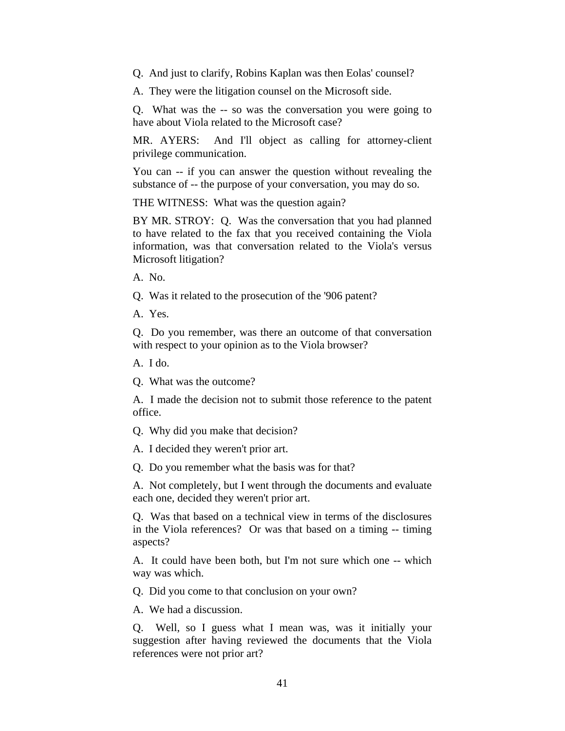Q. And just to clarify, Robins Kaplan was then Eolas' counsel?

A. They were the litigation counsel on the Microsoft side.

Q. What was the -- so was the conversation you were going to have about Viola related to the Microsoft case?

MR. AYERS: And I'll object as calling for attorney-client privilege communication.

You can -- if you can answer the question without revealing the substance of -- the purpose of your conversation, you may do so.

THE WITNESS: What was the question again?

BY MR. STROY: Q. Was the conversation that you had planned to have related to the fax that you received containing the Viola information, was that conversation related to the Viola's versus Microsoft litigation?

A. No.

Q. Was it related to the prosecution of the '906 patent?

A. Yes.

Q. Do you remember, was there an outcome of that conversation with respect to your opinion as to the Viola browser?

A. I do.

Q. What was the outcome?

A. I made the decision not to submit those reference to the patent office.

Q. Why did you make that decision?

A. I decided they weren't prior art.

Q. Do you remember what the basis was for that?

A. Not completely, but I went through the documents and evaluate each one, decided they weren't prior art.

Q. Was that based on a technical view in terms of the disclosures in the Viola references? Or was that based on a timing -- timing aspects?

A. It could have been both, but I'm not sure which one -- which way was which.

Q. Did you come to that conclusion on your own?

A. We had a discussion.

Q. Well, so I guess what I mean was, was it initially your suggestion after having reviewed the documents that the Viola references were not prior art?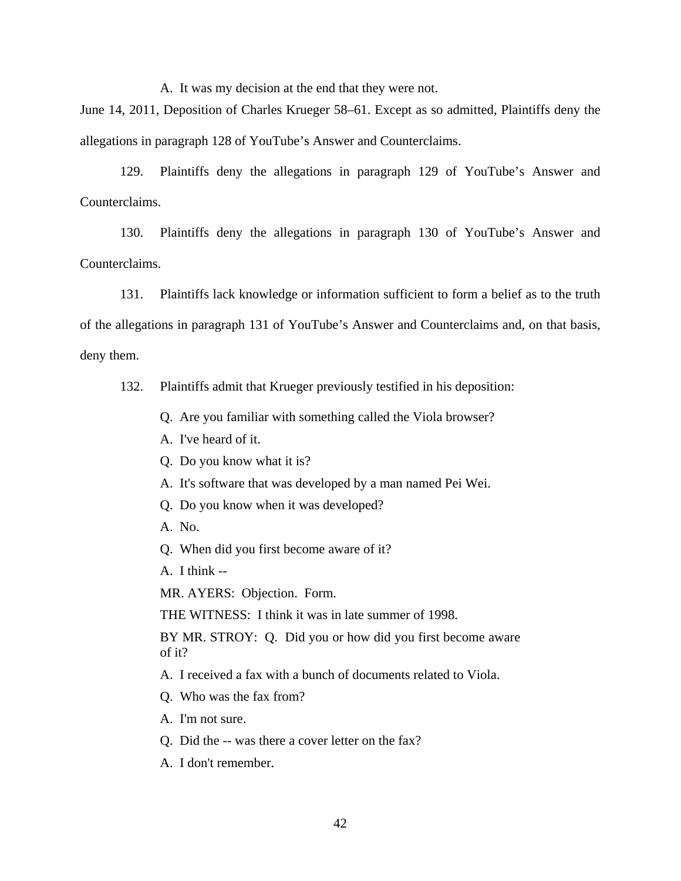A. It was my decision at the end that they were not.

June 14, 2011, Deposition of Charles Krueger 58–61. Except as so admitted, Plaintiffs deny the allegations in paragraph 128 of YouTube's Answer and Counterclaims.

129. Plaintiffs deny the allegations in paragraph 129 of YouTube's Answer and Counterclaims.

130. Plaintiffs deny the allegations in paragraph 130 of YouTube's Answer and Counterclaims.

131. Plaintiffs lack knowledge or information sufficient to form a belief as to the truth of the allegations in paragraph 131 of YouTube's Answer and Counterclaims and, on that basis, deny them.

132. Plaintiffs admit that Krueger previously testified in his deposition:

> Q. Are you familiar with something called the Viola browser?
>
> A. I've heard of it.
>
> Q. Do you know what it is?
>
> A. It's software that was developed by a man named Pei Wei.
>
> Q. Do you know when it was developed?
>
> A. No.
>
> Q. When did you first become aware of it?
>
> A. I think --
>
> MR. AYERS: Objection. Form.
>
> THE WITNESS: I think it was in late summer of 1998.
>
> BY MR. STROY: Q. Did you or how did you first become aware of it?
>
> A. I received a fax with a bunch of documents related to Viola.
>
> Q. Who was the fax from?
>
> A. I'm not sure.
>
> Q. Did the -- was there a cover letter on the fax?
>
> A. I don't remember.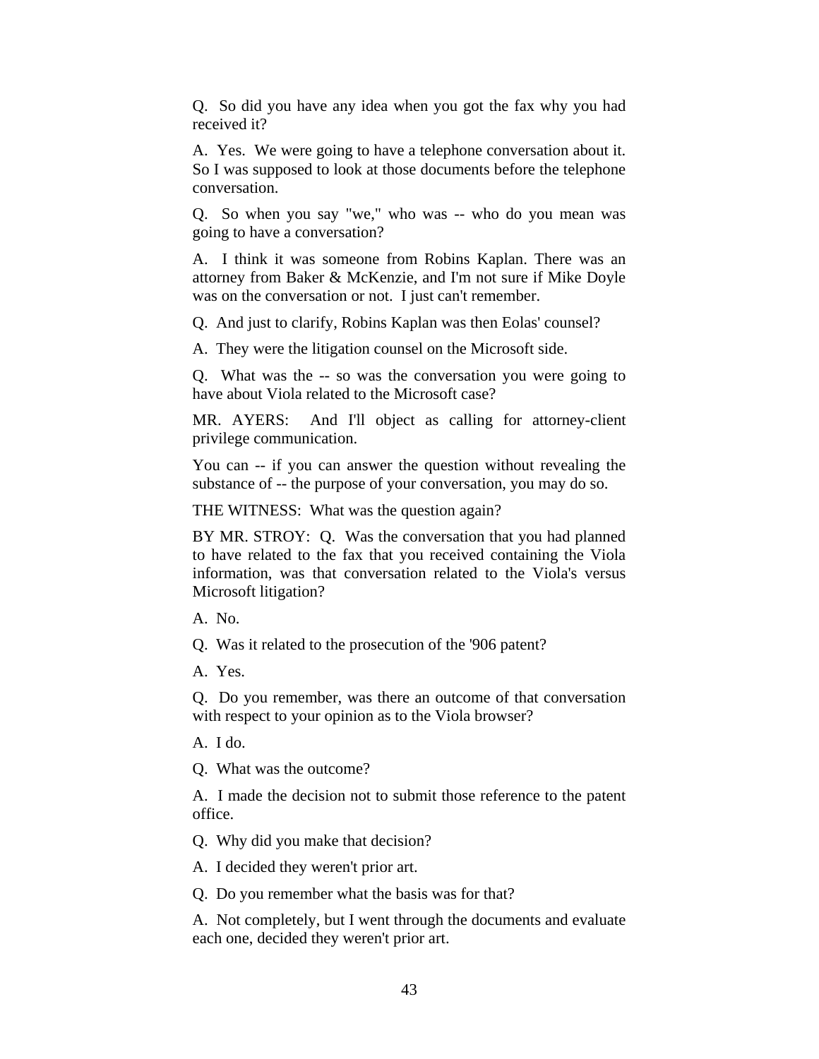Q. So did you have any idea when you got the fax why you had received it?

A. Yes. We were going to have a telephone conversation about it. So I was supposed to look at those documents before the telephone conversation.

Q. So when you say "we," who was -- who do you mean was going to have a conversation?

A. I think it was someone from Robins Kaplan. There was an attorney from Baker & McKenzie, and I'm not sure if Mike Doyle was on the conversation or not. I just can't remember.

Q. And just to clarify, Robins Kaplan was then Eolas' counsel?

A. They were the litigation counsel on the Microsoft side.

Q. What was the -- so was the conversation you were going to have about Viola related to the Microsoft case?

MR. AYERS: And I'll object as calling for attorney-client privilege communication.

You can -- if you can answer the question without revealing the substance of -- the purpose of your conversation, you may do so.

THE WITNESS: What was the question again?

BY MR. STROY: Q. Was the conversation that you had planned to have related to the fax that you received containing the Viola information, was that conversation related to the Viola's versus Microsoft litigation?

A. No.

Q. Was it related to the prosecution of the '906 patent?

A. Yes.

Q. Do you remember, was there an outcome of that conversation with respect to your opinion as to the Viola browser?

A. I do.

Q. What was the outcome?

A. I made the decision not to submit those reference to the patent office.

Q. Why did you make that decision?

A. I decided they weren't prior art.

Q. Do you remember what the basis was for that?

A. Not completely, but I went through the documents and evaluate each one, decided they weren't prior art.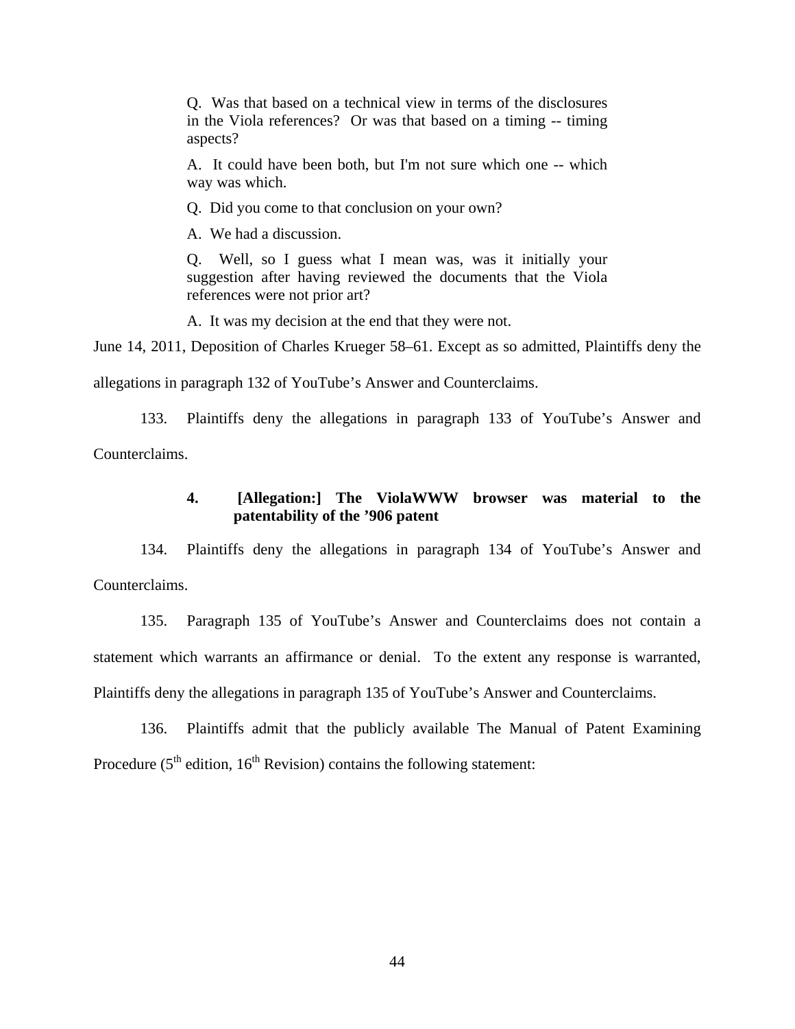> Q. Was that based on a technical view in terms of the disclosures in the Viola references? Or was that based on a timing -- timing aspects?
>
> A. It could have been both, but I'm not sure which one -- which way was which.
>
> Q. Did you come to that conclusion on your own?
>
> A. We had a discussion.
>
> Q. Well, so I guess what I mean was, was it initially your suggestion after having reviewed the documents that the Viola references were not prior art?
>
> A. It was my decision at the end that they were not.

June 14, 2011, Deposition of Charles Krueger 58–61. Except as so admitted, Plaintiffs deny the allegations in paragraph 132 of YouTube's Answer and Counterclaims.

133. Plaintiffs deny the allegations in paragraph 133 of YouTube's Answer and Counterclaims.

#### 4. [Allegation:] The ViolaWWW browser was material to the patentability of the '906 patent

134. Plaintiffs deny the allegations in paragraph 134 of YouTube's Answer and Counterclaims.

135. Paragraph 135 of YouTube's Answer and Counterclaims does not contain a statement which warrants an affirmance or denial. To the extent any response is warranted, Plaintiffs deny the allegations in paragraph 135 of YouTube's Answer and Counterclaims.

136. Plaintiffs admit that the publicly available The Manual of Patent Examining Procedure (5th edition, 16th Revision) contains the following statement: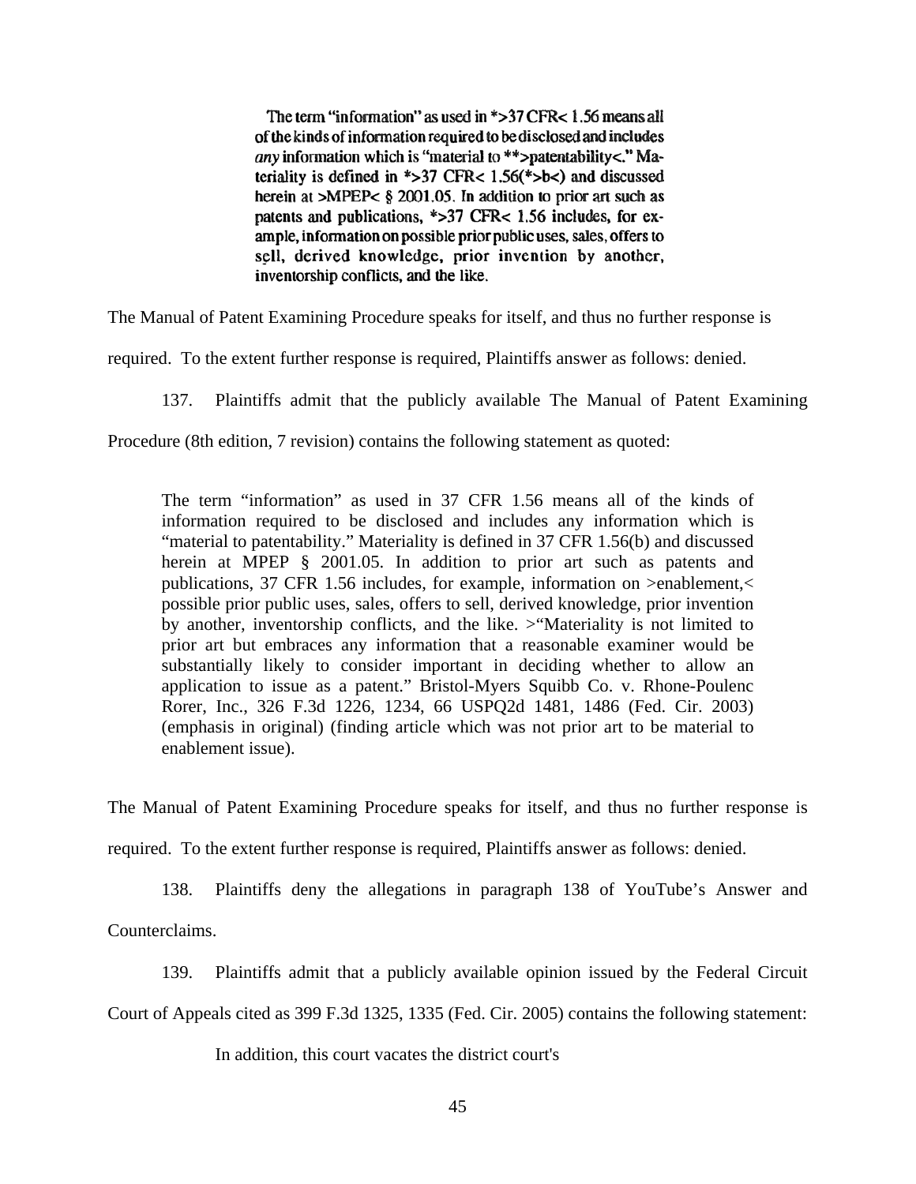> The term "information" as used in *>37 CFR< 1.56 means all of the kinds of information required to be disclosed and includes *any* information which is "material to **>patentability<." Materiality is defined in *>37 CFR< 1.56(*>b<) and discussed herein at >MPEP< § 2001.05. In addition to prior art such as patents and publications, *>37 CFR< 1.56 includes, for example, information on possible prior public uses, sales, offers to sell, derived knowledge, prior invention by another, inventorship conflicts, and the like.

The Manual of Patent Examining Procedure speaks for itself, and thus no further response is required. To the extent further response is required, Plaintiffs answer as follows: denied.

137. Plaintiffs admit that the publicly available The Manual of Patent Examining Procedure (8th edition, 7 revision) contains the following statement as quoted:

> The term "information" as used in 37 CFR 1.56 means all of the kinds of information required to be disclosed and includes any information which is "material to patentability." Materiality is defined in 37 CFR 1.56(b) and discussed herein at MPEP § 2001.05. In addition to prior art such as patents and publications, 37 CFR 1.56 includes, for example, information on >enablement,< possible prior public uses, sales, offers to sell, derived knowledge, prior invention by another, inventorship conflicts, and the like. >"Materiality is not limited to prior art but embraces any information that a reasonable examiner would be substantially likely to consider important in deciding whether to allow an application to issue as a patent." Bristol-Myers Squibb Co. v. Rhone-Poulenc Rorer, Inc., 326 F.3d 1226, 1234, 66 USPQ2d 1481, 1486 (Fed. Cir. 2003) (emphasis in original) (finding article which was not prior art to be material to enablement issue).

The Manual of Patent Examining Procedure speaks for itself, and thus no further response is required. To the extent further response is required, Plaintiffs answer as follows: denied.

138. Plaintiffs deny the allegations in paragraph 138 of YouTube's Answer and Counterclaims.

139. Plaintiffs admit that a publicly available opinion issued by the Federal Circuit Court of Appeals cited as 399 F.3d 1325, 1335 (Fed. Cir. 2005) contains the following statement:

> In addition, this court vacates the district court's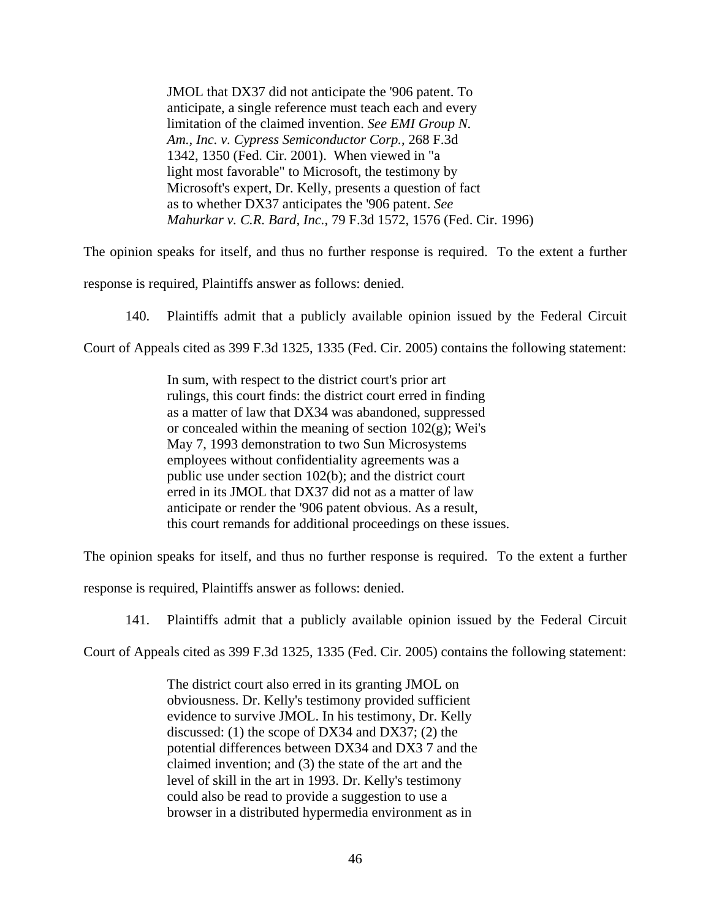> JMOL that DX37 did not anticipate the '906 patent. To anticipate, a single reference must teach each and every limitation of the claimed invention. *See EMI Group N. Am., Inc. v. Cypress Semiconductor Corp.*, 268 F.3d 1342, 1350 (Fed. Cir. 2001). When viewed in "a light most favorable" to Microsoft, the testimony by Microsoft's expert, Dr. Kelly, presents a question of fact as to whether DX37 anticipates the '906 patent. *See Mahurkar v. C.R. Bard, Inc.*, 79 F.3d 1572, 1576 (Fed. Cir. 1996)

The opinion speaks for itself, and thus no further response is required. To the extent a further response is required, Plaintiffs answer as follows: denied.

140. Plaintiffs admit that a publicly available opinion issued by the Federal Circuit Court of Appeals cited as 399 F.3d 1325, 1335 (Fed. Cir. 2005) contains the following statement:

> In sum, with respect to the district court's prior art rulings, this court finds: the district court erred in finding as a matter of law that DX34 was abandoned, suppressed or concealed within the meaning of section 102(g); Wei's May 7, 1993 demonstration to two Sun Microsystems employees without confidentiality agreements was a public use under section 102(b); and the district court erred in its JMOL that DX37 did not as a matter of law anticipate or render the '906 patent obvious. As a result, this court remands for additional proceedings on these issues.

The opinion speaks for itself, and thus no further response is required. To the extent a further response is required, Plaintiffs answer as follows: denied.

141. Plaintiffs admit that a publicly available opinion issued by the Federal Circuit Court of Appeals cited as 399 F.3d 1325, 1335 (Fed. Cir. 2005) contains the following statement:

> The district court also erred in its granting JMOL on obviousness. Dr. Kelly's testimony provided sufficient evidence to survive JMOL. In his testimony, Dr. Kelly discussed: (1) the scope of DX34 and DX37; (2) the potential differences between DX34 and DX3 7 and the claimed invention; and (3) the state of the art and the level of skill in the art in 1993. Dr. Kelly's testimony could also be read to provide a suggestion to use a browser in a distributed hypermedia environment as in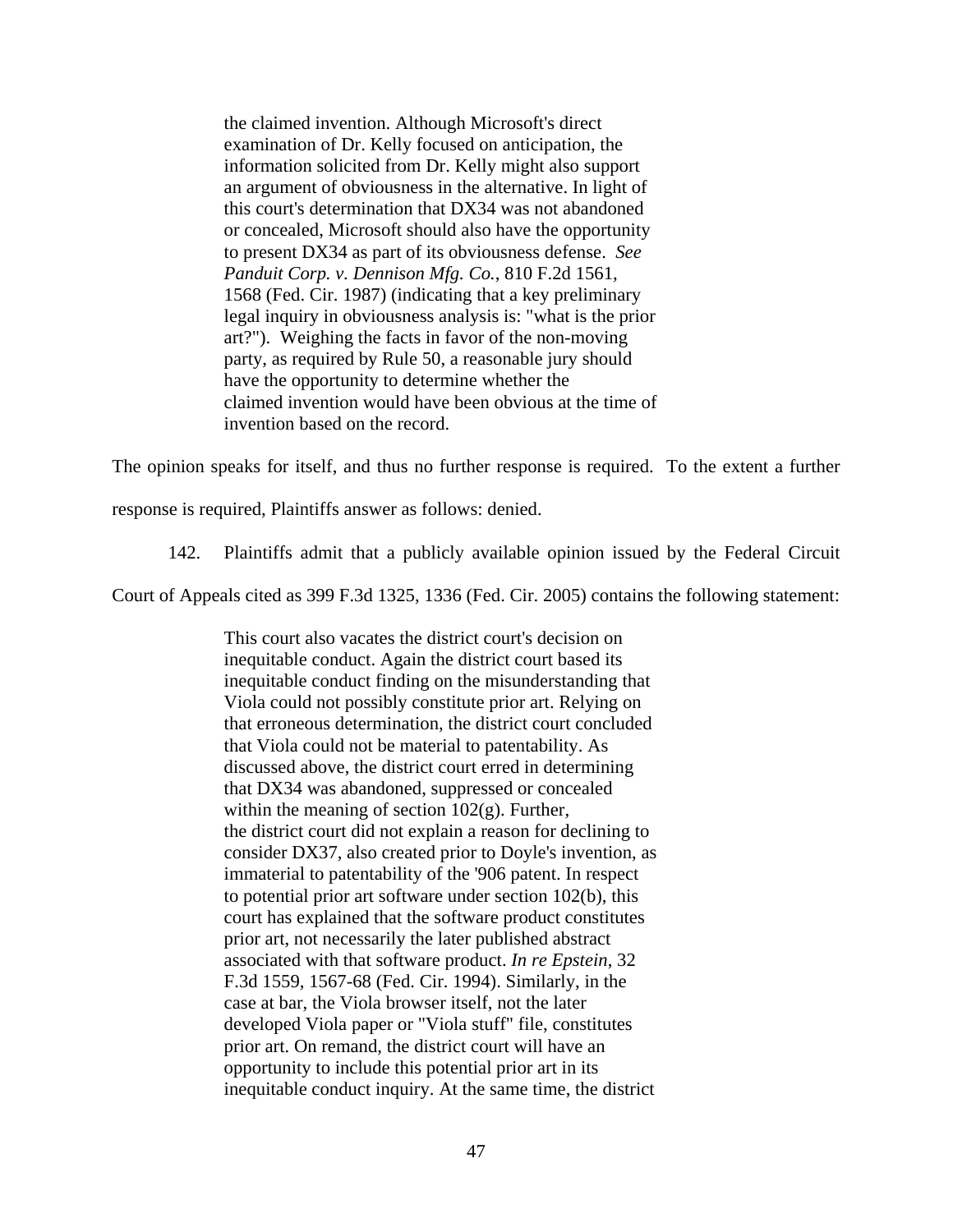> the claimed invention. Although Microsoft's direct examination of Dr. Kelly focused on anticipation, the information solicited from Dr. Kelly might also support an argument of obviousness in the alternative. In light of this court's determination that DX34 was not abandoned or concealed, Microsoft should also have the opportunity to present DX34 as part of its obviousness defense. *See Panduit Corp. v. Dennison Mfg. Co.*, 810 F.2d 1561, 1568 (Fed. Cir. 1987) (indicating that a key preliminary legal inquiry in obviousness analysis is: "what is the prior art?"). Weighing the facts in favor of the non-moving party, as required by Rule 50, a reasonable jury should have the opportunity to determine whether the claimed invention would have been obvious at the time of invention based on the record.

The opinion speaks for itself, and thus no further response is required. To the extent a further response is required, Plaintiffs answer as follows: denied.

142. Plaintiffs admit that a publicly available opinion issued by the Federal Circuit Court of Appeals cited as 399 F.3d 1325, 1336 (Fed. Cir. 2005) contains the following statement:

> This court also vacates the district court's decision on inequitable conduct. Again the district court based its inequitable conduct finding on the misunderstanding that Viola could not possibly constitute prior art. Relying on that erroneous determination, the district court concluded that Viola could not be material to patentability. As discussed above, the district court erred in determining that DX34 was abandoned, suppressed or concealed within the meaning of section 102(g). Further, the district court did not explain a reason for declining to consider DX37, also created prior to Doyle's invention, as immaterial to patentability of the '906 patent. In respect to potential prior art software under section 102(b), this court has explained that the software product constitutes prior art, not necessarily the later published abstract associated with that software product. *In re Epstein*, 32 F.3d 1559, 1567-68 (Fed. Cir. 1994). Similarly, in the case at bar, the Viola browser itself, not the later developed Viola paper or "Viola stuff" file, constitutes prior art. On remand, the district court will have an opportunity to include this potential prior art in its inequitable conduct inquiry. At the same time, the district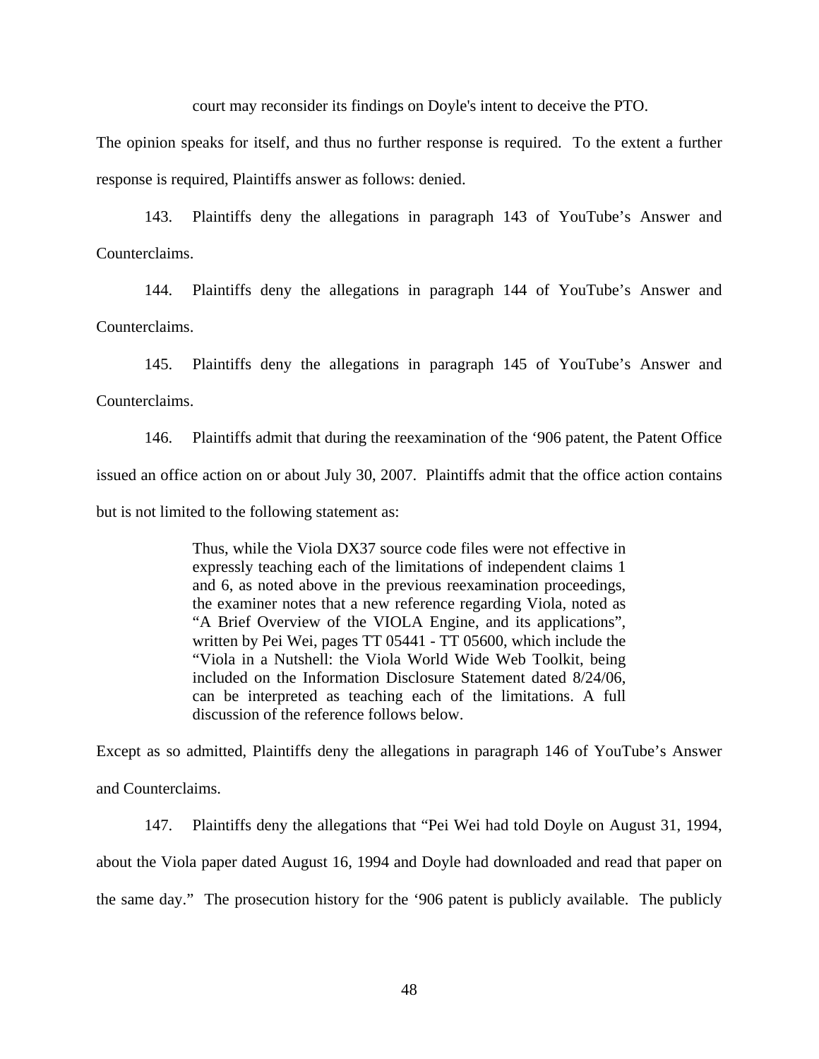court may reconsider its findings on Doyle's intent to deceive the PTO.

The opinion speaks for itself, and thus no further response is required. To the extent a further response is required, Plaintiffs answer as follows: denied.

143. Plaintiffs deny the allegations in paragraph 143 of YouTube's Answer and Counterclaims.

144. Plaintiffs deny the allegations in paragraph 144 of YouTube's Answer and Counterclaims.

145. Plaintiffs deny the allegations in paragraph 145 of YouTube's Answer and Counterclaims.

146. Plaintiffs admit that during the reexamination of the '906 patent, the Patent Office issued an office action on or about July 30, 2007. Plaintiffs admit that the office action contains but is not limited to the following statement as:

> Thus, while the Viola DX37 source code files were not effective in expressly teaching each of the limitations of independent claims 1 and 6, as noted above in the previous reexamination proceedings, the examiner notes that a new reference regarding Viola, noted as "A Brief Overview of the VIOLA Engine, and its applications", written by Pei Wei, pages TT 05441 - TT 05600, which include the "Viola in a Nutshell: the Viola World Wide Web Toolkit, being included on the Information Disclosure Statement dated 8/24/06, can be interpreted as teaching each of the limitations. A full discussion of the reference follows below.

Except as so admitted, Plaintiffs deny the allegations in paragraph 146 of YouTube's Answer and Counterclaims.

147. Plaintiffs deny the allegations that "Pei Wei had told Doyle on August 31, 1994, about the Viola paper dated August 16, 1994 and Doyle had downloaded and read that paper on the same day." The prosecution history for the '906 patent is publicly available. The publicly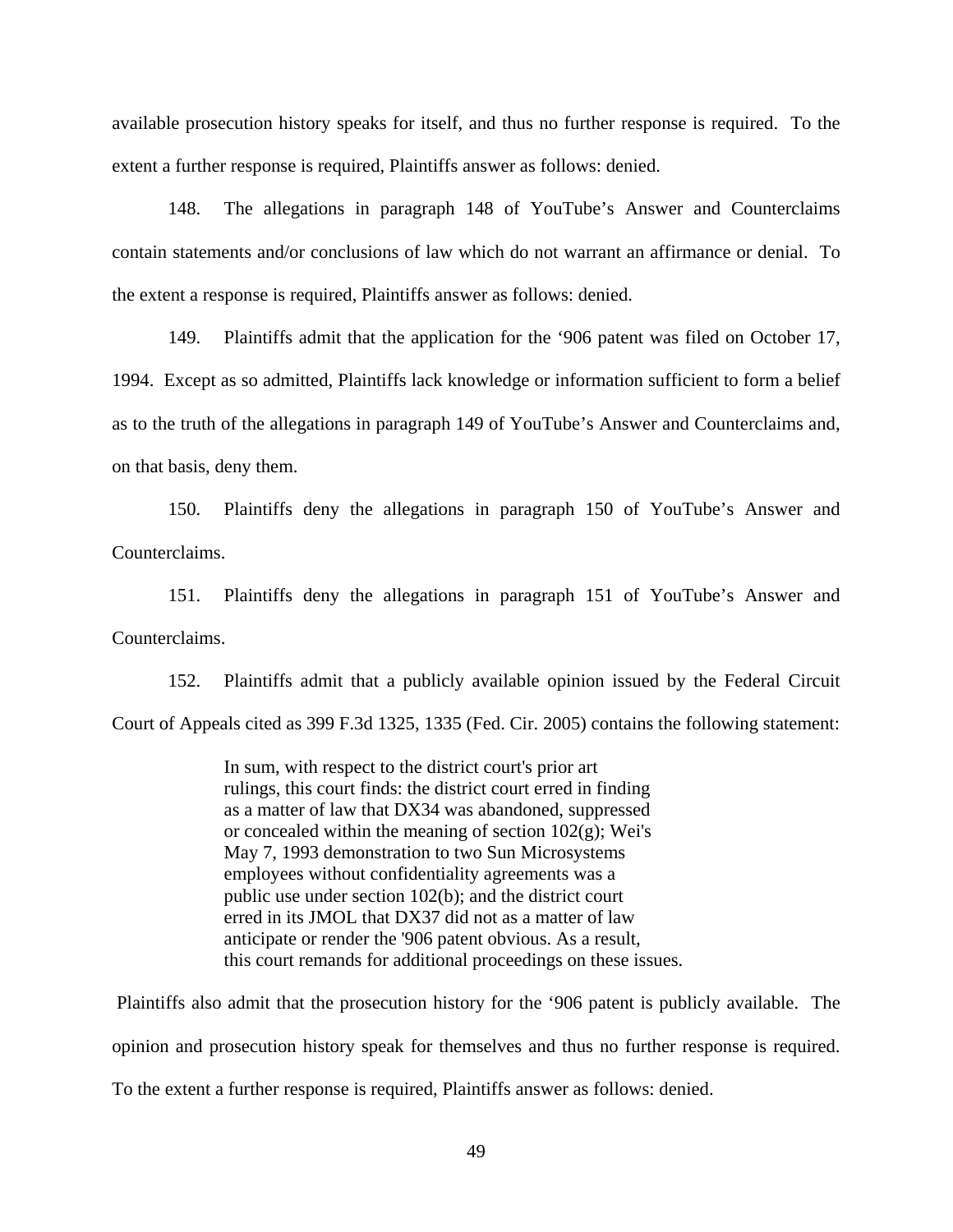available prosecution history speaks for itself, and thus no further response is required. To the extent a further response is required, Plaintiffs answer as follows: denied.

148. The allegations in paragraph 148 of YouTube's Answer and Counterclaims contain statements and/or conclusions of law which do not warrant an affirmance or denial. To the extent a response is required, Plaintiffs answer as follows: denied.

149. Plaintiffs admit that the application for the '906 patent was filed on October 17, 1994. Except as so admitted, Plaintiffs lack knowledge or information sufficient to form a belief as to the truth of the allegations in paragraph 149 of YouTube's Answer and Counterclaims and, on that basis, deny them.

150. Plaintiffs deny the allegations in paragraph 150 of YouTube's Answer and Counterclaims.

151. Plaintiffs deny the allegations in paragraph 151 of YouTube's Answer and Counterclaims.

152. Plaintiffs admit that a publicly available opinion issued by the Federal Circuit Court of Appeals cited as 399 F.3d 1325, 1335 (Fed. Cir. 2005) contains the following statement:

> In sum, with respect to the district court's prior art rulings, this court finds: the district court erred in finding as a matter of law that DX34 was abandoned, suppressed or concealed within the meaning of section 102(g); Wei's May 7, 1993 demonstration to two Sun Microsystems employees without confidentiality agreements was a public use under section 102(b); and the district court erred in its JMOL that DX37 did not as a matter of law anticipate or render the '906 patent obvious. As a result, this court remands for additional proceedings on these issues.

Plaintiffs also admit that the prosecution history for the '906 patent is publicly available. The opinion and prosecution history speak for themselves and thus no further response is required. To the extent a further response is required, Plaintiffs answer as follows: denied.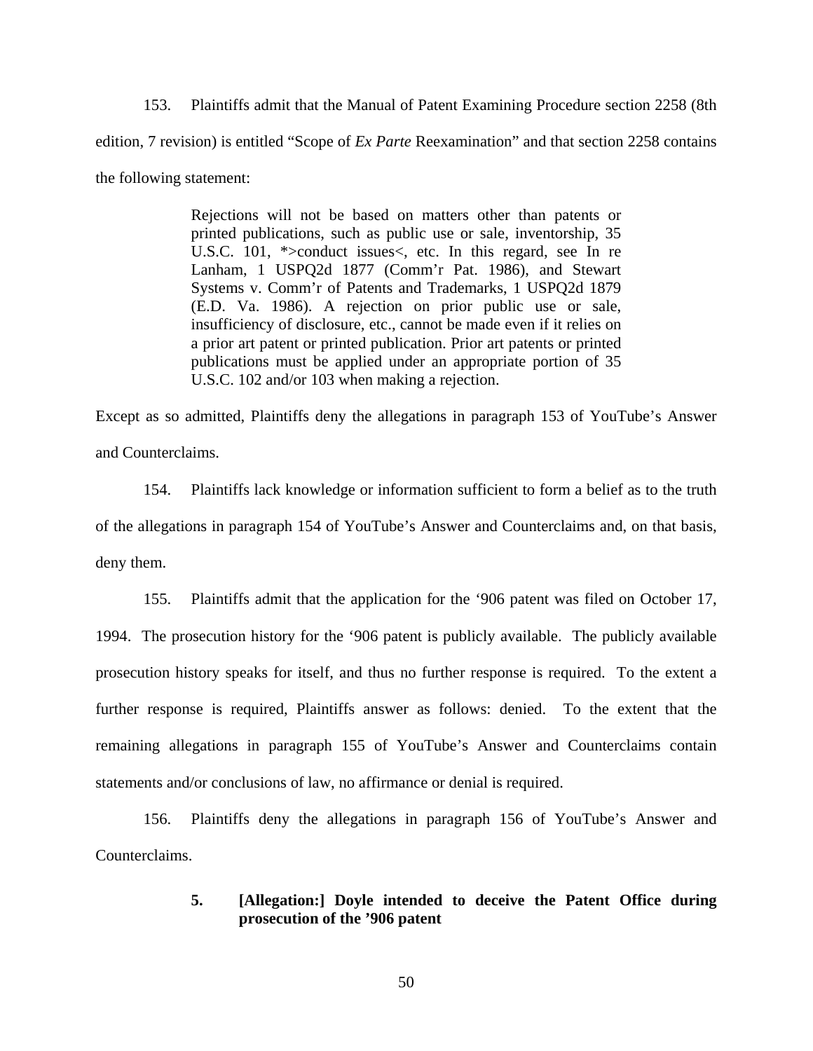153. Plaintiffs admit that the Manual of Patent Examining Procedure section 2258 (8th edition, 7 revision) is entitled "Scope of *Ex Parte* Reexamination" and that section 2258 contains the following statement:

> Rejections will not be based on matters other than patents or printed publications, such as public use or sale, inventorship, 35 U.S.C. 101, *>conduct issues<, etc. In this regard, see In re Lanham, 1 USPQ2d 1877 (Comm'r Pat. 1986), and Stewart Systems v. Comm'r of Patents and Trademarks, 1 USPQ2d 1879 (E.D. Va. 1986). A rejection on prior public use or sale, insufficiency of disclosure, etc., cannot be made even if it relies on a prior art patent or printed publication. Prior art patents or printed publications must be applied under an appropriate portion of 35 U.S.C. 102 and/or 103 when making a rejection.

Except as so admitted, Plaintiffs deny the allegations in paragraph 153 of YouTube's Answer and Counterclaims.

154. Plaintiffs lack knowledge or information sufficient to form a belief as to the truth of the allegations in paragraph 154 of YouTube's Answer and Counterclaims and, on that basis, deny them.

155. Plaintiffs admit that the application for the '906 patent was filed on October 17, 1994. The prosecution history for the '906 patent is publicly available. The publicly available prosecution history speaks for itself, and thus no further response is required. To the extent a further response is required, Plaintiffs answer as follows: denied. To the extent that the remaining allegations in paragraph 155 of YouTube's Answer and Counterclaims contain statements and/or conclusions of law, no affirmance or denial is required.

156. Plaintiffs deny the allegations in paragraph 156 of YouTube's Answer and Counterclaims.

**5. [Allegation:] Doyle intended to deceive the Patent Office during prosecution of the '906 patent**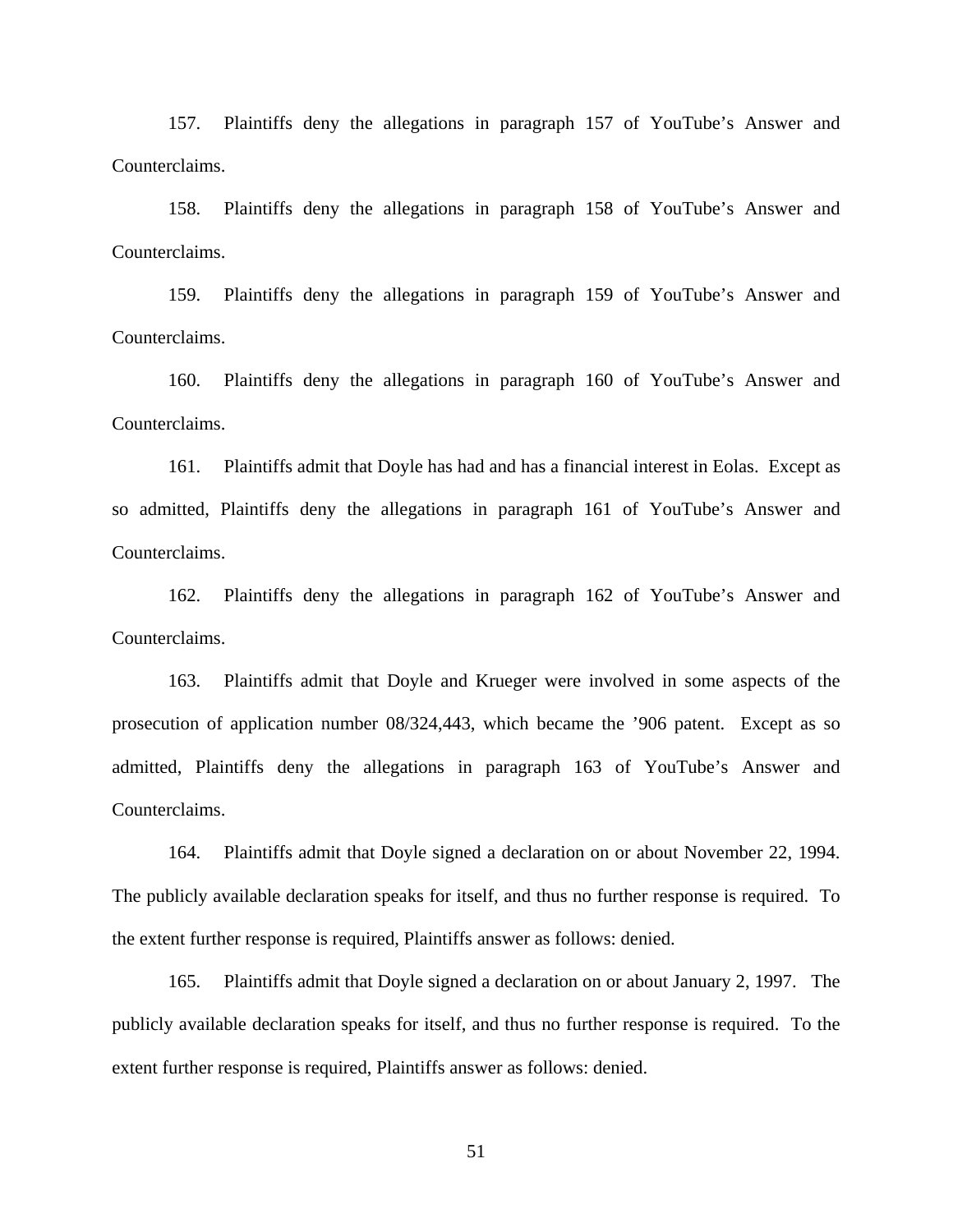157. Plaintiffs deny the allegations in paragraph 157 of YouTube's Answer and Counterclaims.

158. Plaintiffs deny the allegations in paragraph 158 of YouTube's Answer and Counterclaims.

159. Plaintiffs deny the allegations in paragraph 159 of YouTube's Answer and Counterclaims.

160. Plaintiffs deny the allegations in paragraph 160 of YouTube's Answer and Counterclaims.

161. Plaintiffs admit that Doyle has had and has a financial interest in Eolas. Except as so admitted, Plaintiffs deny the allegations in paragraph 161 of YouTube's Answer and Counterclaims.

162. Plaintiffs deny the allegations in paragraph 162 of YouTube's Answer and Counterclaims.

163. Plaintiffs admit that Doyle and Krueger were involved in some aspects of the prosecution of application number 08/324,443, which became the '906 patent. Except as so admitted, Plaintiffs deny the allegations in paragraph 163 of YouTube's Answer and Counterclaims.

164. Plaintiffs admit that Doyle signed a declaration on or about November 22, 1994. The publicly available declaration speaks for itself, and thus no further response is required. To the extent further response is required, Plaintiffs answer as follows: denied.

165. Plaintiffs admit that Doyle signed a declaration on or about January 2, 1997. The publicly available declaration speaks for itself, and thus no further response is required. To the extent further response is required, Plaintiffs answer as follows: denied.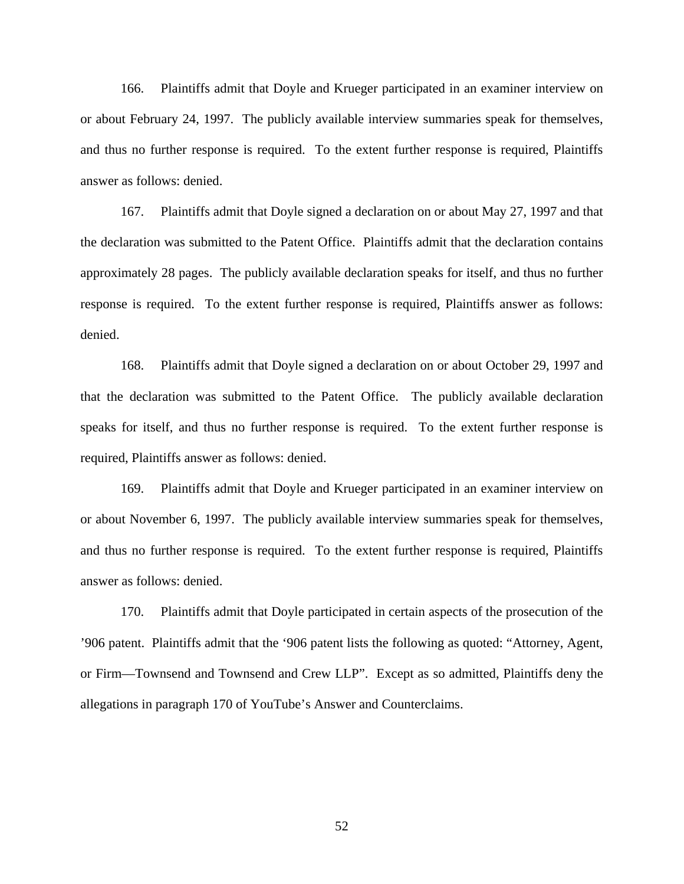166. Plaintiffs admit that Doyle and Krueger participated in an examiner interview on or about February 24, 1997. The publicly available interview summaries speak for themselves, and thus no further response is required. To the extent further response is required, Plaintiffs answer as follows: denied.

167. Plaintiffs admit that Doyle signed a declaration on or about May 27, 1997 and that the declaration was submitted to the Patent Office. Plaintiffs admit that the declaration contains approximately 28 pages. The publicly available declaration speaks for itself, and thus no further response is required. To the extent further response is required, Plaintiffs answer as follows: denied.

168. Plaintiffs admit that Doyle signed a declaration on or about October 29, 1997 and that the declaration was submitted to the Patent Office. The publicly available declaration speaks for itself, and thus no further response is required. To the extent further response is required, Plaintiffs answer as follows: denied.

169. Plaintiffs admit that Doyle and Krueger participated in an examiner interview on or about November 6, 1997. The publicly available interview summaries speak for themselves, and thus no further response is required. To the extent further response is required, Plaintiffs answer as follows: denied.

170. Plaintiffs admit that Doyle participated in certain aspects of the prosecution of the ’906 patent. Plaintiffs admit that the ‘906 patent lists the following as quoted: “Attorney, Agent, or Firm—Townsend and Townsend and Crew LLP”. Except as so admitted, Plaintiffs deny the allegations in paragraph 170 of YouTube’s Answer and Counterclaims.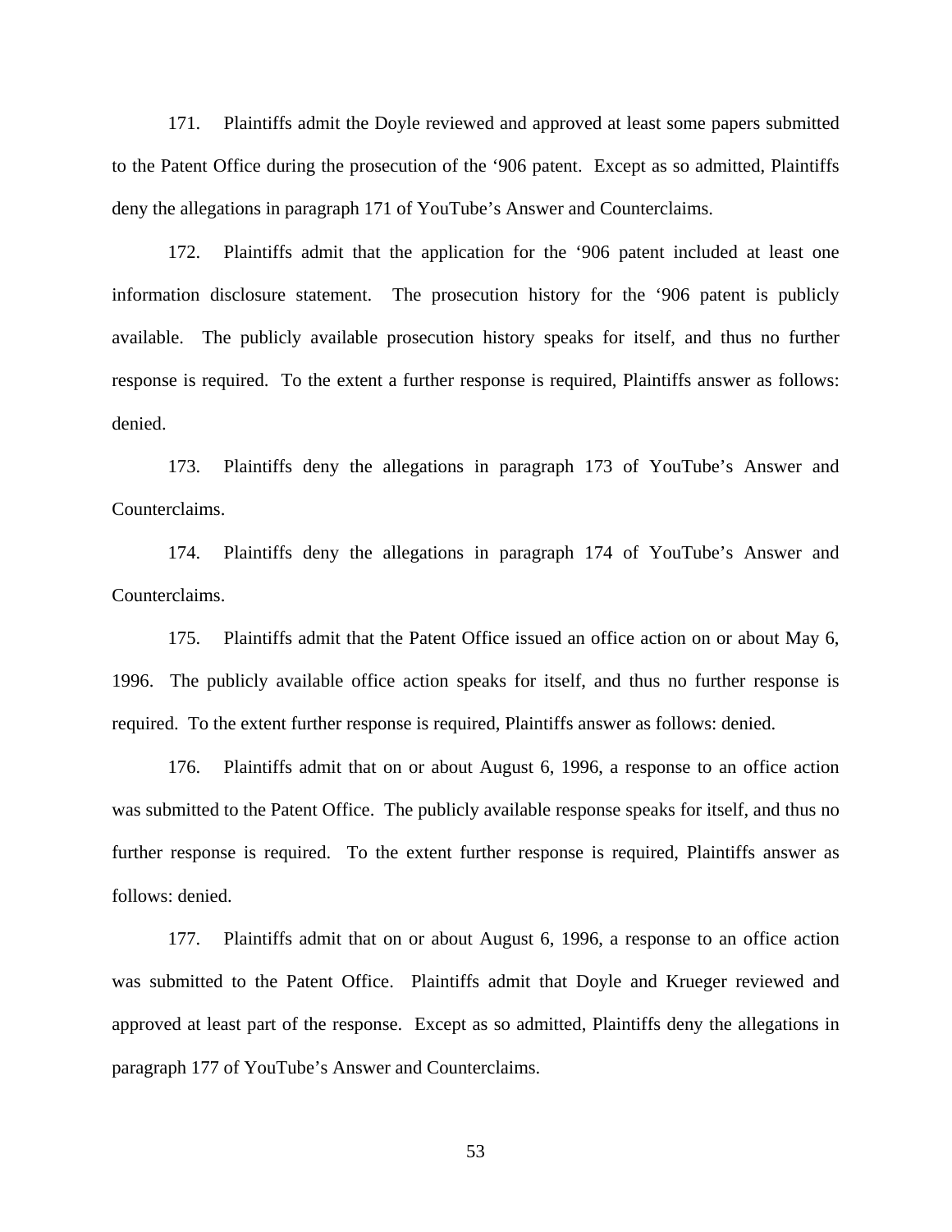171. Plaintiffs admit the Doyle reviewed and approved at least some papers submitted to the Patent Office during the prosecution of the ‘906 patent. Except as so admitted, Plaintiffs deny the allegations in paragraph 171 of YouTube’s Answer and Counterclaims.

172. Plaintiffs admit that the application for the ‘906 patent included at least one information disclosure statement. The prosecution history for the ‘906 patent is publicly available. The publicly available prosecution history speaks for itself, and thus no further response is required. To the extent a further response is required, Plaintiffs answer as follows: denied.

173. Plaintiffs deny the allegations in paragraph 173 of YouTube’s Answer and Counterclaims.

174. Plaintiffs deny the allegations in paragraph 174 of YouTube’s Answer and Counterclaims.

175. Plaintiffs admit that the Patent Office issued an office action on or about May 6, 1996. The publicly available office action speaks for itself, and thus no further response is required. To the extent further response is required, Plaintiffs answer as follows: denied.

176. Plaintiffs admit that on or about August 6, 1996, a response to an office action was submitted to the Patent Office. The publicly available response speaks for itself, and thus no further response is required. To the extent further response is required, Plaintiffs answer as follows: denied.

177. Plaintiffs admit that on or about August 6, 1996, a response to an office action was submitted to the Patent Office. Plaintiffs admit that Doyle and Krueger reviewed and approved at least part of the response. Except as so admitted, Plaintiffs deny the allegations in paragraph 177 of YouTube’s Answer and Counterclaims.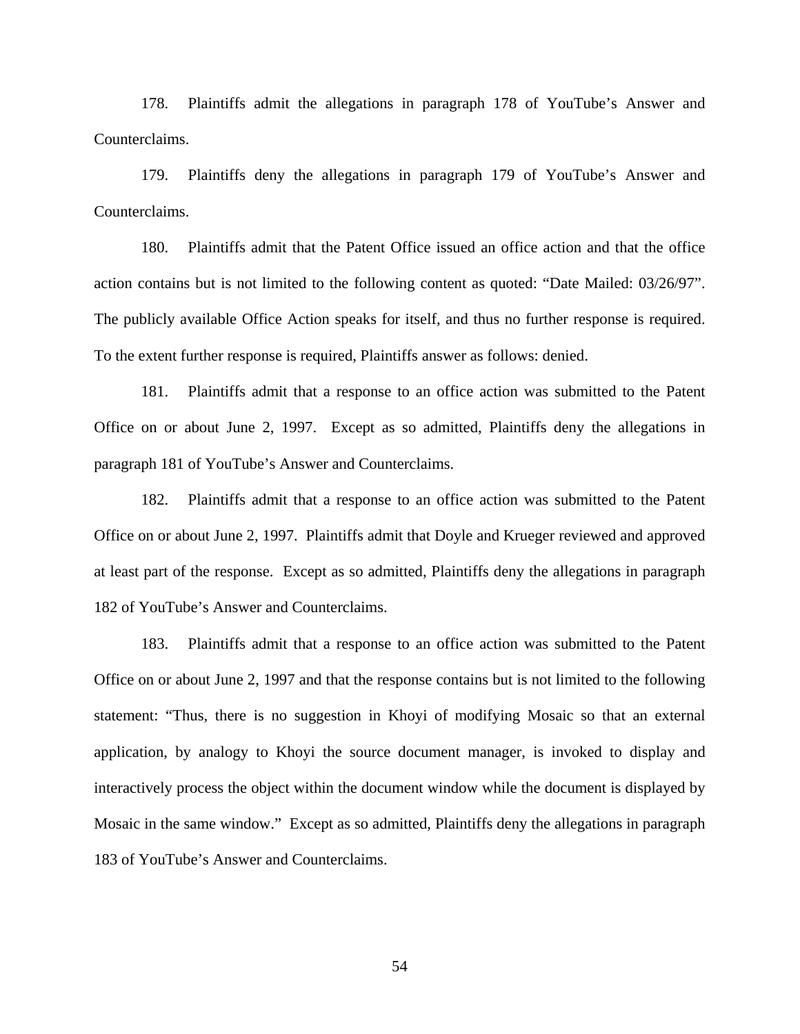178. Plaintiffs admit the allegations in paragraph 178 of YouTube's Answer and Counterclaims.

179. Plaintiffs deny the allegations in paragraph 179 of YouTube's Answer and Counterclaims.

180. Plaintiffs admit that the Patent Office issued an office action and that the office action contains but is not limited to the following content as quoted: "Date Mailed: 03/26/97". The publicly available Office Action speaks for itself, and thus no further response is required. To the extent further response is required, Plaintiffs answer as follows: denied.

181. Plaintiffs admit that a response to an office action was submitted to the Patent Office on or about June 2, 1997. Except as so admitted, Plaintiffs deny the allegations in paragraph 181 of YouTube's Answer and Counterclaims.

182. Plaintiffs admit that a response to an office action was submitted to the Patent Office on or about June 2, 1997. Plaintiffs admit that Doyle and Krueger reviewed and approved at least part of the response. Except as so admitted, Plaintiffs deny the allegations in paragraph 182 of YouTube's Answer and Counterclaims.

183. Plaintiffs admit that a response to an office action was submitted to the Patent Office on or about June 2, 1997 and that the response contains but is not limited to the following statement: "Thus, there is no suggestion in Khoyi of modifying Mosaic so that an external application, by analogy to Khoyi the source document manager, is invoked to display and interactively process the object within the document window while the document is displayed by Mosaic in the same window." Except as so admitted, Plaintiffs deny the allegations in paragraph 183 of YouTube's Answer and Counterclaims.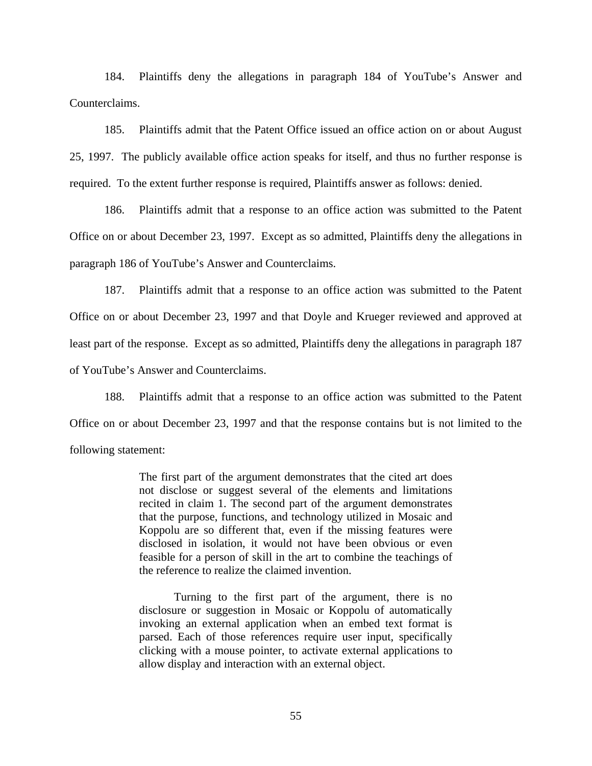184. Plaintiffs deny the allegations in paragraph 184 of YouTube's Answer and Counterclaims.

185. Plaintiffs admit that the Patent Office issued an office action on or about August 25, 1997. The publicly available office action speaks for itself, and thus no further response is required. To the extent further response is required, Plaintiffs answer as follows: denied.

186. Plaintiffs admit that a response to an office action was submitted to the Patent Office on or about December 23, 1997. Except as so admitted, Plaintiffs deny the allegations in paragraph 186 of YouTube's Answer and Counterclaims.

187. Plaintiffs admit that a response to an office action was submitted to the Patent Office on or about December 23, 1997 and that Doyle and Krueger reviewed and approved at least part of the response. Except as so admitted, Plaintiffs deny the allegations in paragraph 187 of YouTube's Answer and Counterclaims.

188. Plaintiffs admit that a response to an office action was submitted to the Patent Office on or about December 23, 1997 and that the response contains but is not limited to the following statement:

> The first part of the argument demonstrates that the cited art does not disclose or suggest several of the elements and limitations recited in claim 1. The second part of the argument demonstrates that the purpose, functions, and technology utilized in Mosaic and Koppolu are so different that, even if the missing features were disclosed in isolation, it would not have been obvious or even feasible for a person of skill in the art to combine the teachings of the reference to realize the claimed invention.
>
> Turning to the first part of the argument, there is no disclosure or suggestion in Mosaic or Koppolu of automatically invoking an external application when an embed text format is parsed. Each of those references require user input, specifically clicking with a mouse pointer, to activate external applications to allow display and interaction with an external object.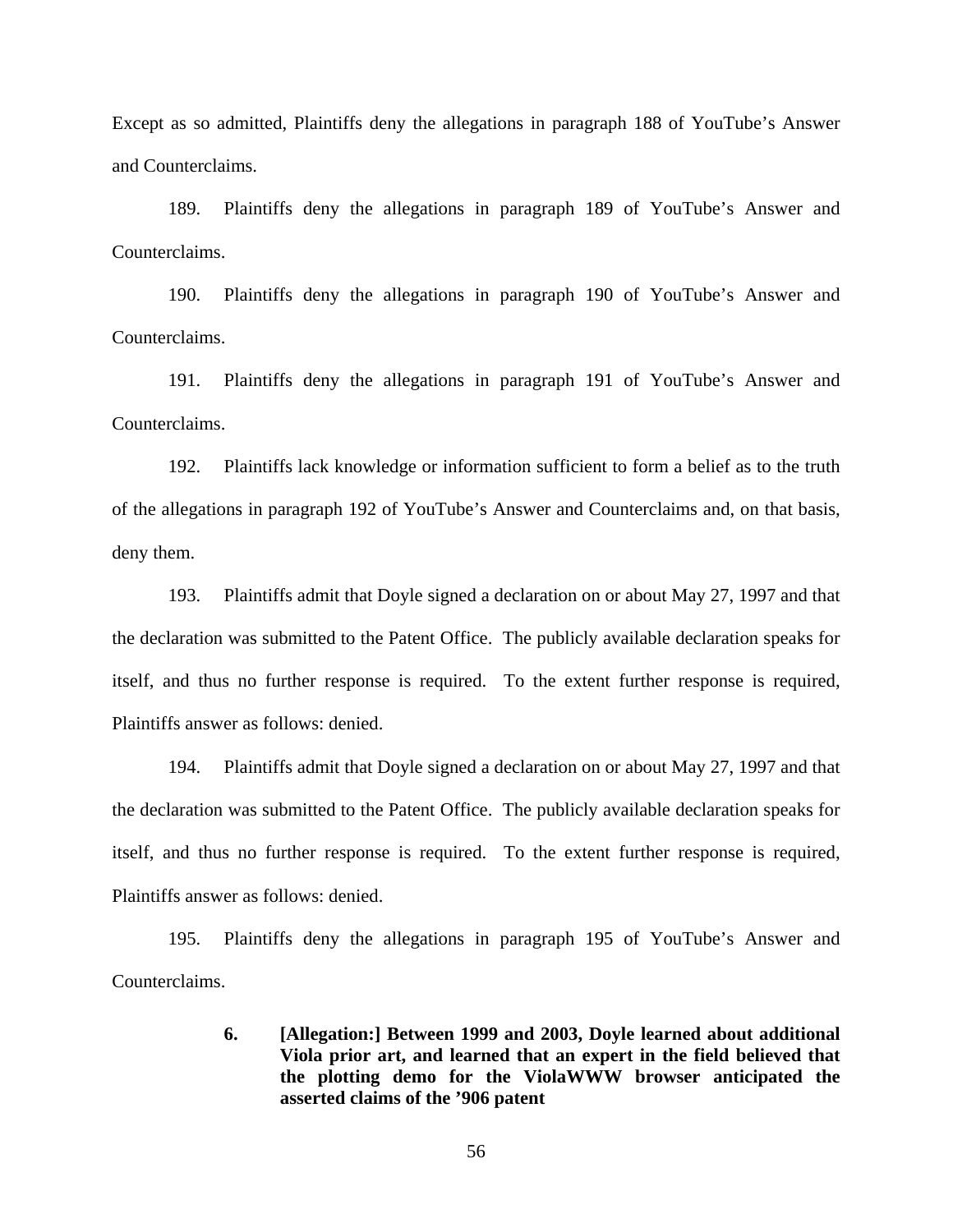Except as so admitted, Plaintiffs deny the allegations in paragraph 188 of YouTube's Answer and Counterclaims.

189. Plaintiffs deny the allegations in paragraph 189 of YouTube's Answer and Counterclaims.

190. Plaintiffs deny the allegations in paragraph 190 of YouTube's Answer and Counterclaims.

191. Plaintiffs deny the allegations in paragraph 191 of YouTube's Answer and Counterclaims.

192. Plaintiffs lack knowledge or information sufficient to form a belief as to the truth of the allegations in paragraph 192 of YouTube's Answer and Counterclaims and, on that basis, deny them.

193. Plaintiffs admit that Doyle signed a declaration on or about May 27, 1997 and that the declaration was submitted to the Patent Office. The publicly available declaration speaks for itself, and thus no further response is required. To the extent further response is required, Plaintiffs answer as follows: denied.

194. Plaintiffs admit that Doyle signed a declaration on or about May 27, 1997 and that the declaration was submitted to the Patent Office. The publicly available declaration speaks for itself, and thus no further response is required. To the extent further response is required, Plaintiffs answer as follows: denied.

195. Plaintiffs deny the allegations in paragraph 195 of YouTube's Answer and Counterclaims.

**6. [Allegation:] Between 1999 and 2003, Doyle learned about additional Viola prior art, and learned that an expert in the field believed that the plotting demo for the ViolaWWW browser anticipated the asserted claims of the '906 patent**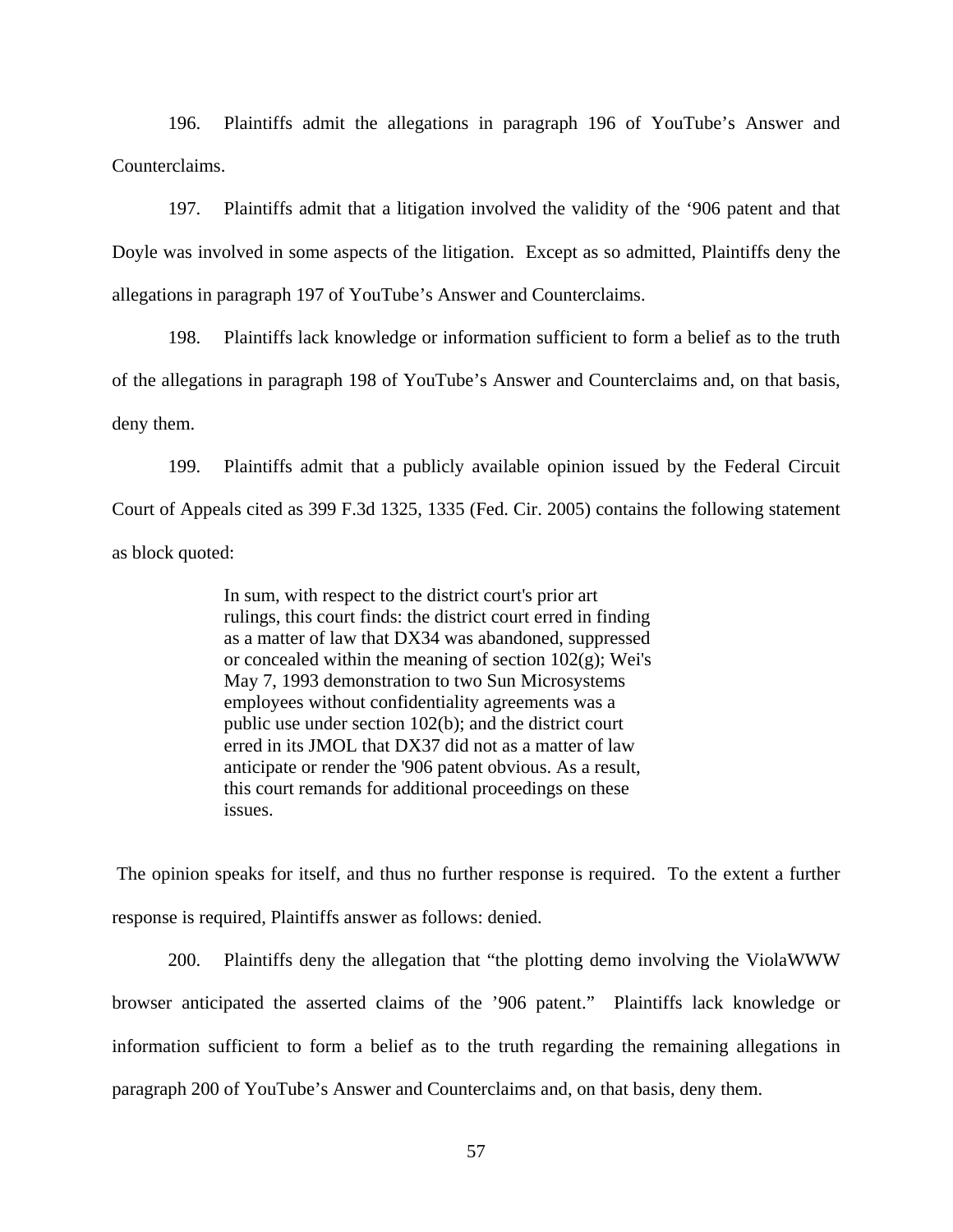196. Plaintiffs admit the allegations in paragraph 196 of YouTube's Answer and Counterclaims.

197. Plaintiffs admit that a litigation involved the validity of the '906 patent and that Doyle was involved in some aspects of the litigation. Except as so admitted, Plaintiffs deny the allegations in paragraph 197 of YouTube's Answer and Counterclaims.

198. Plaintiffs lack knowledge or information sufficient to form a belief as to the truth of the allegations in paragraph 198 of YouTube's Answer and Counterclaims and, on that basis, deny them.

199. Plaintiffs admit that a publicly available opinion issued by the Federal Circuit Court of Appeals cited as 399 F.3d 1325, 1335 (Fed. Cir. 2005) contains the following statement as block quoted:

> In sum, with respect to the district court's prior art rulings, this court finds: the district court erred in finding as a matter of law that DX34 was abandoned, suppressed or concealed within the meaning of section 102(g); Wei's May 7, 1993 demonstration to two Sun Microsystems employees without confidentiality agreements was a public use under section 102(b); and the district court erred in its JMOL that DX37 did not as a matter of law anticipate or render the '906 patent obvious. As a result, this court remands for additional proceedings on these issues.

The opinion speaks for itself, and thus no further response is required. To the extent a further response is required, Plaintiffs answer as follows: denied.

200. Plaintiffs deny the allegation that "the plotting demo involving the ViolaWWW browser anticipated the asserted claims of the '906 patent." Plaintiffs lack knowledge or information sufficient to form a belief as to the truth regarding the remaining allegations in paragraph 200 of YouTube's Answer and Counterclaims and, on that basis, deny them.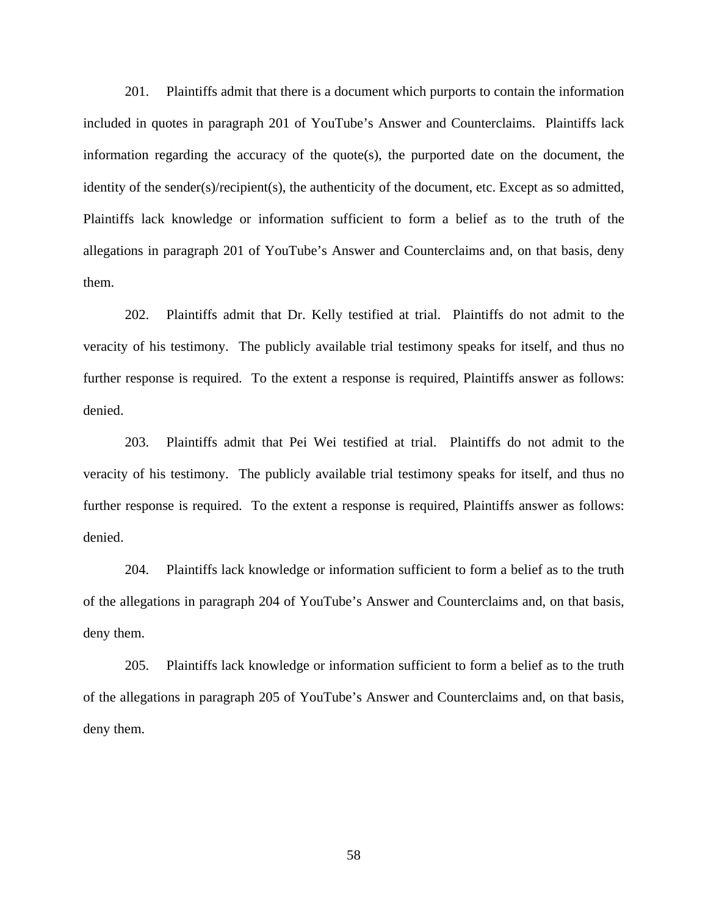201. Plaintiffs admit that there is a document which purports to contain the information included in quotes in paragraph 201 of YouTube's Answer and Counterclaims. Plaintiffs lack information regarding the accuracy of the quote(s), the purported date on the document, the identity of the sender(s)/recipient(s), the authenticity of the document, etc. Except as so admitted, Plaintiffs lack knowledge or information sufficient to form a belief as to the truth of the allegations in paragraph 201 of YouTube's Answer and Counterclaims and, on that basis, deny them.

202. Plaintiffs admit that Dr. Kelly testified at trial. Plaintiffs do not admit to the veracity of his testimony. The publicly available trial testimony speaks for itself, and thus no further response is required. To the extent a response is required, Plaintiffs answer as follows: denied.

203. Plaintiffs admit that Pei Wei testified at trial. Plaintiffs do not admit to the veracity of his testimony. The publicly available trial testimony speaks for itself, and thus no further response is required. To the extent a response is required, Plaintiffs answer as follows: denied.

204. Plaintiffs lack knowledge or information sufficient to form a belief as to the truth of the allegations in paragraph 204 of YouTube's Answer and Counterclaims and, on that basis, deny them.

205. Plaintiffs lack knowledge or information sufficient to form a belief as to the truth of the allegations in paragraph 205 of YouTube's Answer and Counterclaims and, on that basis, deny them.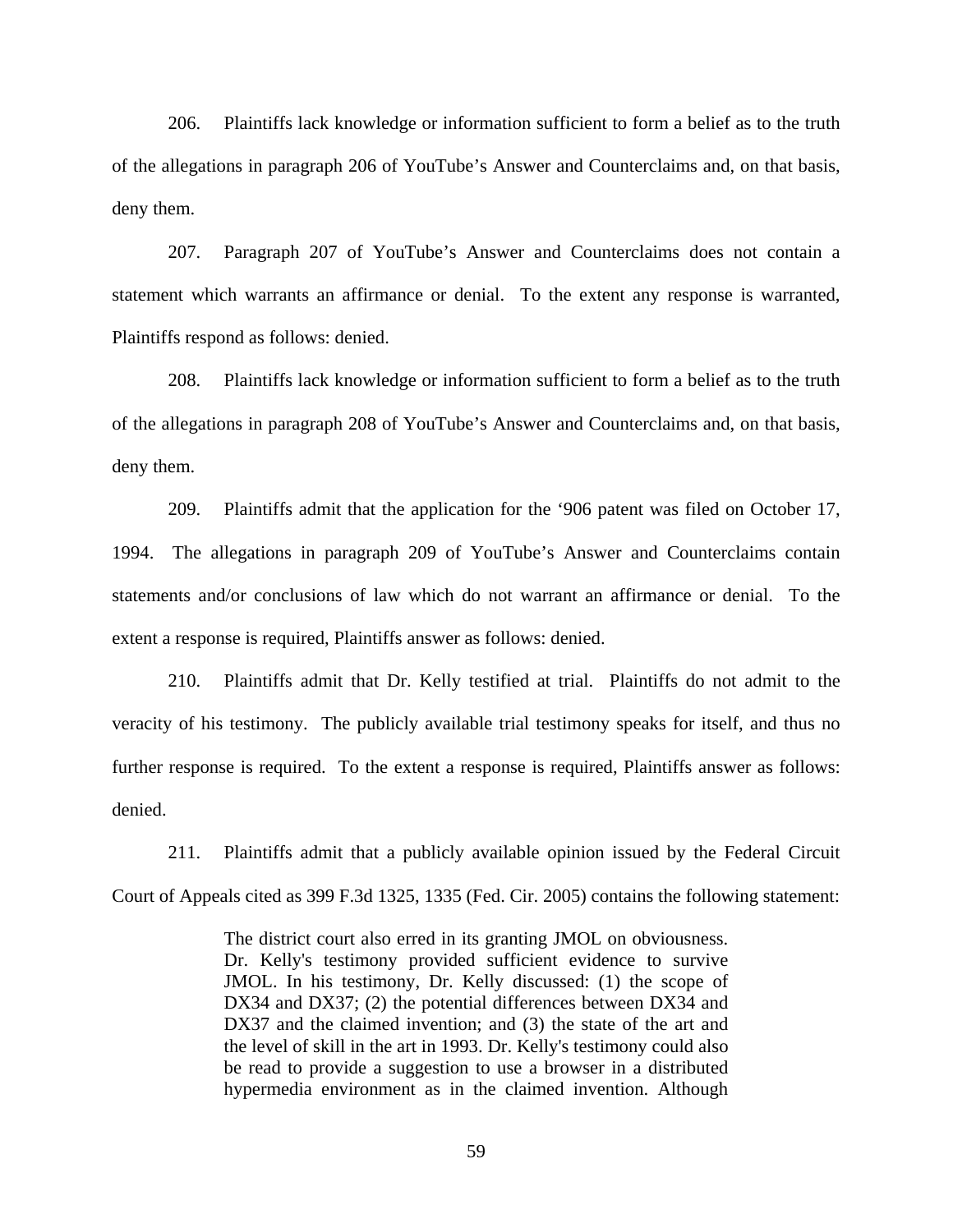206. Plaintiffs lack knowledge or information sufficient to form a belief as to the truth of the allegations in paragraph 206 of YouTube's Answer and Counterclaims and, on that basis, deny them.

207. Paragraph 207 of YouTube's Answer and Counterclaims does not contain a statement which warrants an affirmance or denial. To the extent any response is warranted, Plaintiffs respond as follows: denied.

208. Plaintiffs lack knowledge or information sufficient to form a belief as to the truth of the allegations in paragraph 208 of YouTube's Answer and Counterclaims and, on that basis, deny them.

209. Plaintiffs admit that the application for the '906 patent was filed on October 17, 1994. The allegations in paragraph 209 of YouTube's Answer and Counterclaims contain statements and/or conclusions of law which do not warrant an affirmance or denial. To the extent a response is required, Plaintiffs answer as follows: denied.

210. Plaintiffs admit that Dr. Kelly testified at trial. Plaintiffs do not admit to the veracity of his testimony. The publicly available trial testimony speaks for itself, and thus no further response is required. To the extent a response is required, Plaintiffs answer as follows: denied.

211. Plaintiffs admit that a publicly available opinion issued by the Federal Circuit Court of Appeals cited as 399 F.3d 1325, 1335 (Fed. Cir. 2005) contains the following statement:

> The district court also erred in its granting JMOL on obviousness. Dr. Kelly's testimony provided sufficient evidence to survive JMOL. In his testimony, Dr. Kelly discussed: (1) the scope of DX34 and DX37; (2) the potential differences between DX34 and DX37 and the claimed invention; and (3) the state of the art and the level of skill in the art in 1993. Dr. Kelly's testimony could also be read to provide a suggestion to use a browser in a distributed hypermedia environment as in the claimed invention. Although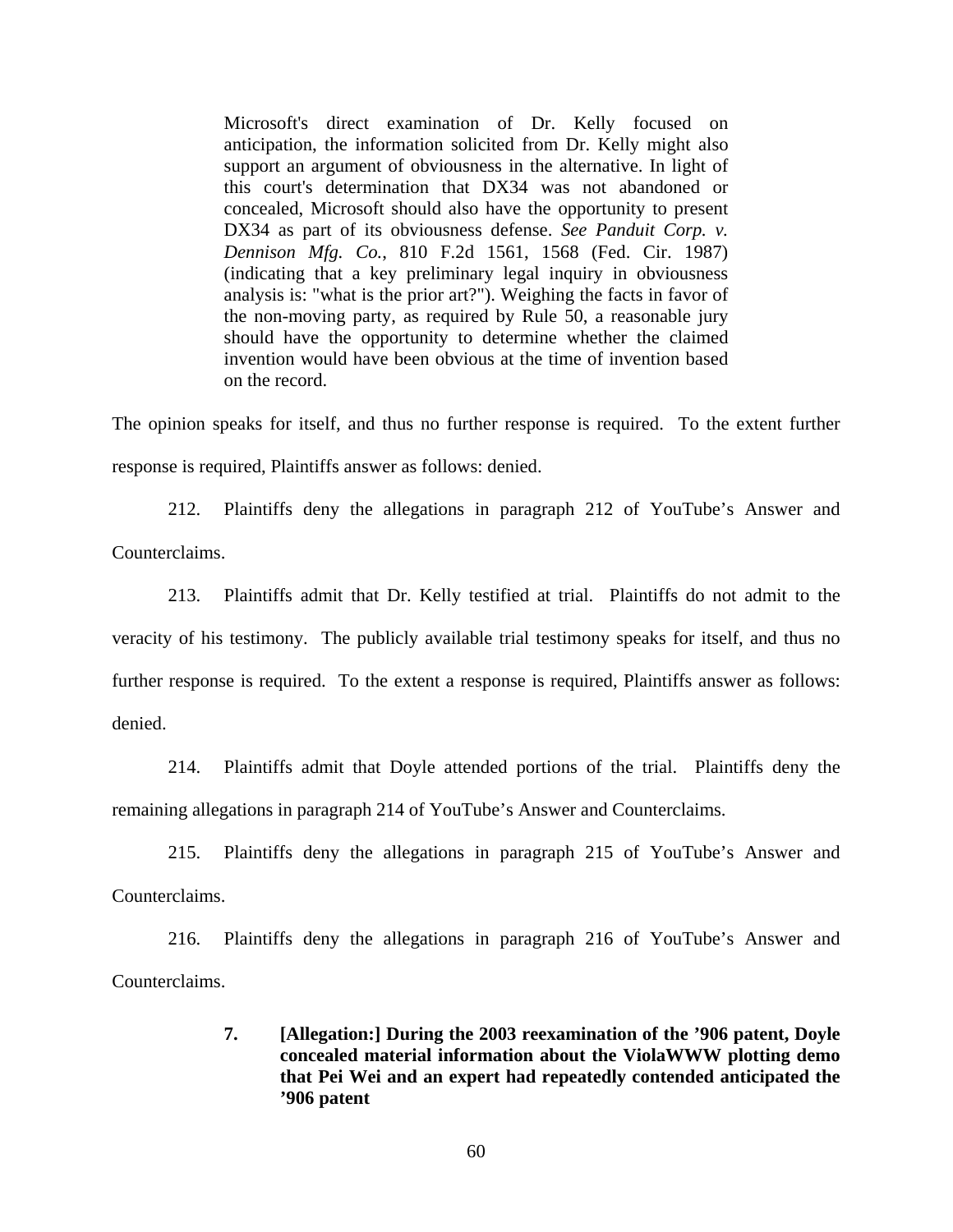> Microsoft's direct examination of Dr. Kelly focused on anticipation, the information solicited from Dr. Kelly might also support an argument of obviousness in the alternative. In light of this court's determination that DX34 was not abandoned or concealed, Microsoft should also have the opportunity to present DX34 as part of its obviousness defense. *See Panduit Corp. v. Dennison Mfg. Co.*, 810 F.2d 1561, 1568 (Fed. Cir. 1987) (indicating that a key preliminary legal inquiry in obviousness analysis is: "what is the prior art?"). Weighing the facts in favor of the non-moving party, as required by Rule 50, a reasonable jury should have the opportunity to determine whether the claimed invention would have been obvious at the time of invention based on the record.

The opinion speaks for itself, and thus no further response is required. To the extent further response is required, Plaintiffs answer as follows: denied.

212. Plaintiffs deny the allegations in paragraph 212 of YouTube's Answer and Counterclaims.

213. Plaintiffs admit that Dr. Kelly testified at trial. Plaintiffs do not admit to the veracity of his testimony. The publicly available trial testimony speaks for itself, and thus no further response is required. To the extent a response is required, Plaintiffs answer as follows: denied.

214. Plaintiffs admit that Doyle attended portions of the trial. Plaintiffs deny the remaining allegations in paragraph 214 of YouTube's Answer and Counterclaims.

215. Plaintiffs deny the allegations in paragraph 215 of YouTube's Answer and Counterclaims.

216. Plaintiffs deny the allegations in paragraph 216 of YouTube's Answer and Counterclaims.

**7. [Allegation:] During the 2003 reexamination of the '906 patent, Doyle concealed material information about the ViolaWWW plotting demo that Pei Wei and an expert had repeatedly contended anticipated the '906 patent**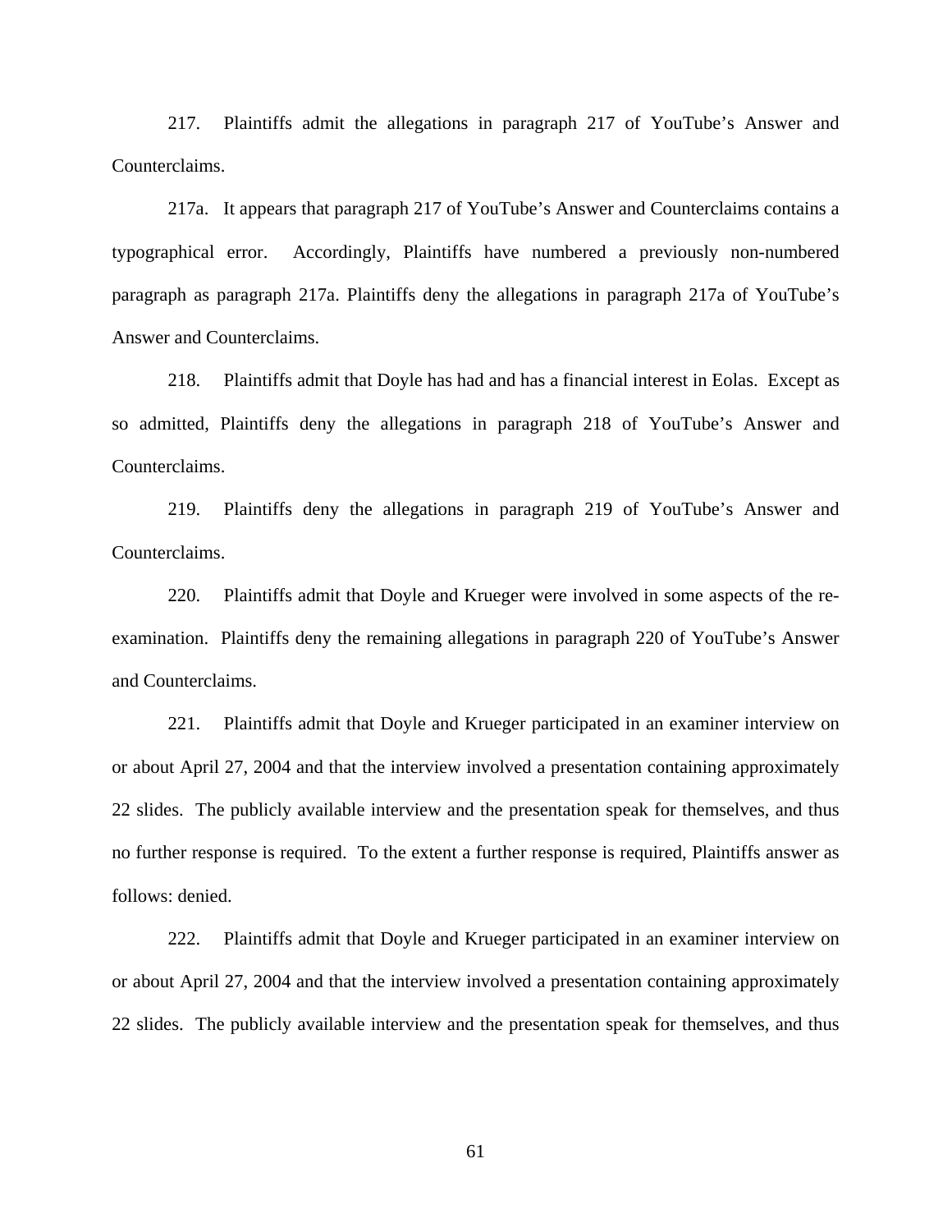217. Plaintiffs admit the allegations in paragraph 217 of YouTube's Answer and Counterclaims.

217a. It appears that paragraph 217 of YouTube's Answer and Counterclaims contains a typographical error. Accordingly, Plaintiffs have numbered a previously non-numbered paragraph as paragraph 217a. Plaintiffs deny the allegations in paragraph 217a of YouTube's Answer and Counterclaims.

218. Plaintiffs admit that Doyle has had and has a financial interest in Eolas. Except as so admitted, Plaintiffs deny the allegations in paragraph 218 of YouTube's Answer and Counterclaims.

219. Plaintiffs deny the allegations in paragraph 219 of YouTube's Answer and Counterclaims.

220. Plaintiffs admit that Doyle and Krueger were involved in some aspects of the re-examination. Plaintiffs deny the remaining allegations in paragraph 220 of YouTube's Answer and Counterclaims.

221. Plaintiffs admit that Doyle and Krueger participated in an examiner interview on or about April 27, 2004 and that the interview involved a presentation containing approximately 22 slides. The publicly available interview and the presentation speak for themselves, and thus no further response is required. To the extent a further response is required, Plaintiffs answer as follows: denied.

222. Plaintiffs admit that Doyle and Krueger participated in an examiner interview on or about April 27, 2004 and that the interview involved a presentation containing approximately 22 slides. The publicly available interview and the presentation speak for themselves, and thus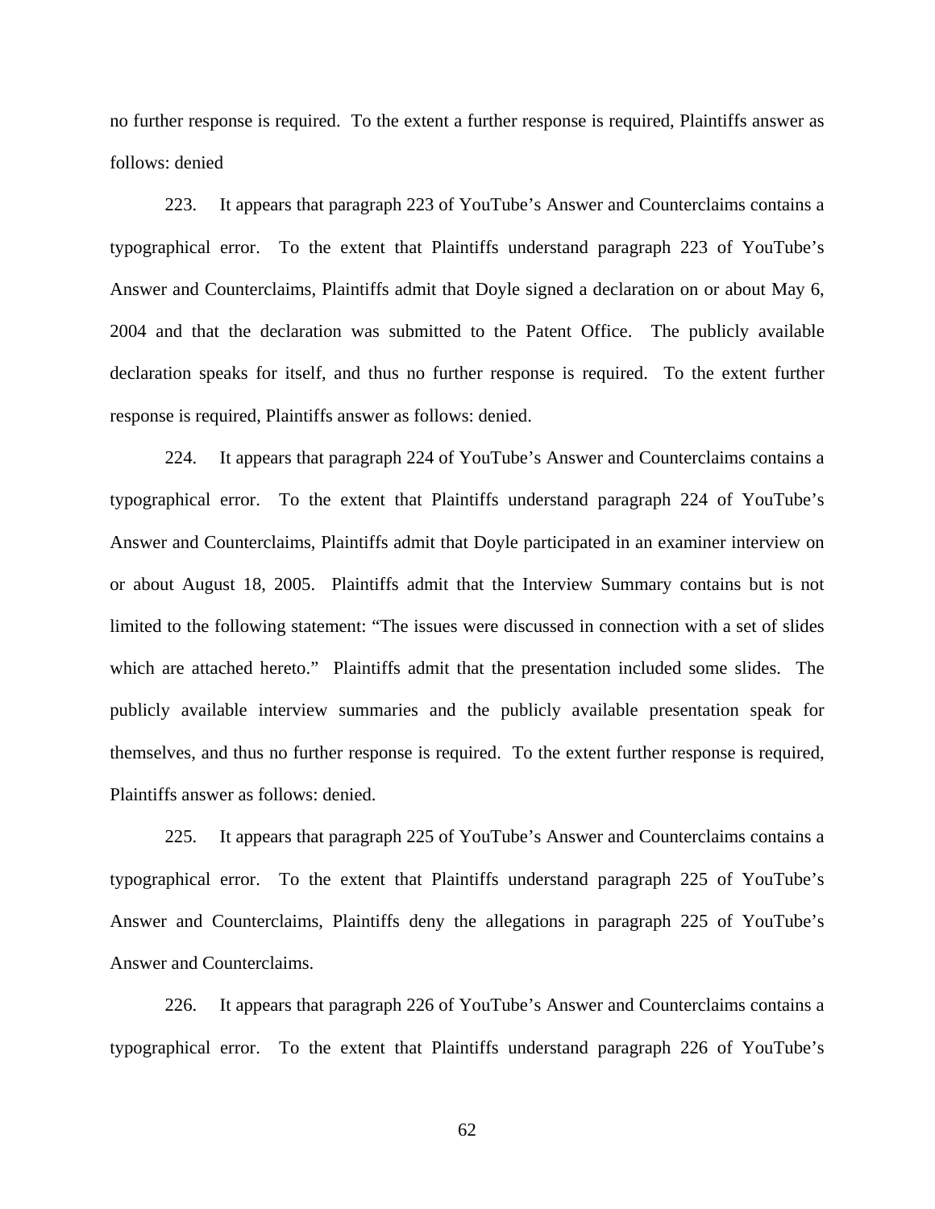no further response is required. To the extent a further response is required, Plaintiffs answer as follows: denied

223. It appears that paragraph 223 of YouTube's Answer and Counterclaims contains a typographical error. To the extent that Plaintiffs understand paragraph 223 of YouTube's Answer and Counterclaims, Plaintiffs admit that Doyle signed a declaration on or about May 6, 2004 and that the declaration was submitted to the Patent Office. The publicly available declaration speaks for itself, and thus no further response is required. To the extent further response is required, Plaintiffs answer as follows: denied.

224. It appears that paragraph 224 of YouTube's Answer and Counterclaims contains a typographical error. To the extent that Plaintiffs understand paragraph 224 of YouTube's Answer and Counterclaims, Plaintiffs admit that Doyle participated in an examiner interview on or about August 18, 2005. Plaintiffs admit that the Interview Summary contains but is not limited to the following statement: "The issues were discussed in connection with a set of slides which are attached hereto." Plaintiffs admit that the presentation included some slides. The publicly available interview summaries and the publicly available presentation speak for themselves, and thus no further response is required. To the extent further response is required, Plaintiffs answer as follows: denied.

225. It appears that paragraph 225 of YouTube's Answer and Counterclaims contains a typographical error. To the extent that Plaintiffs understand paragraph 225 of YouTube's Answer and Counterclaims, Plaintiffs deny the allegations in paragraph 225 of YouTube's Answer and Counterclaims.

226. It appears that paragraph 226 of YouTube's Answer and Counterclaims contains a typographical error. To the extent that Plaintiffs understand paragraph 226 of YouTube's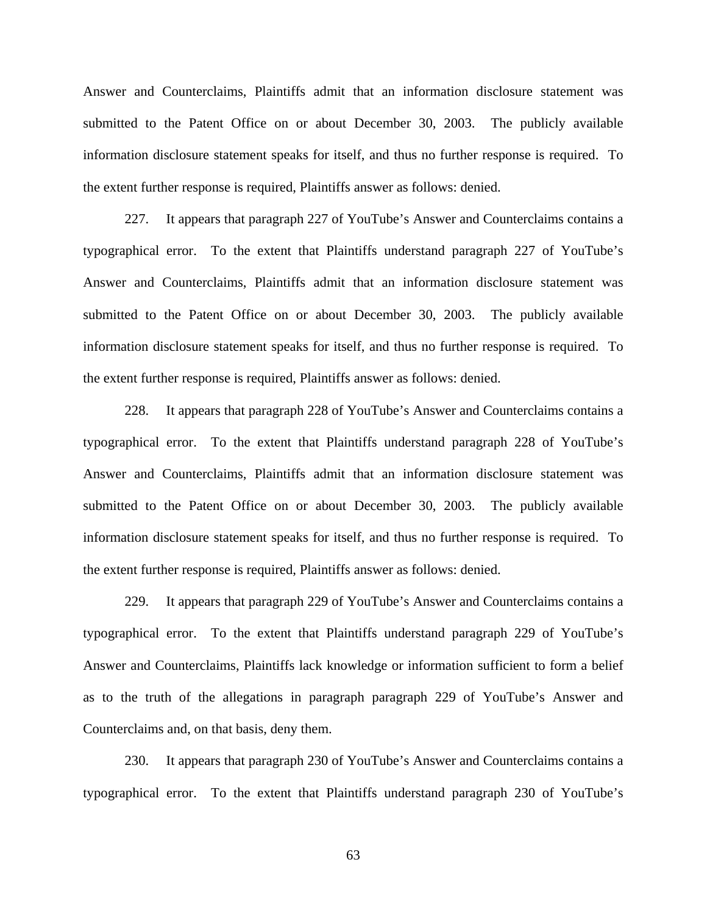Answer and Counterclaims, Plaintiffs admit that an information disclosure statement was submitted to the Patent Office on or about December 30, 2003. The publicly available information disclosure statement speaks for itself, and thus no further response is required. To the extent further response is required, Plaintiffs answer as follows: denied.

227. It appears that paragraph 227 of YouTube's Answer and Counterclaims contains a typographical error. To the extent that Plaintiffs understand paragraph 227 of YouTube's Answer and Counterclaims, Plaintiffs admit that an information disclosure statement was submitted to the Patent Office on or about December 30, 2003. The publicly available information disclosure statement speaks for itself, and thus no further response is required. To the extent further response is required, Plaintiffs answer as follows: denied.

228. It appears that paragraph 228 of YouTube's Answer and Counterclaims contains a typographical error. To the extent that Plaintiffs understand paragraph 228 of YouTube's Answer and Counterclaims, Plaintiffs admit that an information disclosure statement was submitted to the Patent Office on or about December 30, 2003. The publicly available information disclosure statement speaks for itself, and thus no further response is required. To the extent further response is required, Plaintiffs answer as follows: denied.

229. It appears that paragraph 229 of YouTube's Answer and Counterclaims contains a typographical error. To the extent that Plaintiffs understand paragraph 229 of YouTube's Answer and Counterclaims, Plaintiffs lack knowledge or information sufficient to form a belief as to the truth of the allegations in paragraph paragraph 229 of YouTube's Answer and Counterclaims and, on that basis, deny them.

230. It appears that paragraph 230 of YouTube's Answer and Counterclaims contains a typographical error. To the extent that Plaintiffs understand paragraph 230 of YouTube's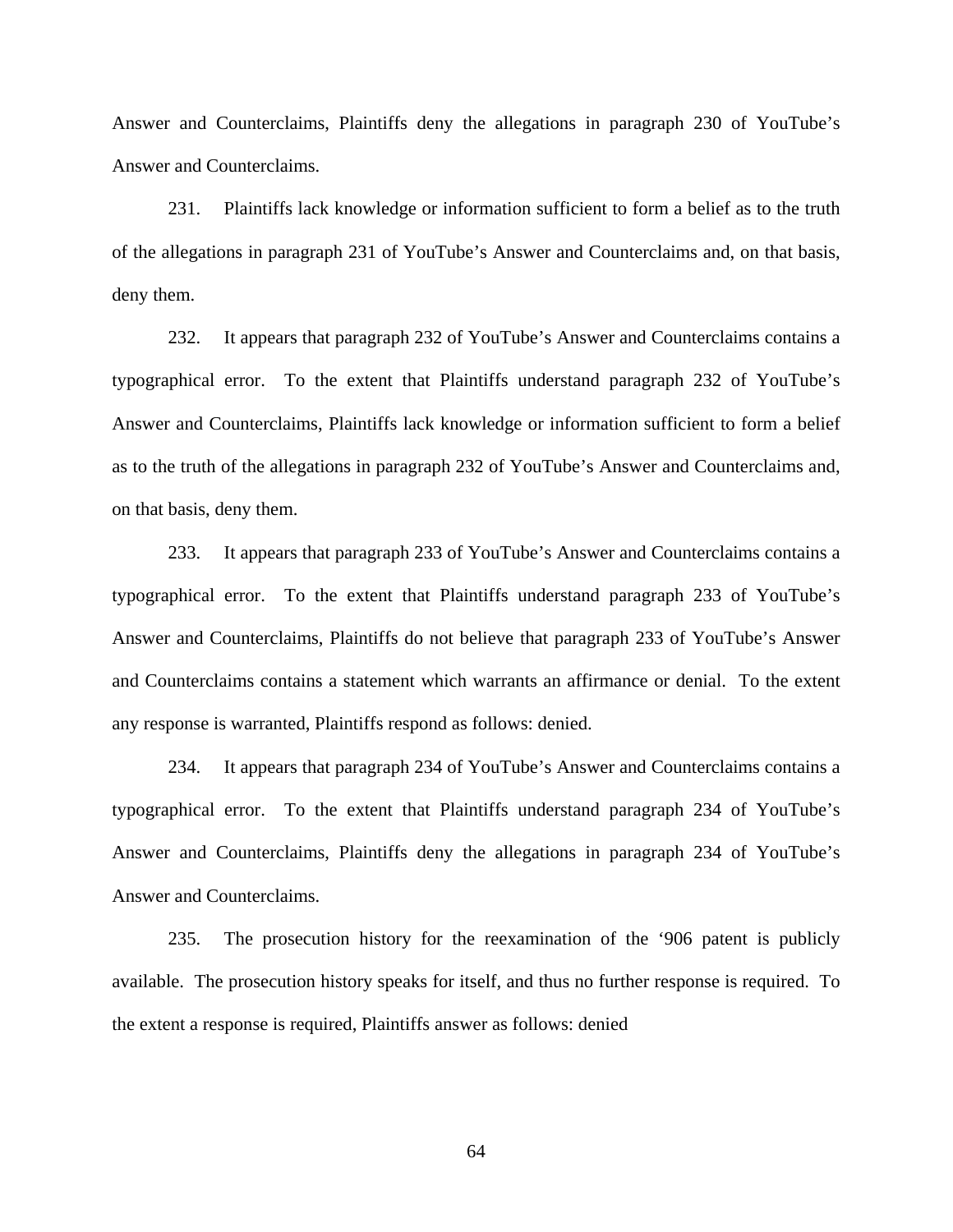Answer and Counterclaims, Plaintiffs deny the allegations in paragraph 230 of YouTube's Answer and Counterclaims.

231. Plaintiffs lack knowledge or information sufficient to form a belief as to the truth of the allegations in paragraph 231 of YouTube's Answer and Counterclaims and, on that basis, deny them.

232. It appears that paragraph 232 of YouTube's Answer and Counterclaims contains a typographical error. To the extent that Plaintiffs understand paragraph 232 of YouTube's Answer and Counterclaims, Plaintiffs lack knowledge or information sufficient to form a belief as to the truth of the allegations in paragraph 232 of YouTube's Answer and Counterclaims and, on that basis, deny them.

233. It appears that paragraph 233 of YouTube's Answer and Counterclaims contains a typographical error. To the extent that Plaintiffs understand paragraph 233 of YouTube's Answer and Counterclaims, Plaintiffs do not believe that paragraph 233 of YouTube's Answer and Counterclaims contains a statement which warrants an affirmance or denial. To the extent any response is warranted, Plaintiffs respond as follows: denied.

234. It appears that paragraph 234 of YouTube's Answer and Counterclaims contains a typographical error. To the extent that Plaintiffs understand paragraph 234 of YouTube's Answer and Counterclaims, Plaintiffs deny the allegations in paragraph 234 of YouTube's Answer and Counterclaims.

235. The prosecution history for the reexamination of the '906 patent is publicly available. The prosecution history speaks for itself, and thus no further response is required. To the extent a response is required, Plaintiffs answer as follows: denied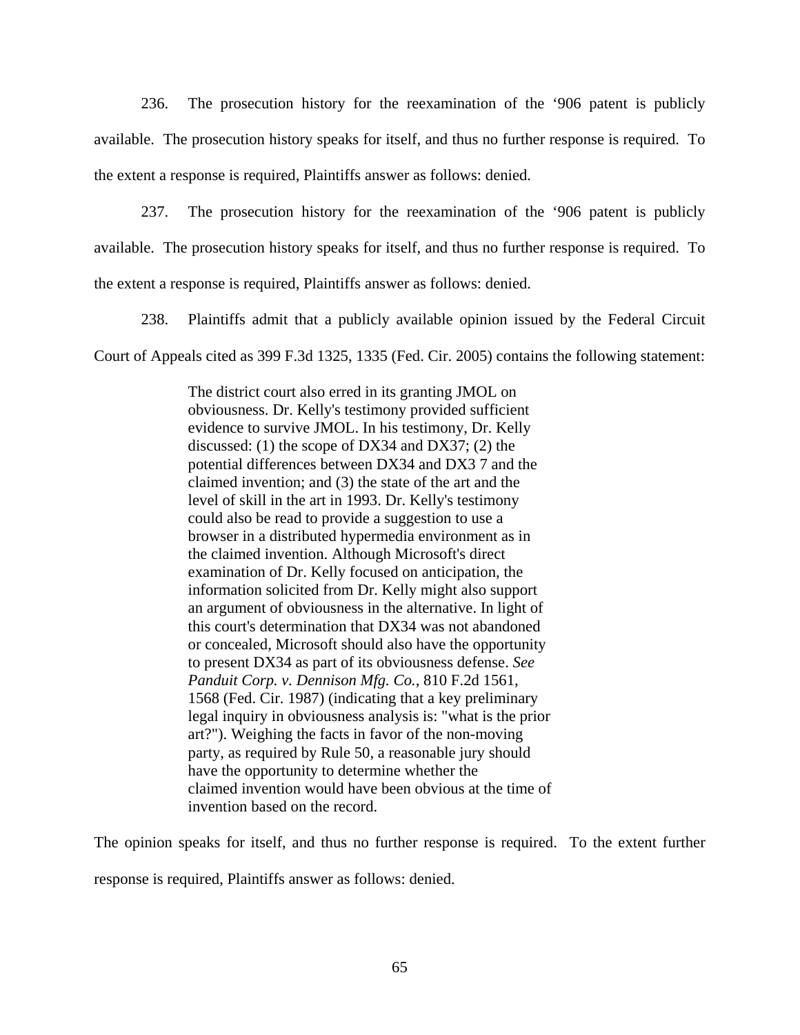236. The prosecution history for the reexamination of the '906 patent is publicly available. The prosecution history speaks for itself, and thus no further response is required. To the extent a response is required, Plaintiffs answer as follows: denied.

237. The prosecution history for the reexamination of the '906 patent is publicly available. The prosecution history speaks for itself, and thus no further response is required. To the extent a response is required, Plaintiffs answer as follows: denied.

238. Plaintiffs admit that a publicly available opinion issued by the Federal Circuit Court of Appeals cited as 399 F.3d 1325, 1335 (Fed. Cir. 2005) contains the following statement:

> The district court also erred in its granting JMOL on obviousness. Dr. Kelly's testimony provided sufficient evidence to survive JMOL. In his testimony, Dr. Kelly discussed: (1) the scope of DX34 and DX37; (2) the potential differences between DX34 and DX3 7 and the claimed invention; and (3) the state of the art and the level of skill in the art in 1993. Dr. Kelly's testimony could also be read to provide a suggestion to use a browser in a distributed hypermedia environment as in the claimed invention. Although Microsoft's direct examination of Dr. Kelly focused on anticipation, the information solicited from Dr. Kelly might also support an argument of obviousness in the alternative. In light of this court's determination that DX34 was not abandoned or concealed, Microsoft should also have the opportunity to present DX34 as part of its obviousness defense. *See Panduit Corp. v. Dennison Mfg. Co.*, 810 F.2d 1561, 1568 (Fed. Cir. 1987) (indicating that a key preliminary legal inquiry in obviousness analysis is: "what is the prior art?"). Weighing the facts in favor of the non-moving party, as required by Rule 50, a reasonable jury should have the opportunity to determine whether the claimed invention would have been obvious at the time of invention based on the record.

The opinion speaks for itself, and thus no further response is required. To the extent further response is required, Plaintiffs answer as follows: denied.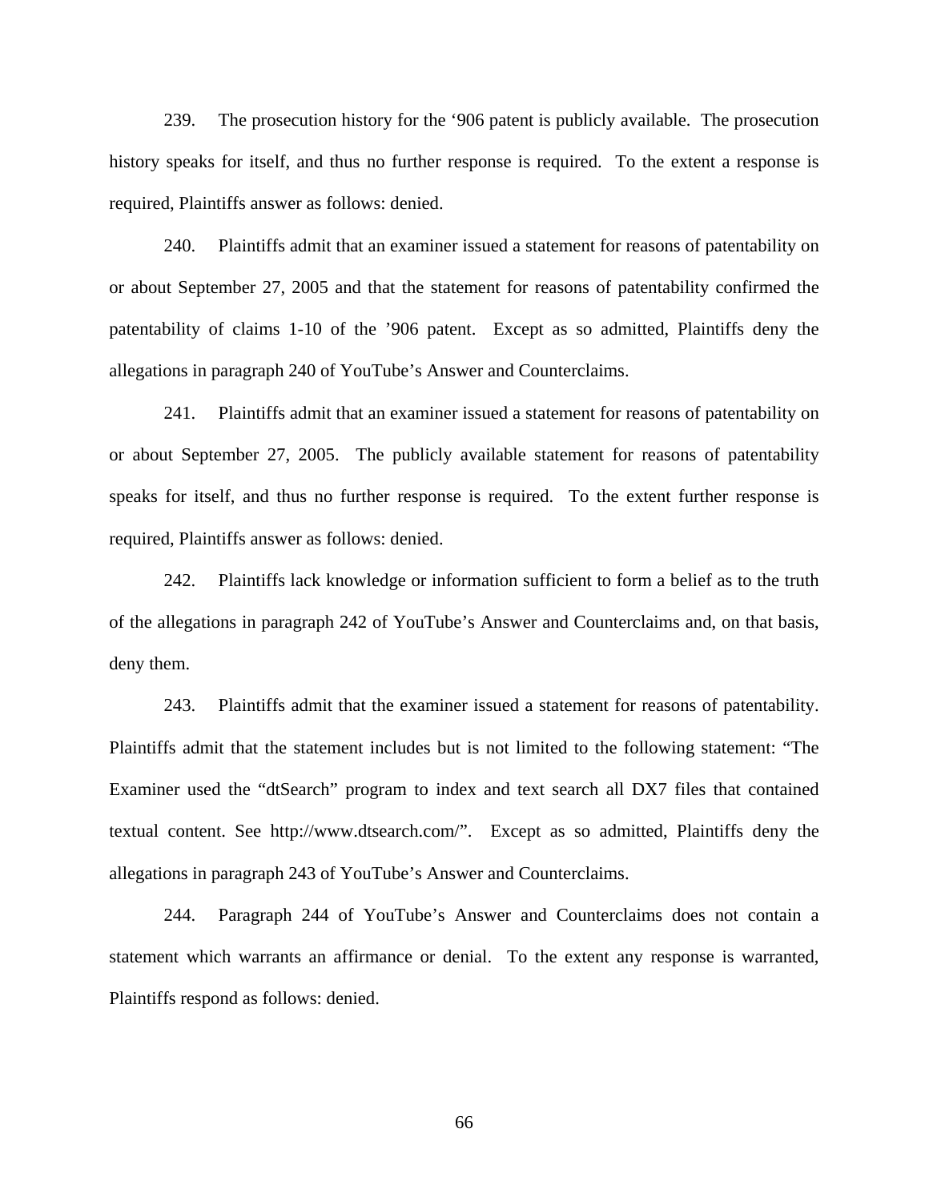239. The prosecution history for the '906 patent is publicly available. The prosecution history speaks for itself, and thus no further response is required. To the extent a response is required, Plaintiffs answer as follows: denied.

240. Plaintiffs admit that an examiner issued a statement for reasons of patentability on or about September 27, 2005 and that the statement for reasons of patentability confirmed the patentability of claims 1-10 of the '906 patent. Except as so admitted, Plaintiffs deny the allegations in paragraph 240 of YouTube's Answer and Counterclaims.

241. Plaintiffs admit that an examiner issued a statement for reasons of patentability on or about September 27, 2005. The publicly available statement for reasons of patentability speaks for itself, and thus no further response is required. To the extent further response is required, Plaintiffs answer as follows: denied.

242. Plaintiffs lack knowledge or information sufficient to form a belief as to the truth of the allegations in paragraph 242 of YouTube's Answer and Counterclaims and, on that basis, deny them.

243. Plaintiffs admit that the examiner issued a statement for reasons of patentability. Plaintiffs admit that the statement includes but is not limited to the following statement: "The Examiner used the "dtSearch" program to index and text search all DX7 files that contained textual content. See http://www.dtsearch.com/". Except as so admitted, Plaintiffs deny the allegations in paragraph 243 of YouTube's Answer and Counterclaims.

244. Paragraph 244 of YouTube's Answer and Counterclaims does not contain a statement which warrants an affirmance or denial. To the extent any response is warranted, Plaintiffs respond as follows: denied.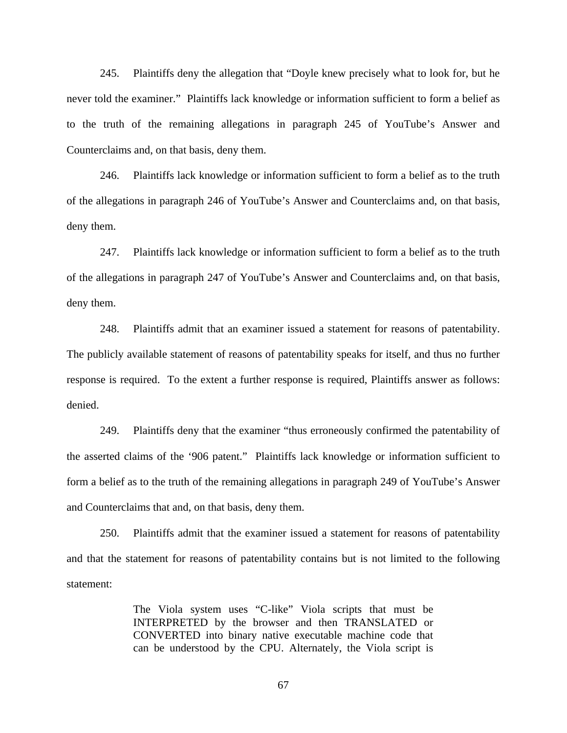245. Plaintiffs deny the allegation that "Doyle knew precisely what to look for, but he never told the examiner." Plaintiffs lack knowledge or information sufficient to form a belief as to the truth of the remaining allegations in paragraph 245 of YouTube's Answer and Counterclaims and, on that basis, deny them.

246. Plaintiffs lack knowledge or information sufficient to form a belief as to the truth of the allegations in paragraph 246 of YouTube's Answer and Counterclaims and, on that basis, deny them.

247. Plaintiffs lack knowledge or information sufficient to form a belief as to the truth of the allegations in paragraph 247 of YouTube's Answer and Counterclaims and, on that basis, deny them.

248. Plaintiffs admit that an examiner issued a statement for reasons of patentability. The publicly available statement of reasons of patentability speaks for itself, and thus no further response is required. To the extent a further response is required, Plaintiffs answer as follows: denied.

249. Plaintiffs deny that the examiner "thus erroneously confirmed the patentability of the asserted claims of the '906 patent." Plaintiffs lack knowledge or information sufficient to form a belief as to the truth of the remaining allegations in paragraph 249 of YouTube's Answer and Counterclaims that and, on that basis, deny them.

250. Plaintiffs admit that the examiner issued a statement for reasons of patentability and that the statement for reasons of patentability contains but is not limited to the following statement:

> The Viola system uses "C-like" Viola scripts that must be INTERPRETED by the browser and then TRANSLATED or CONVERTED into binary native executable machine code that can be understood by the CPU. Alternately, the Viola script is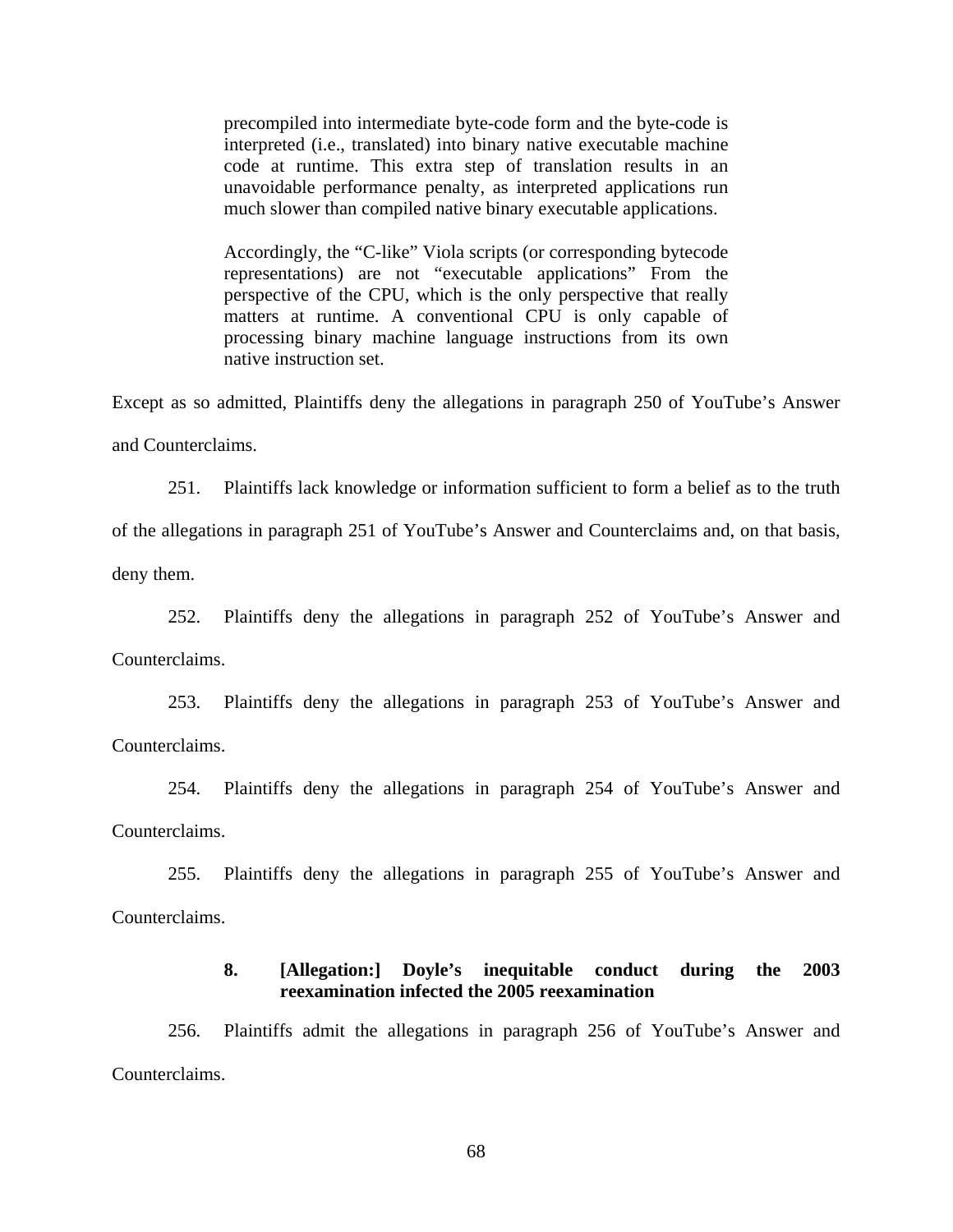> precompiled into intermediate byte-code form and the byte-code is interpreted (i.e., translated) into binary native executable machine code at runtime. This extra step of translation results in an unavoidable performance penalty, as interpreted applications run much slower than compiled native binary executable applications.
>
> Accordingly, the "C-like" Viola scripts (or corresponding bytecode representations) are not "executable applications" From the perspective of the CPU, which is the only perspective that really matters at runtime. A conventional CPU is only capable of processing binary machine language instructions from its own native instruction set.

Except as so admitted, Plaintiffs deny the allegations in paragraph 250 of YouTube's Answer and Counterclaims.

251. Plaintiffs lack knowledge or information sufficient to form a belief as to the truth of the allegations in paragraph 251 of YouTube's Answer and Counterclaims and, on that basis, deny them.

252. Plaintiffs deny the allegations in paragraph 252 of YouTube's Answer and Counterclaims.

253. Plaintiffs deny the allegations in paragraph 253 of YouTube's Answer and Counterclaims.

254. Plaintiffs deny the allegations in paragraph 254 of YouTube's Answer and Counterclaims.

255. Plaintiffs deny the allegations in paragraph 255 of YouTube's Answer and Counterclaims.

**8. [Allegation:] Doyle's inequitable conduct during the 2003 reexamination infected the 2005 reexamination**

256. Plaintiffs admit the allegations in paragraph 256 of YouTube's Answer and Counterclaims.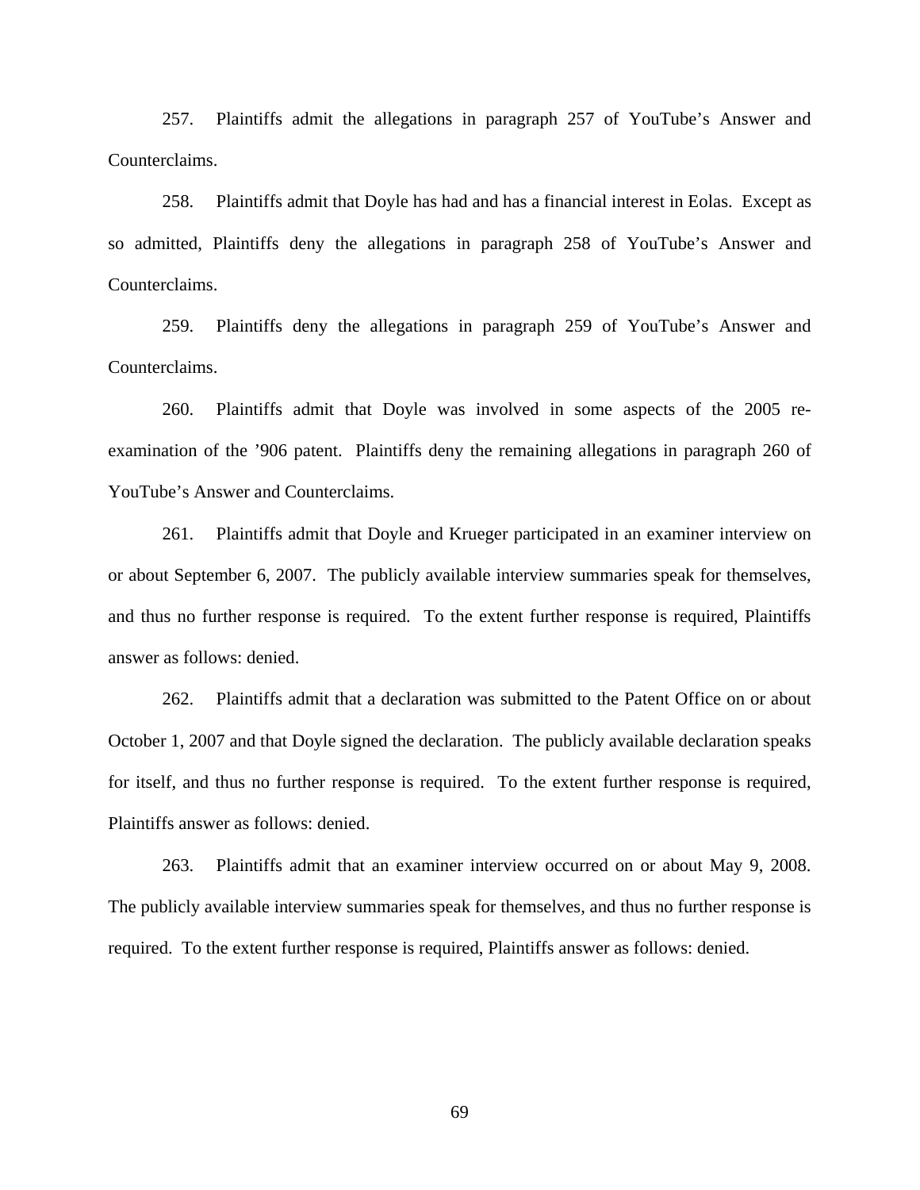257. Plaintiffs admit the allegations in paragraph 257 of YouTube's Answer and Counterclaims.

258. Plaintiffs admit that Doyle has had and has a financial interest in Eolas. Except as so admitted, Plaintiffs deny the allegations in paragraph 258 of YouTube's Answer and Counterclaims.

259. Plaintiffs deny the allegations in paragraph 259 of YouTube's Answer and Counterclaims.

260. Plaintiffs admit that Doyle was involved in some aspects of the 2005 re-examination of the '906 patent. Plaintiffs deny the remaining allegations in paragraph 260 of YouTube's Answer and Counterclaims.

261. Plaintiffs admit that Doyle and Krueger participated in an examiner interview on or about September 6, 2007. The publicly available interview summaries speak for themselves, and thus no further response is required. To the extent further response is required, Plaintiffs answer as follows: denied.

262. Plaintiffs admit that a declaration was submitted to the Patent Office on or about October 1, 2007 and that Doyle signed the declaration. The publicly available declaration speaks for itself, and thus no further response is required. To the extent further response is required, Plaintiffs answer as follows: denied.

263. Plaintiffs admit that an examiner interview occurred on or about May 9, 2008. The publicly available interview summaries speak for themselves, and thus no further response is required. To the extent further response is required, Plaintiffs answer as follows: denied.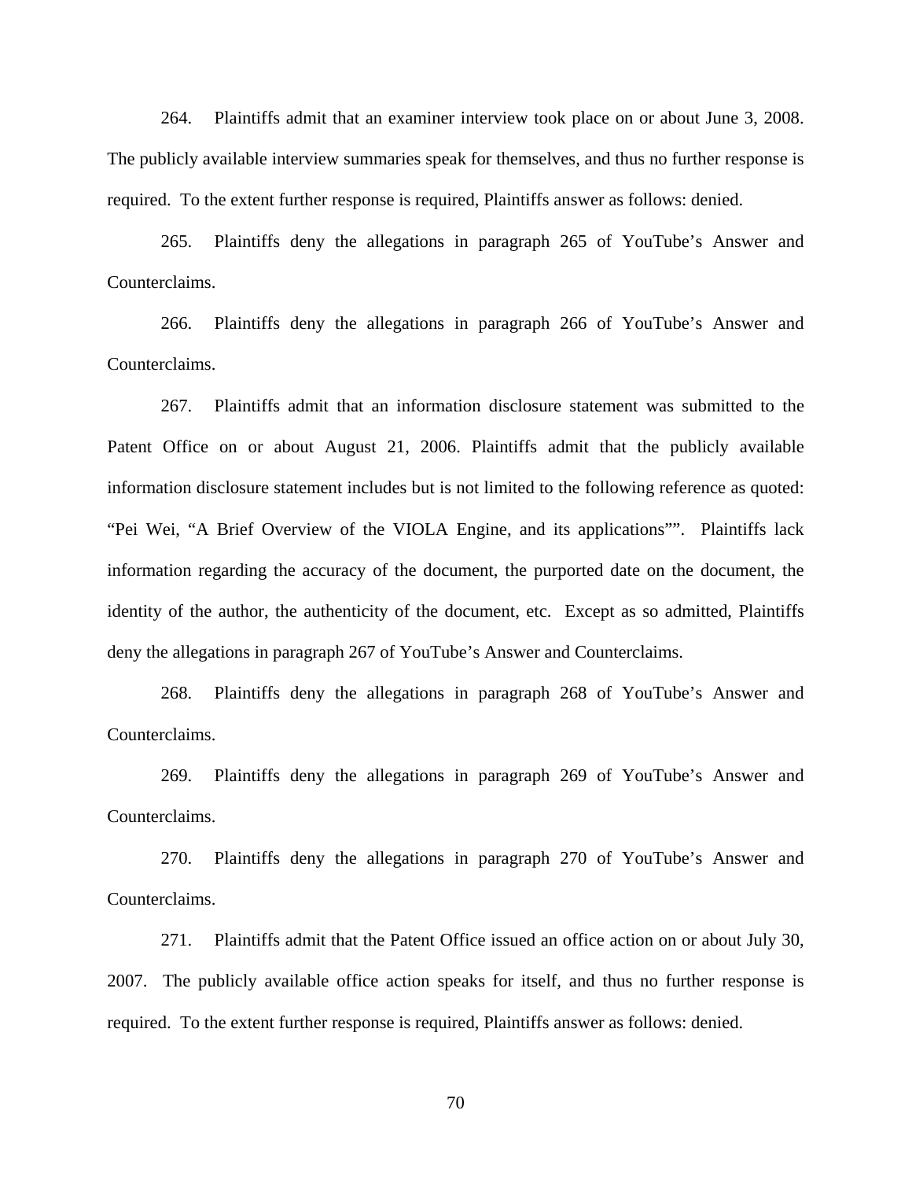264. Plaintiffs admit that an examiner interview took place on or about June 3, 2008. The publicly available interview summaries speak for themselves, and thus no further response is required. To the extent further response is required, Plaintiffs answer as follows: denied.

265. Plaintiffs deny the allegations in paragraph 265 of YouTube's Answer and Counterclaims.

266. Plaintiffs deny the allegations in paragraph 266 of YouTube's Answer and Counterclaims.

267. Plaintiffs admit that an information disclosure statement was submitted to the Patent Office on or about August 21, 2006. Plaintiffs admit that the publicly available information disclosure statement includes but is not limited to the following reference as quoted: "Pei Wei, "A Brief Overview of the VIOLA Engine, and its applications"". Plaintiffs lack information regarding the accuracy of the document, the purported date on the document, the identity of the author, the authenticity of the document, etc. Except as so admitted, Plaintiffs deny the allegations in paragraph 267 of YouTube's Answer and Counterclaims.

268. Plaintiffs deny the allegations in paragraph 268 of YouTube's Answer and Counterclaims.

269. Plaintiffs deny the allegations in paragraph 269 of YouTube's Answer and Counterclaims.

270. Plaintiffs deny the allegations in paragraph 270 of YouTube's Answer and Counterclaims.

271. Plaintiffs admit that the Patent Office issued an office action on or about July 30, 2007. The publicly available office action speaks for itself, and thus no further response is required. To the extent further response is required, Plaintiffs answer as follows: denied.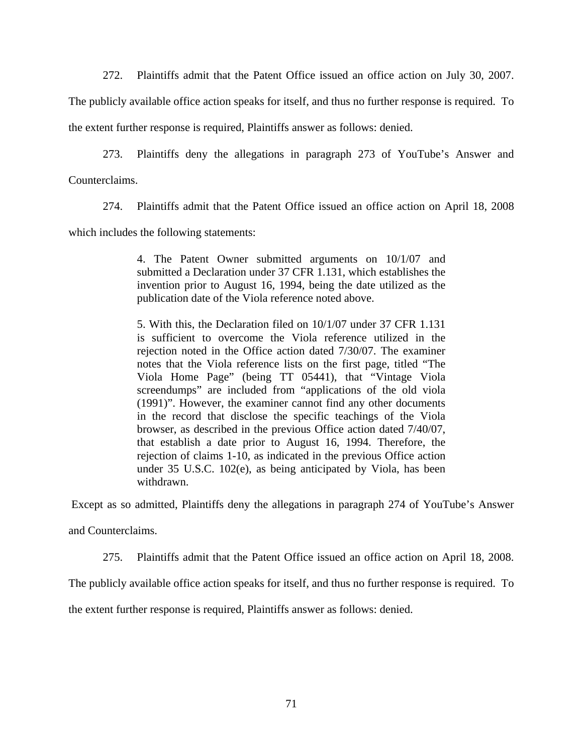272. Plaintiffs admit that the Patent Office issued an office action on July 30, 2007. The publicly available office action speaks for itself, and thus no further response is required. To the extent further response is required, Plaintiffs answer as follows: denied.

273. Plaintiffs deny the allegations in paragraph 273 of YouTube's Answer and Counterclaims.

274. Plaintiffs admit that the Patent Office issued an office action on April 18, 2008 which includes the following statements:

> 4. The Patent Owner submitted arguments on 10/1/07 and submitted a Declaration under 37 CFR 1.131, which establishes the invention prior to August 16, 1994, being the date utilized as the publication date of the Viola reference noted above.
>
> 5. With this, the Declaration filed on 10/1/07 under 37 CFR 1.131 is sufficient to overcome the Viola reference utilized in the rejection noted in the Office action dated 7/30/07. The examiner notes that the Viola reference lists on the first page, titled "The Viola Home Page" (being TT 05441), that "Vintage Viola screendumps" are included from "applications of the old viola (1991)". However, the examiner cannot find any other documents in the record that disclose the specific teachings of the Viola browser, as described in the previous Office action dated 7/40/07, that establish a date prior to August 16, 1994. Therefore, the rejection of claims 1-10, as indicated in the previous Office action under 35 U.S.C. 102(e), as being anticipated by Viola, has been withdrawn.

Except as so admitted, Plaintiffs deny the allegations in paragraph 274 of YouTube's Answer and Counterclaims.

275. Plaintiffs admit that the Patent Office issued an office action on April 18, 2008. The publicly available office action speaks for itself, and thus no further response is required. To the extent further response is required, Plaintiffs answer as follows: denied.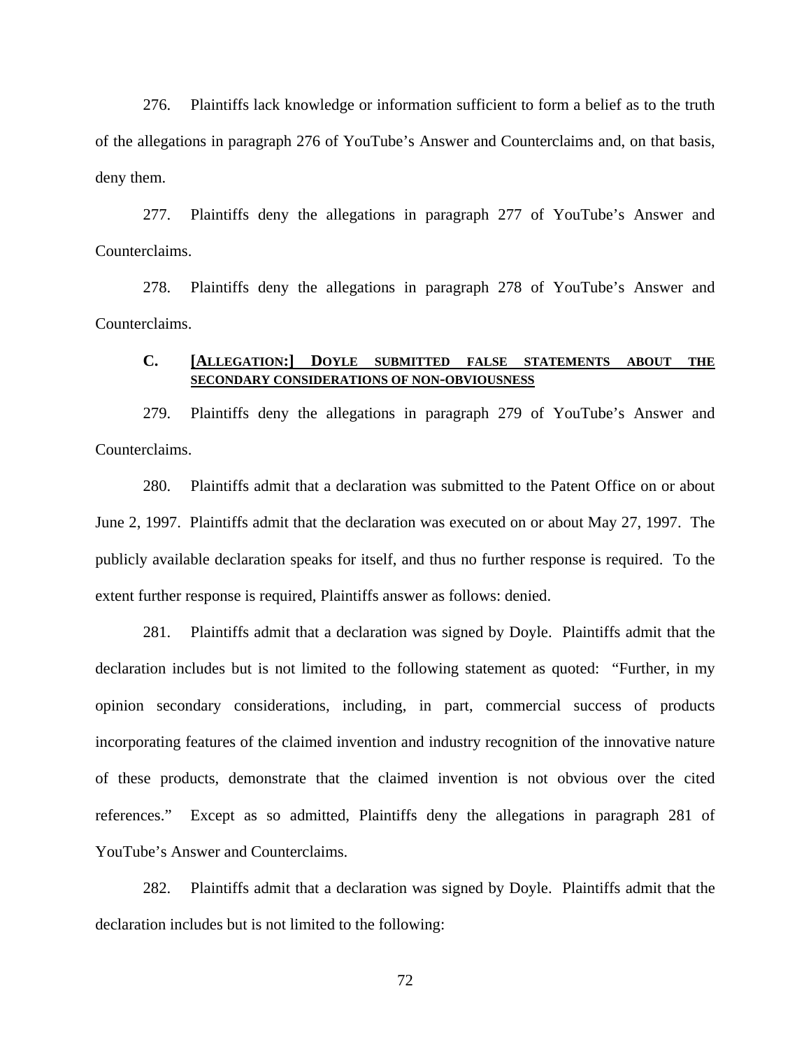276. Plaintiffs lack knowledge or information sufficient to form a belief as to the truth of the allegations in paragraph 276 of YouTube's Answer and Counterclaims and, on that basis, deny them.

277. Plaintiffs deny the allegations in paragraph 277 of YouTube's Answer and Counterclaims.

278. Plaintiffs deny the allegations in paragraph 278 of YouTube's Answer and Counterclaims.

### C. [ALLEGATION:] DOYLE SUBMITTED FALSE STATEMENTS ABOUT THE SECONDARY CONSIDERATIONS OF NON-OBVIOUSNESS

279. Plaintiffs deny the allegations in paragraph 279 of YouTube's Answer and Counterclaims.

280. Plaintiffs admit that a declaration was submitted to the Patent Office on or about June 2, 1997. Plaintiffs admit that the declaration was executed on or about May 27, 1997. The publicly available declaration speaks for itself, and thus no further response is required. To the extent further response is required, Plaintiffs answer as follows: denied.

281. Plaintiffs admit that a declaration was signed by Doyle. Plaintiffs admit that the declaration includes but is not limited to the following statement as quoted: "Further, in my opinion secondary considerations, including, in part, commercial success of products incorporating features of the claimed invention and industry recognition of the innovative nature of these products, demonstrate that the claimed invention is not obvious over the cited references." Except as so admitted, Plaintiffs deny the allegations in paragraph 281 of YouTube's Answer and Counterclaims.

282. Plaintiffs admit that a declaration was signed by Doyle. Plaintiffs admit that the declaration includes but is not limited to the following: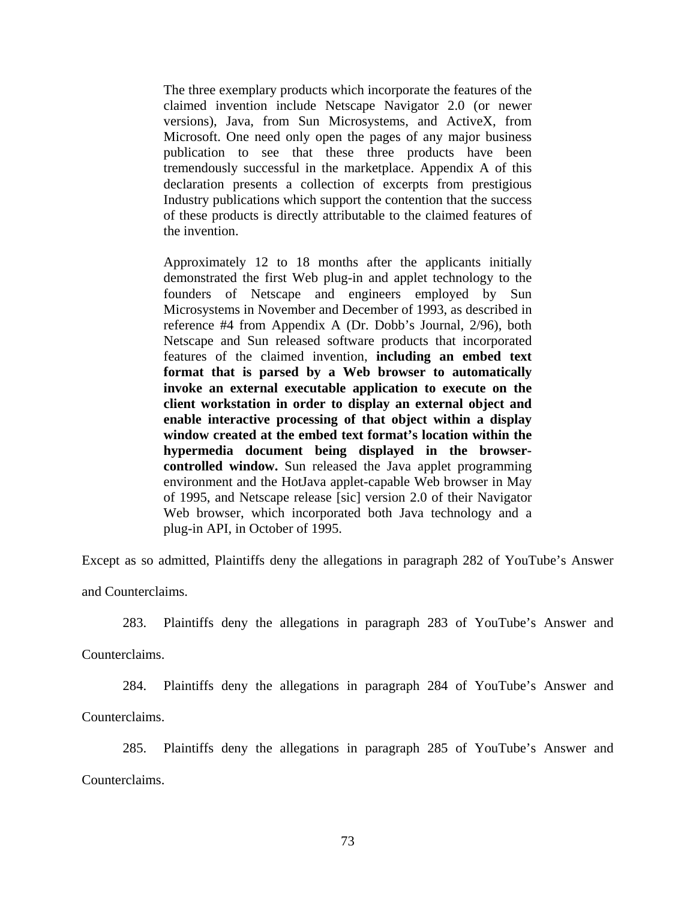> The three exemplary products which incorporate the features of the claimed invention include Netscape Navigator 2.0 (or newer versions), Java, from Sun Microsystems, and ActiveX, from Microsoft. One need only open the pages of any major business publication to see that these three products have been tremendously successful in the marketplace. Appendix A of this declaration presents a collection of excerpts from prestigious Industry publications which support the contention that the success of these products is directly attributable to the claimed features of the invention.
>
> Approximately 12 to 18 months after the applicants initially demonstrated the first Web plug-in and applet technology to the founders of Netscape and engineers employed by Sun Microsystems in November and December of 1993, as described in reference #4 from Appendix A (Dr. Dobb's Journal, 2/96), both Netscape and Sun released software products that incorporated features of the claimed invention, **including an embed text format that is parsed by a Web browser to automatically invoke an external executable application to execute on the client workstation in order to display an external object and enable interactive processing of that object within a display window created at the embed text format's location within the hypermedia document being displayed in the browser-controlled window.** Sun released the Java applet programming environment and the HotJava applet-capable Web browser in May of 1995, and Netscape release [sic] version 2.0 of their Navigator Web browser, which incorporated both Java technology and a plug-in API, in October of 1995.

Except as so admitted, Plaintiffs deny the allegations in paragraph 282 of YouTube's Answer and Counterclaims.

283. Plaintiffs deny the allegations in paragraph 283 of YouTube's Answer and Counterclaims.

284. Plaintiffs deny the allegations in paragraph 284 of YouTube's Answer and Counterclaims.

285. Plaintiffs deny the allegations in paragraph 285 of YouTube's Answer and Counterclaims.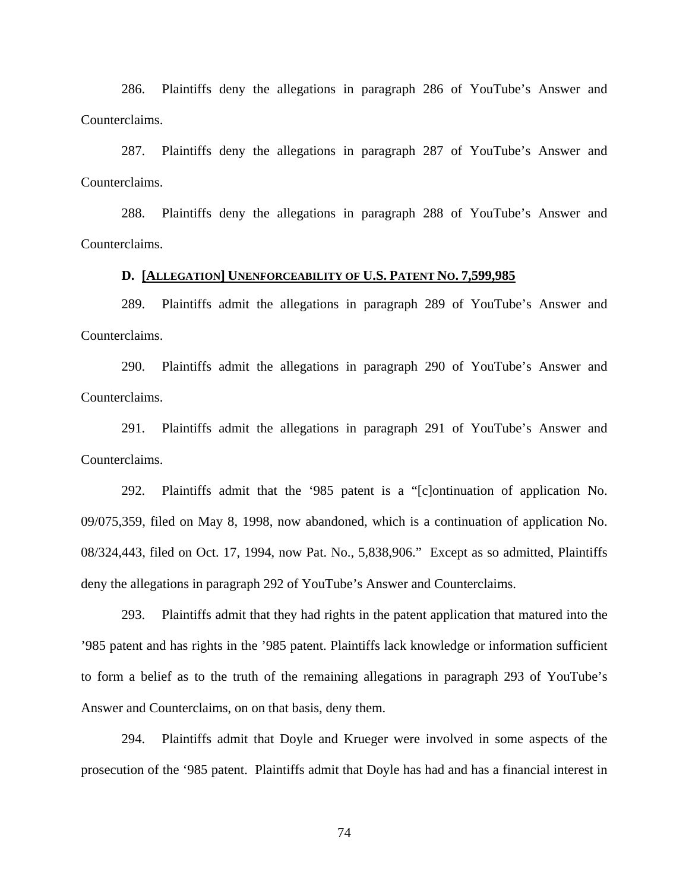286. Plaintiffs deny the allegations in paragraph 286 of YouTube's Answer and Counterclaims.

287. Plaintiffs deny the allegations in paragraph 287 of YouTube's Answer and Counterclaims.

288. Plaintiffs deny the allegations in paragraph 288 of YouTube's Answer and Counterclaims.

### D. [ALLEGATION] UNENFORCEABILITY OF U.S. PATENT NO. 7,599,985

289. Plaintiffs admit the allegations in paragraph 289 of YouTube's Answer and Counterclaims.

290. Plaintiffs admit the allegations in paragraph 290 of YouTube's Answer and Counterclaims.

291. Plaintiffs admit the allegations in paragraph 291 of YouTube's Answer and Counterclaims.

292. Plaintiffs admit that the '985 patent is a "[c]ontinuation of application No. 09/075,359, filed on May 8, 1998, now abandoned, which is a continuation of application No. 08/324,443, filed on Oct. 17, 1994, now Pat. No., 5,838,906." Except as so admitted, Plaintiffs deny the allegations in paragraph 292 of YouTube's Answer and Counterclaims.

293. Plaintiffs admit that they had rights in the patent application that matured into the '985 patent and has rights in the '985 patent. Plaintiffs lack knowledge or information sufficient to form a belief as to the truth of the remaining allegations in paragraph 293 of YouTube's Answer and Counterclaims, on on that basis, deny them.

294. Plaintiffs admit that Doyle and Krueger were involved in some aspects of the prosecution of the '985 patent. Plaintiffs admit that Doyle has had and has a financial interest in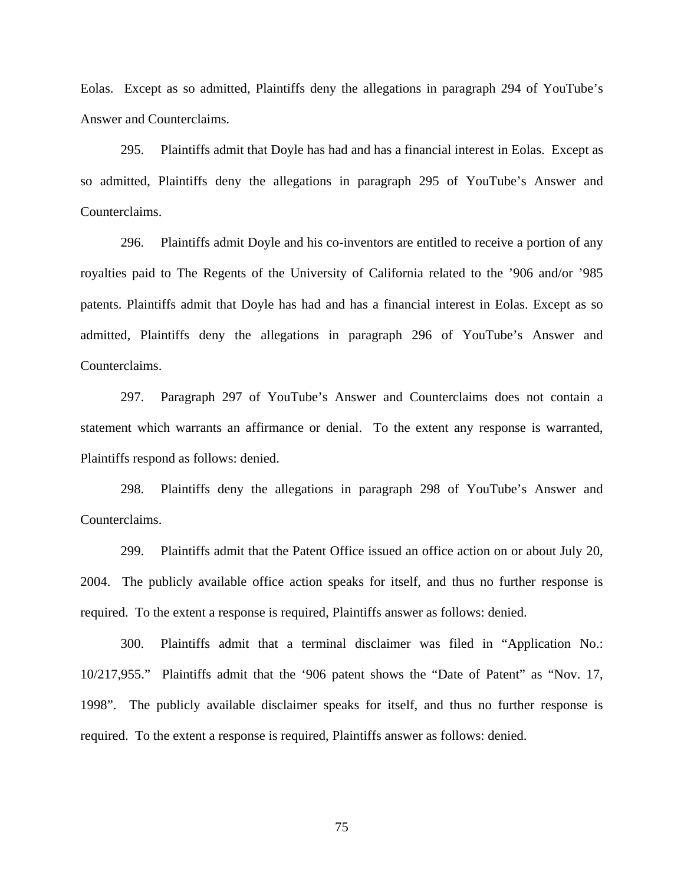Eolas. Except as so admitted, Plaintiffs deny the allegations in paragraph 294 of YouTube's Answer and Counterclaims.

295. Plaintiffs admit that Doyle has had and has a financial interest in Eolas. Except as so admitted, Plaintiffs deny the allegations in paragraph 295 of YouTube's Answer and Counterclaims.

296. Plaintiffs admit Doyle and his co-inventors are entitled to receive a portion of any royalties paid to The Regents of the University of California related to the '906 and/or '985 patents. Plaintiffs admit that Doyle has had and has a financial interest in Eolas. Except as so admitted, Plaintiffs deny the allegations in paragraph 296 of YouTube's Answer and Counterclaims.

297. Paragraph 297 of YouTube's Answer and Counterclaims does not contain a statement which warrants an affirmance or denial. To the extent any response is warranted, Plaintiffs respond as follows: denied.

298. Plaintiffs deny the allegations in paragraph 298 of YouTube's Answer and Counterclaims.

299. Plaintiffs admit that the Patent Office issued an office action on or about July 20, 2004. The publicly available office action speaks for itself, and thus no further response is required. To the extent a response is required, Plaintiffs answer as follows: denied.

300. Plaintiffs admit that a terminal disclaimer was filed in "Application No.: 10/217,955." Plaintiffs admit that the '906 patent shows the "Date of Patent" as "Nov. 17, 1998". The publicly available disclaimer speaks for itself, and thus no further response is required. To the extent a response is required, Plaintiffs answer as follows: denied.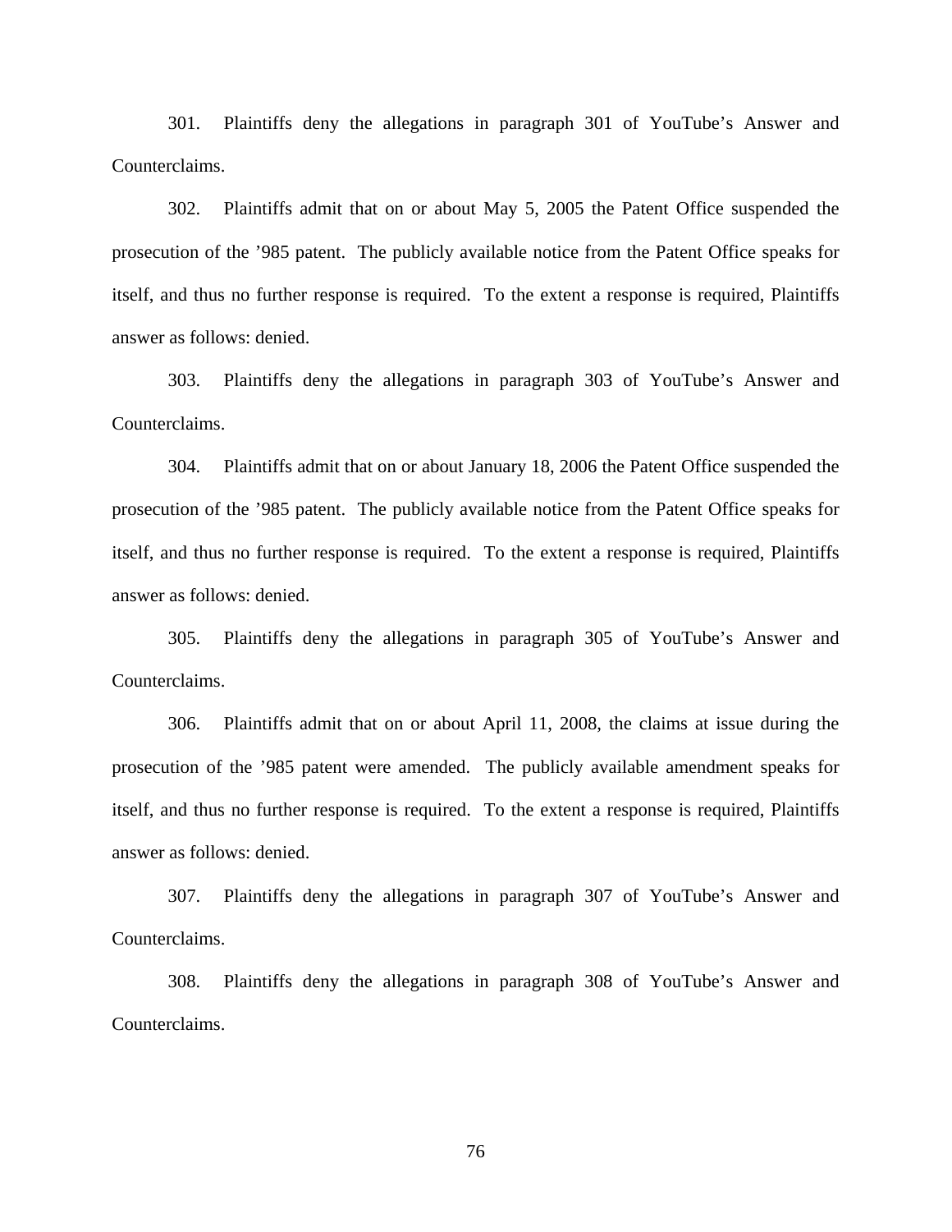301. Plaintiffs deny the allegations in paragraph 301 of YouTube's Answer and Counterclaims.

302. Plaintiffs admit that on or about May 5, 2005 the Patent Office suspended the prosecution of the '985 patent. The publicly available notice from the Patent Office speaks for itself, and thus no further response is required. To the extent a response is required, Plaintiffs answer as follows: denied.

303. Plaintiffs deny the allegations in paragraph 303 of YouTube's Answer and Counterclaims.

304. Plaintiffs admit that on or about January 18, 2006 the Patent Office suspended the prosecution of the '985 patent. The publicly available notice from the Patent Office speaks for itself, and thus no further response is required. To the extent a response is required, Plaintiffs answer as follows: denied.

305. Plaintiffs deny the allegations in paragraph 305 of YouTube's Answer and Counterclaims.

306. Plaintiffs admit that on or about April 11, 2008, the claims at issue during the prosecution of the '985 patent were amended. The publicly available amendment speaks for itself, and thus no further response is required. To the extent a response is required, Plaintiffs answer as follows: denied.

307. Plaintiffs deny the allegations in paragraph 307 of YouTube's Answer and Counterclaims.

308. Plaintiffs deny the allegations in paragraph 308 of YouTube's Answer and Counterclaims.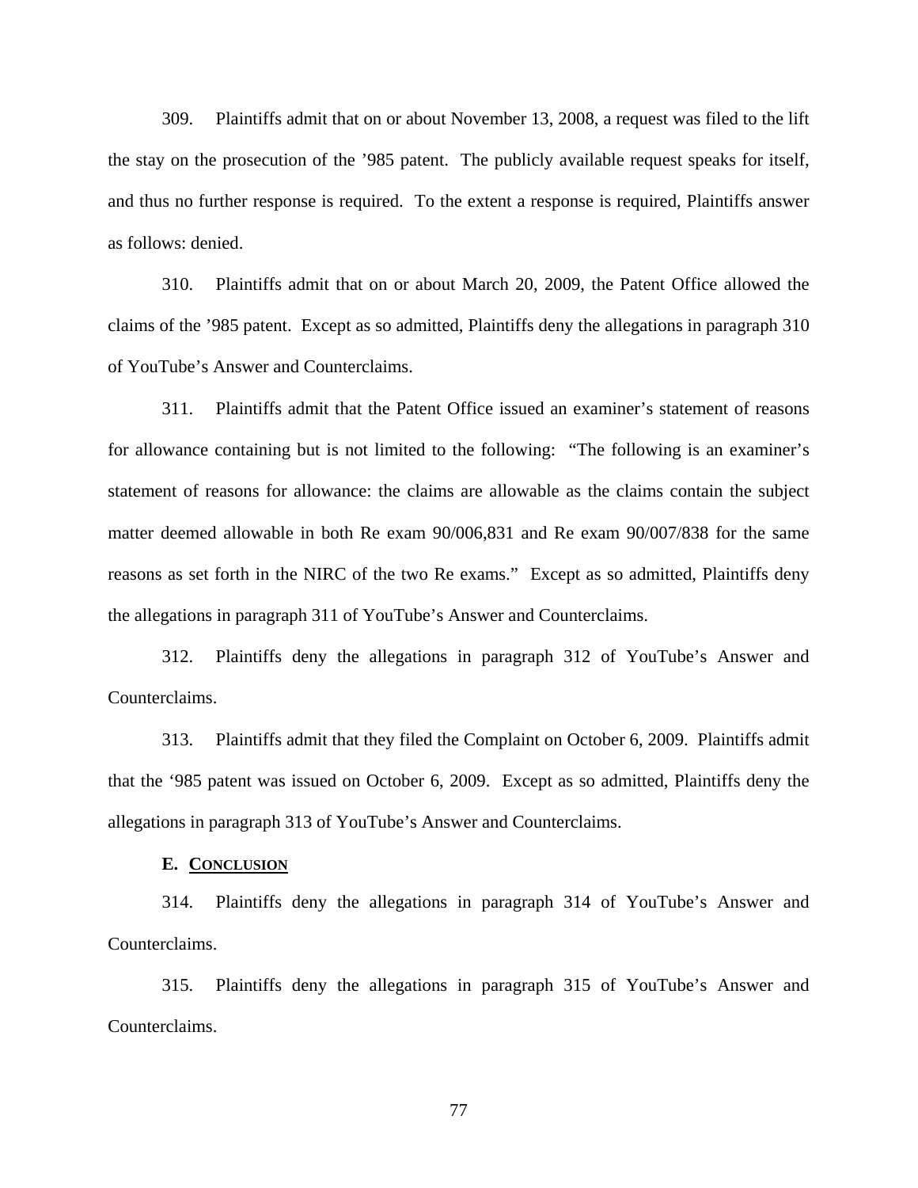309. Plaintiffs admit that on or about November 13, 2008, a request was filed to the lift the stay on the prosecution of the ’985 patent. The publicly available request speaks for itself, and thus no further response is required. To the extent a response is required, Plaintiffs answer as follows: denied.

310. Plaintiffs admit that on or about March 20, 2009, the Patent Office allowed the claims of the ’985 patent. Except as so admitted, Plaintiffs deny the allegations in paragraph 310 of YouTube’s Answer and Counterclaims.

311. Plaintiffs admit that the Patent Office issued an examiner’s statement of reasons for allowance containing but is not limited to the following: “The following is an examiner’s statement of reasons for allowance: the claims are allowable as the claims contain the subject matter deemed allowable in both Re exam 90/006,831 and Re exam 90/007/838 for the same reasons as set forth in the NIRC of the two Re exams.” Except as so admitted, Plaintiffs deny the allegations in paragraph 311 of YouTube’s Answer and Counterclaims.

312. Plaintiffs deny the allegations in paragraph 312 of YouTube’s Answer and Counterclaims.

313. Plaintiffs admit that they filed the Complaint on October 6, 2009. Plaintiffs admit that the ‘985 patent was issued on October 6, 2009. Except as so admitted, Plaintiffs deny the allegations in paragraph 313 of YouTube’s Answer and Counterclaims.

### E. CONCLUSION

314. Plaintiffs deny the allegations in paragraph 314 of YouTube’s Answer and Counterclaims.

315. Plaintiffs deny the allegations in paragraph 315 of YouTube’s Answer and Counterclaims.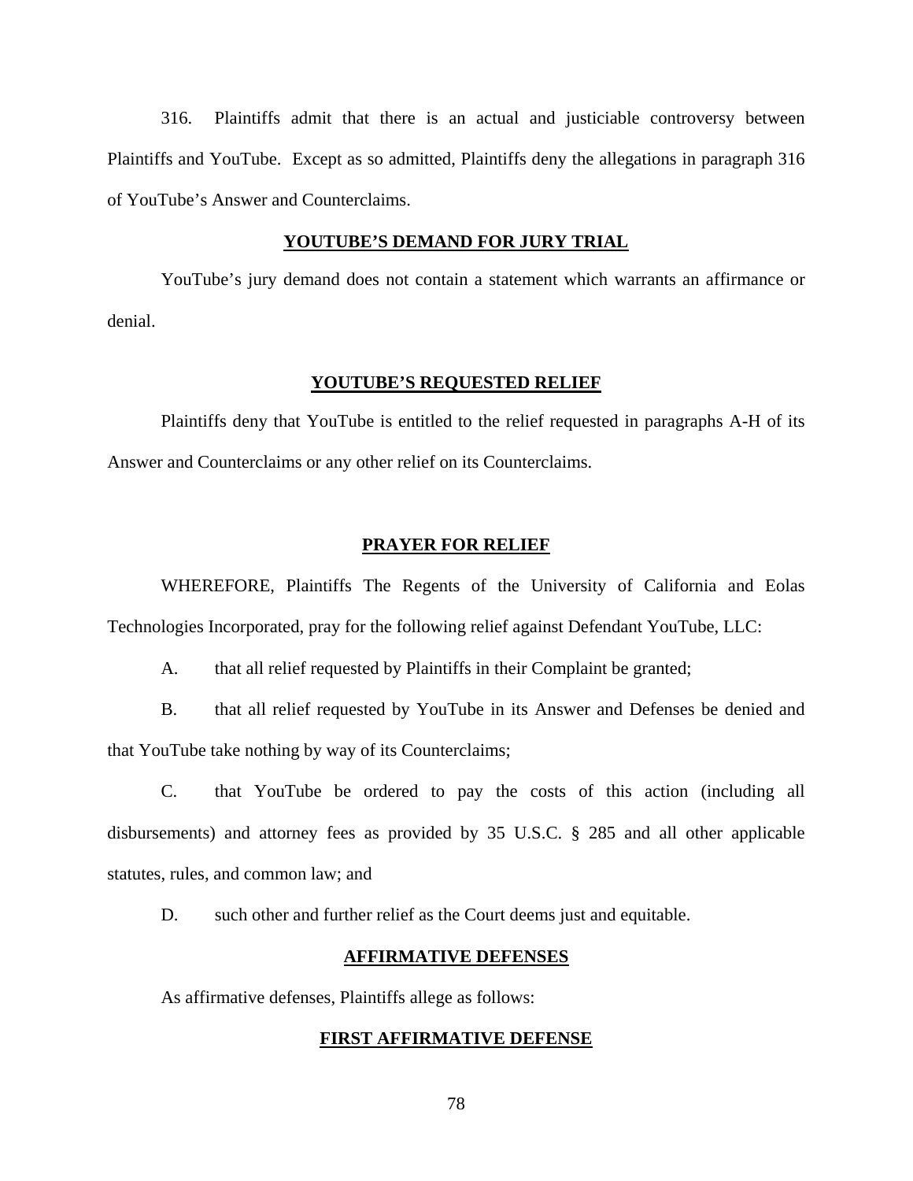316. Plaintiffs admit that there is an actual and justiciable controversy between Plaintiffs and YouTube. Except as so admitted, Plaintiffs deny the allegations in paragraph 316 of YouTube's Answer and Counterclaims.

## YOUTUBE'S DEMAND FOR JURY TRIAL

YouTube's jury demand does not contain a statement which warrants an affirmance or denial.

## YOUTUBE'S REQUESTED RELIEF

Plaintiffs deny that YouTube is entitled to the relief requested in paragraphs A-H of its Answer and Counterclaims or any other relief on its Counterclaims.

## PRAYER FOR RELIEF

WHEREFORE, Plaintiffs The Regents of the University of California and Eolas Technologies Incorporated, pray for the following relief against Defendant YouTube, LLC:

A. that all relief requested by Plaintiffs in their Complaint be granted;

B. that all relief requested by YouTube in its Answer and Defenses be denied and that YouTube take nothing by way of its Counterclaims;

C. that YouTube be ordered to pay the costs of this action (including all disbursements) and attorney fees as provided by 35 U.S.C. § 285 and all other applicable statutes, rules, and common law; and

D. such other and further relief as the Court deems just and equitable.

## AFFIRMATIVE DEFENSES

As affirmative defenses, Plaintiffs allege as follows:

## FIRST AFFIRMATIVE DEFENSE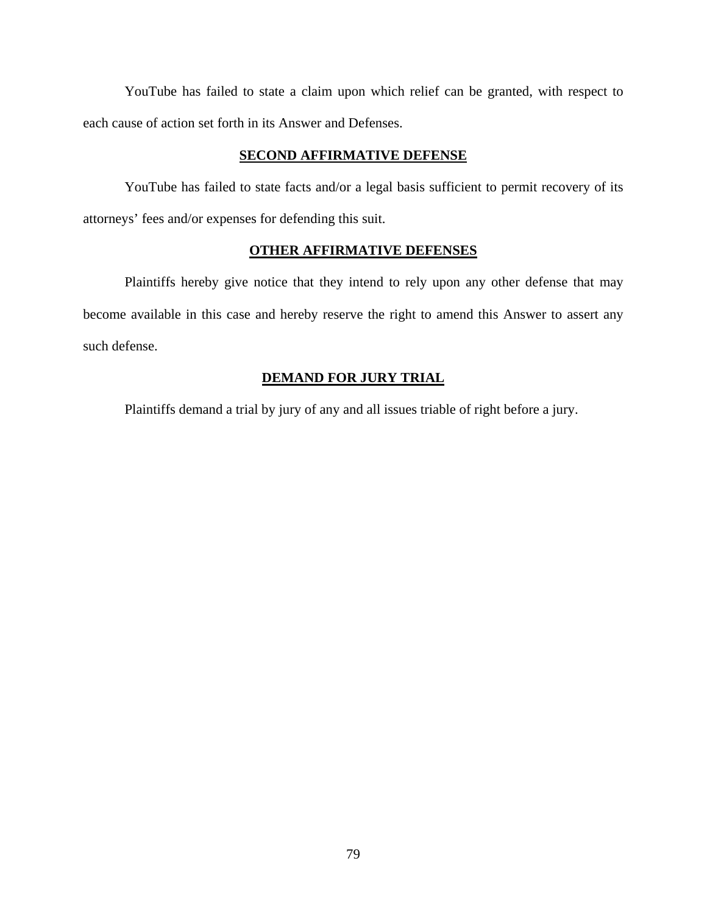YouTube has failed to state a claim upon which relief can be granted, with respect to each cause of action set forth in its Answer and Defenses.

**SECOND AFFIRMATIVE DEFENSE**

YouTube has failed to state facts and/or a legal basis sufficient to permit recovery of its attorneys' fees and/or expenses for defending this suit.

**OTHER AFFIRMATIVE DEFENSES**

Plaintiffs hereby give notice that they intend to rely upon any other defense that may become available in this case and hereby reserve the right to amend this Answer to assert any such defense.

**DEMAND FOR JURY TRIAL**

Plaintiffs demand a trial by jury of any and all issues triable of right before a jury.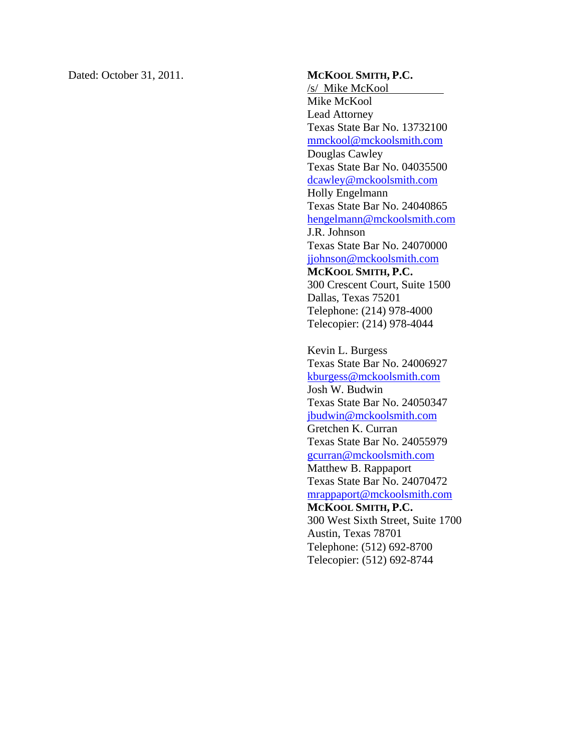Dated: October 31, 2011.

**MCKOOL SMITH, P.C.**

/s/ Mike McKool
Mike McKool
Lead Attorney
Texas State Bar No. 13732100
mmckool@mckoolsmith.com
Douglas Cawley
Texas State Bar No. 04035500
dcawley@mckoolsmith.com
Holly Engelmann
Texas State Bar No. 24040865
hengelmann@mckoolsmith.com
J.R. Johnson
Texas State Bar No. 24070000
jjohnson@mckoolsmith.com
**MCKOOL SMITH, P.C.**
300 Crescent Court, Suite 1500
Dallas, Texas 75201
Telephone: (214) 978-4000
Telecopier: (214) 978-4044

Kevin L. Burgess
Texas State Bar No. 24006927
kburgess@mckoolsmith.com
Josh W. Budwin
Texas State Bar No. 24050347
jbudwin@mckoolsmith.com
Gretchen K. Curran
Texas State Bar No. 24055979
gcurran@mckoolsmith.com
Matthew B. Rappaport
Texas State Bar No. 24070472
mrappaport@mckoolsmith.com
**MCKOOL SMITH, P.C.**
300 West Sixth Street, Suite 1700
Austin, Texas 78701
Telephone: (512) 692-8700
Telecopier: (512) 692-8744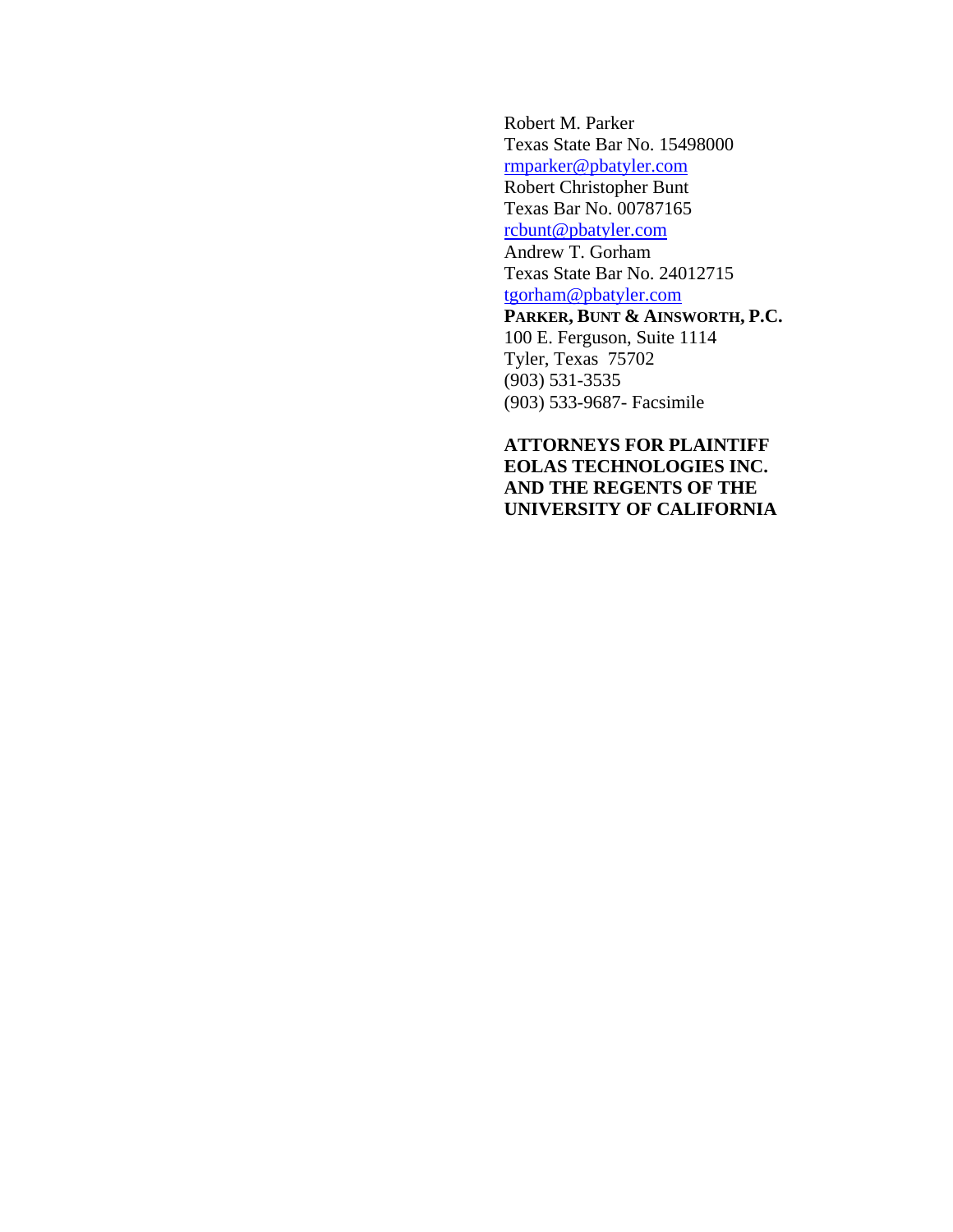Robert M. Parker
Texas State Bar No. 15498000
rmparker@pbatyler.com
Robert Christopher Bunt
Texas Bar No. 00787165
rcbunt@pbatyler.com
Andrew T. Gorham
Texas State Bar No. 24012715
tgorham@pbatyler.com
**PARKER, BUNT & AINSWORTH, P.C.**
100 E. Ferguson, Suite 1114
Tyler, Texas 75702
(903) 531-3535
(903) 533-9687- Facsimile

**ATTORNEYS FOR PLAINTIFF EOLAS TECHNOLOGIES INC. AND THE REGENTS OF THE UNIVERSITY OF CALIFORNIA**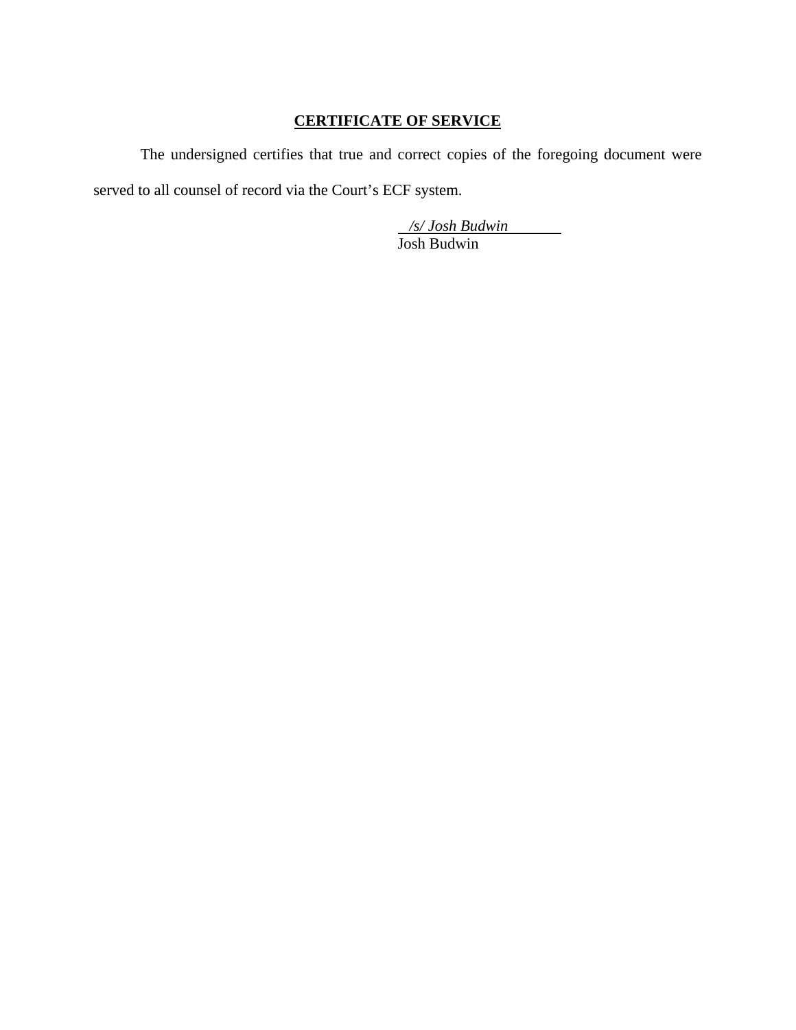**CERTIFICATE OF SERVICE**

The undersigned certifies that true and correct copies of the foregoing document were served to all counsel of record via the Court's ECF system.

*/s/ Josh Budwin*
Josh Budwin